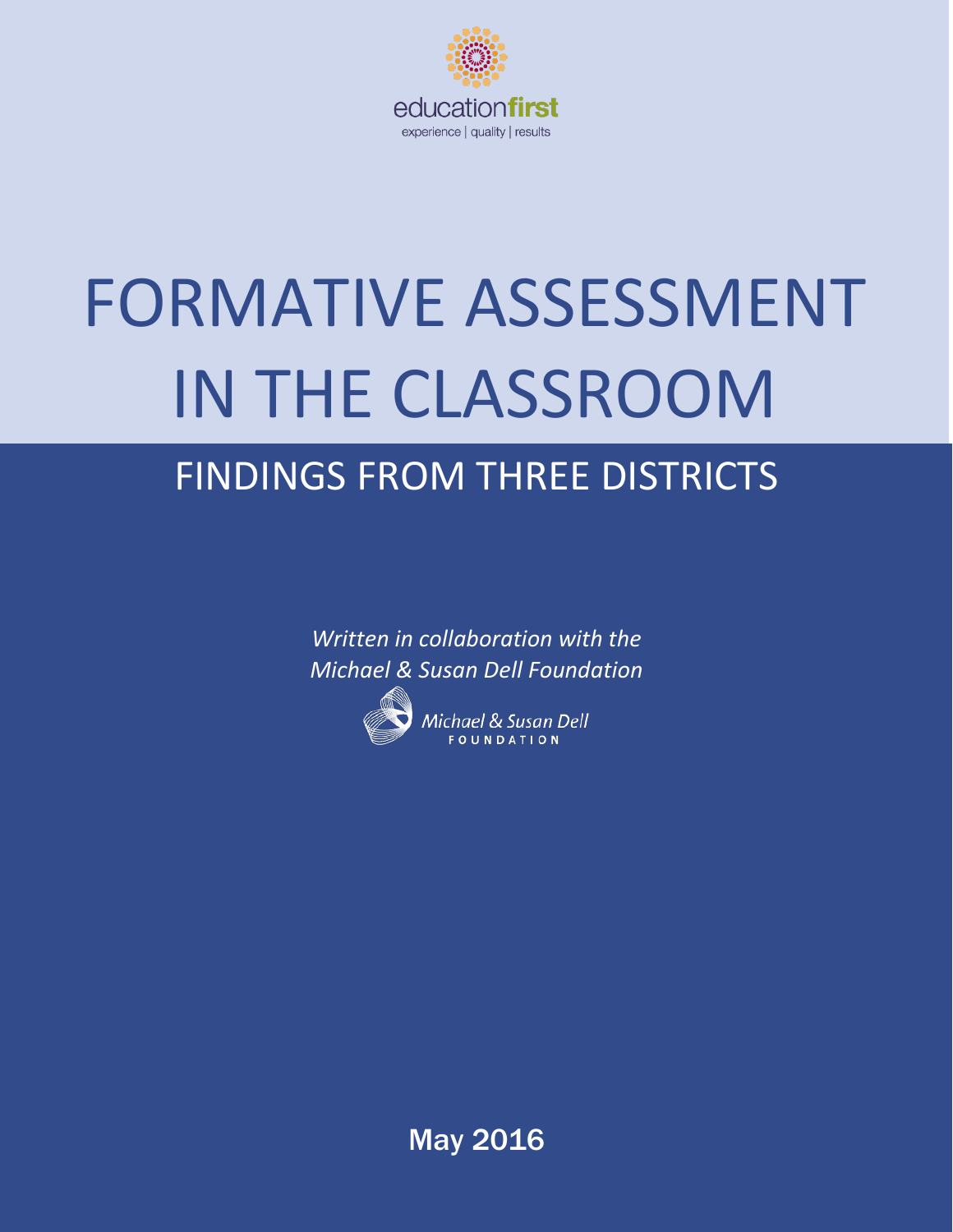educationfirst

experience | quality | results

# FORMATIVE ASSESSMENT IN THE CLASSROOM

## FINDINGS FROM THREE DISTRICTS

*Written in collaboration with the Michael & Susan Dell Foundation*

Michael & Susan Dell FOUNDATION

May 2016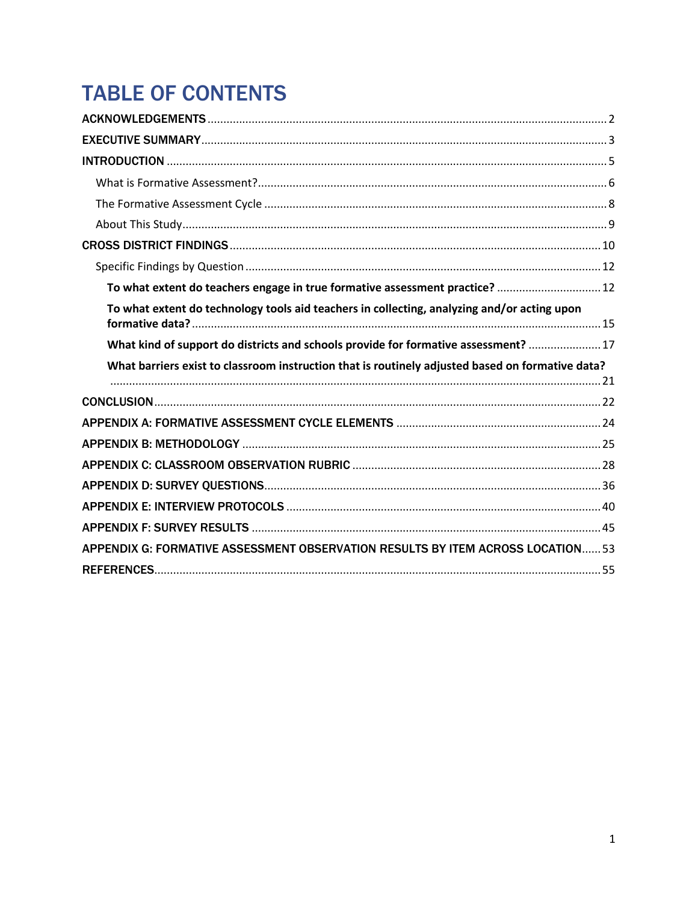# TABLE OF CONTENTS

ACKNOWLEDGEMENTS ........ 2

EXECUTIVE SUMMARY ........ 3

INTRODUCTION ........ 5

- What is Formative Assessment? ........ 6
- The Formative Assessment Cycle ........ 8
- About This Study ........ 9

CROSS DISTRICT FINDINGS ........ 10

- Specific Findings by Question ........ 12
  - **To what extent do teachers engage in true formative assessment practice?** ........ 12
  - **To what extent do technology tools aid teachers in collecting, analyzing and/or acting upon formative data?** ........ 15
  - **What kind of support do districts and schools provide for formative assessment?** ........ 17
  - **What barriers exist to classroom instruction that is routinely adjusted based on formative data?** ........ 21

CONCLUSION ........ 22

APPENDIX A: FORMATIVE ASSESSMENT CYCLE ELEMENTS ........ 24

APPENDIX B: METHODOLOGY ........ 25

APPENDIX C: CLASSROOM OBSERVATION RUBRIC ........ 28

APPENDIX D: SURVEY QUESTIONS ........ 36

APPENDIX E: INTERVIEW PROTOCOLS ........ 40

APPENDIX F: SURVEY RESULTS ........ 45

APPENDIX G: FORMATIVE ASSESSMENT OBSERVATION RESULTS BY ITEM ACROSS LOCATION ........ 53

REFERENCES ........ 55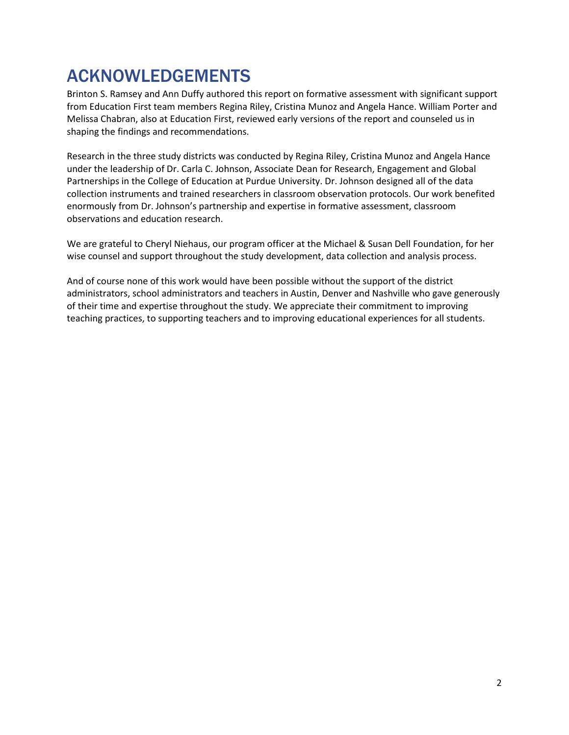# ACKNOWLEDGEMENTS

Brinton S. Ramsey and Ann Duffy authored this report on formative assessment with significant support from Education First team members Regina Riley, Cristina Munoz and Angela Hance. William Porter and Melissa Chabran, also at Education First, reviewed early versions of the report and counseled us in shaping the findings and recommendations.

Research in the three study districts was conducted by Regina Riley, Cristina Munoz and Angela Hance under the leadership of Dr. Carla C. Johnson, Associate Dean for Research, Engagement and Global Partnerships in the College of Education at Purdue University. Dr. Johnson designed all of the data collection instruments and trained researchers in classroom observation protocols. Our work benefited enormously from Dr. Johnson's partnership and expertise in formative assessment, classroom observations and education research.

We are grateful to Cheryl Niehaus, our program officer at the Michael & Susan Dell Foundation, for her wise counsel and support throughout the study development, data collection and analysis process.

And of course none of this work would have been possible without the support of the district administrators, school administrators and teachers in Austin, Denver and Nashville who gave generously of their time and expertise throughout the study. We appreciate their commitment to improving teaching practices, to supporting teachers and to improving educational experiences for all students.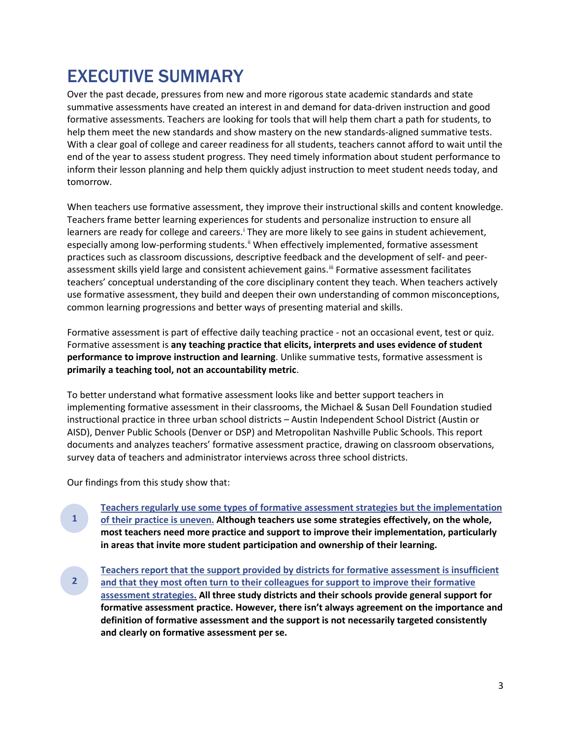# EXECUTIVE SUMMARY

Over the past decade, pressures from new and more rigorous state academic standards and state summative assessments have created an interest in and demand for data-driven instruction and good formative assessments. Teachers are looking for tools that will help them chart a path for students, to help them meet the new standards and show mastery on the new standards-aligned summative tests. With a clear goal of college and career readiness for all students, teachers cannot afford to wait until the end of the year to assess student progress. They need timely information about student performance to inform their lesson planning and help them quickly adjust instruction to meet student needs today, and tomorrow.

When teachers use formative assessment, they improve their instructional skills and content knowledge. Teachers frame better learning experiences for students and personalize instruction to ensure all learners are ready for college and careers.[i] They are more likely to see gains in student achievement, especially among low-performing students.[ii] When effectively implemented, formative assessment practices such as classroom discussions, descriptive feedback and the development of self- and peer-assessment skills yield large and consistent achievement gains.[iii] Formative assessment facilitates teachers' conceptual understanding of the core disciplinary content they teach. When teachers actively use formative assessment, they build and deepen their own understanding of common misconceptions, common learning progressions and better ways of presenting material and skills.

Formative assessment is part of effective daily teaching practice - not an occasional event, test or quiz. Formative assessment is **any teaching practice that elicits, interprets and uses evidence of student performance to improve instruction and learning**. Unlike summative tests, formative assessment is **primarily a teaching tool, not an accountability metric**.

To better understand what formative assessment looks like and better support teachers in implementing formative assessment in their classrooms, the Michael & Susan Dell Foundation studied instructional practice in three urban school districts – Austin Independent School District (Austin or AISD), Denver Public Schools (Denver or DSP) and Metropolitan Nashville Public Schools. This report documents and analyzes teachers' formative assessment practice, drawing on classroom observations, survey data of teachers and administrator interviews across three school districts.

Our findings from this study show that:

1. **Teachers regularly use some types of formative assessment strategies but the implementation of their practice is uneven. Although teachers use some strategies effectively, on the whole, most teachers need more practice and support to improve their implementation, particularly in areas that invite more student participation and ownership of their learning.**

2. **Teachers report that the support provided by districts for formative assessment is insufficient and that they most often turn to their colleagues for support to improve their formative assessment strategies. All three study districts and their schools provide general support for formative assessment practice. However, there isn't always agreement on the importance and definition of formative assessment and the support is not necessarily targeted consistently and clearly on formative assessment per se.**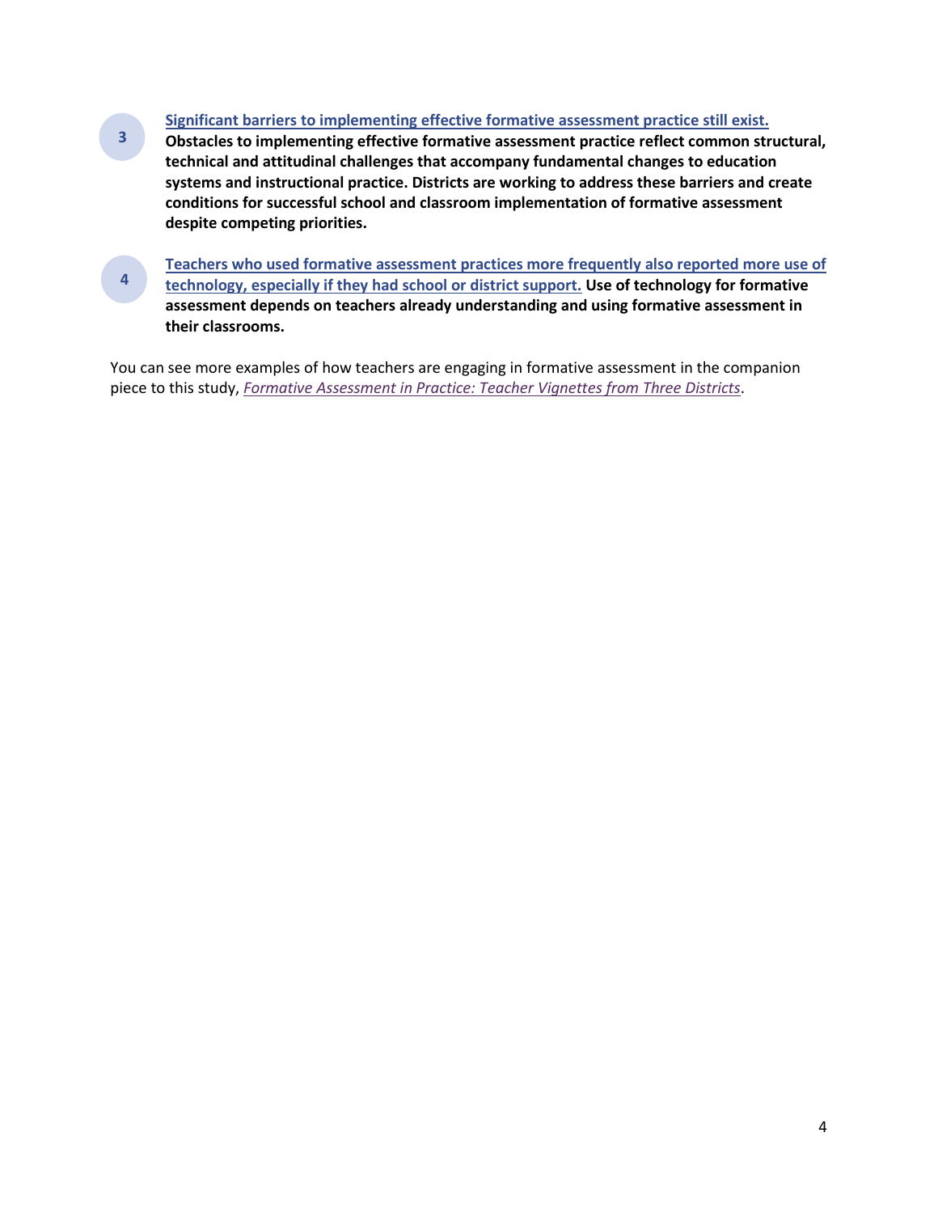3. [Significant barriers to implementing effective formative assessment practice still exist.](#) **Obstacles to implementing effective formative assessment practice reflect common structural, technical and attitudinal challenges that accompany fundamental changes to education systems and instructional practice. Districts are working to address these barriers and create conditions for successful school and classroom implementation of formative assessment despite competing priorities.**

4. [Teachers who used formative assessment practices more frequently also reported more use of technology, especially if they had school or district support.](#) **Use of technology for formative assessment depends on teachers already understanding and using formative assessment in their classrooms.**

You can see more examples of how teachers are engaging in formative assessment in the companion piece to this study, *Formative Assessment in Practice: Teacher Vignettes from Three Districts*.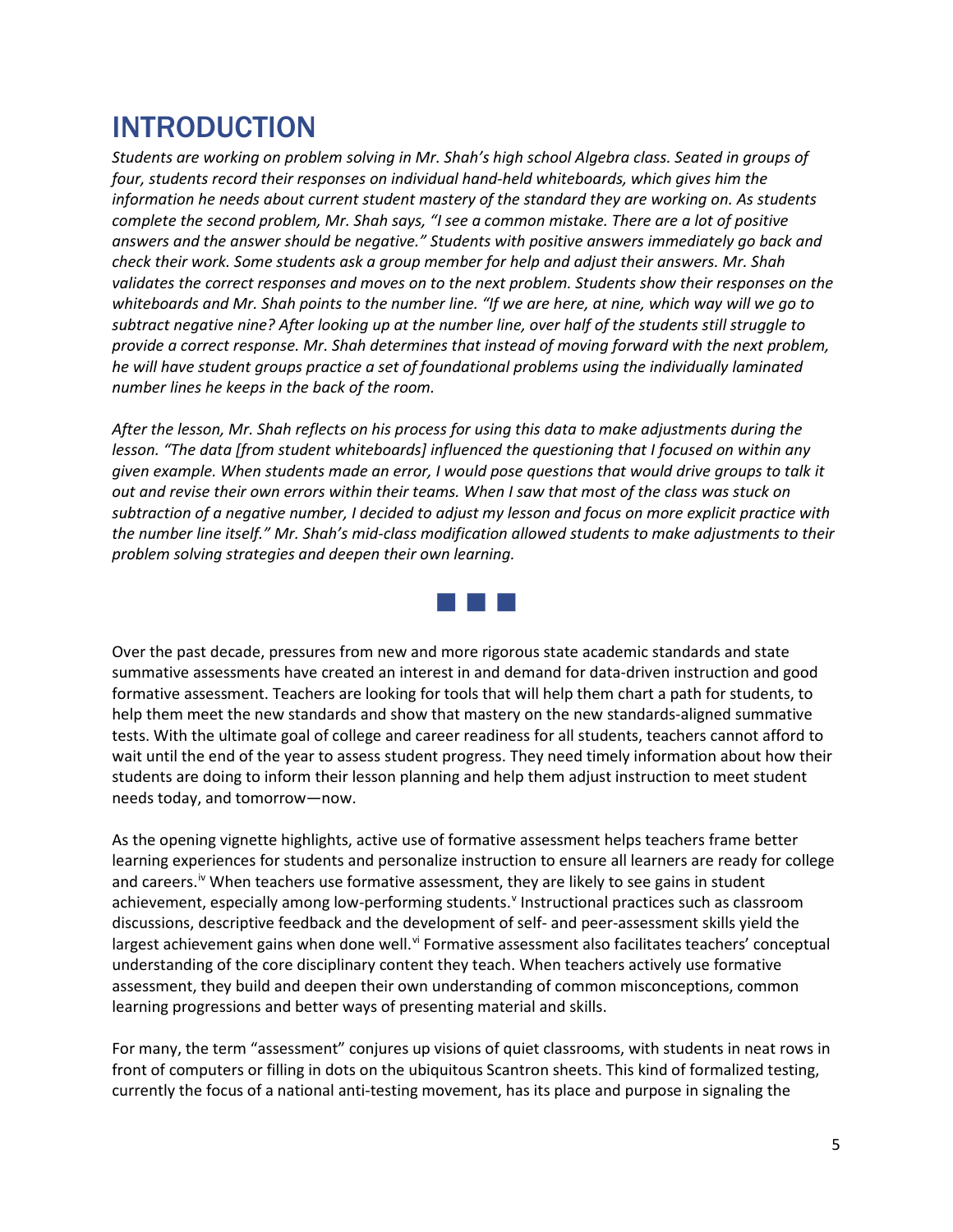# INTRODUCTION

*Students are working on problem solving in Mr. Shah's high school Algebra class. Seated in groups of four, students record their responses on individual hand-held whiteboards, which gives him the information he needs about current student mastery of the standard they are working on. As students complete the second problem, Mr. Shah says, "I see a common mistake. There are a lot of positive answers and the answer should be negative." Students with positive answers immediately go back and check their work. Some students ask a group member for help and adjust their answers. Mr. Shah validates the correct responses and moves on to the next problem. Students show their responses on the whiteboards and Mr. Shah points to the number line. "If we are here, at nine, which way will we go to subtract negative nine? After looking up at the number line, over half of the students still struggle to provide a correct response. Mr. Shah determines that instead of moving forward with the next problem, he will have student groups practice a set of foundational problems using the individually laminated number lines he keeps in the back of the room.*

*After the lesson, Mr. Shah reflects on his process for using this data to make adjustments during the lesson. "The data [from student whiteboards] influenced the questioning that I focused on within any given example. When students made an error, I would pose questions that would drive groups to talk it out and revise their own errors within their teams. When I saw that most of the class was stuck on subtraction of a negative number, I decided to adjust my lesson and focus on more explicit practice with the number line itself." Mr. Shah's mid-class modification allowed students to make adjustments to their problem solving strategies and deepen their own learning.*

Over the past decade, pressures from new and more rigorous state academic standards and state summative assessments have created an interest in and demand for data-driven instruction and good formative assessment. Teachers are looking for tools that will help them chart a path for students, to help them meet the new standards and show that mastery on the new standards-aligned summative tests. With the ultimate goal of college and career readiness for all students, teachers cannot afford to wait until the end of the year to assess student progress. They need timely information about how their students are doing to inform their lesson planning and help them adjust instruction to meet student needs today, and tomorrow—now.

As the opening vignette highlights, active use of formative assessment helps teachers frame better learning experiences for students and personalize instruction to ensure all learners are ready for college and careers.[iv] When teachers use formative assessment, they are likely to see gains in student achievement, especially among low-performing students.[v] Instructional practices such as classroom discussions, descriptive feedback and the development of self- and peer-assessment skills yield the largest achievement gains when done well.[vi] Formative assessment also facilitates teachers' conceptual understanding of the core disciplinary content they teach. When teachers actively use formative assessment, they build and deepen their own understanding of common misconceptions, common learning progressions and better ways of presenting material and skills.

For many, the term "assessment" conjures up visions of quiet classrooms, with students in neat rows in front of computers or filling in dots on the ubiquitous Scantron sheets. This kind of formalized testing, currently the focus of a national anti-testing movement, has its place and purpose in signaling the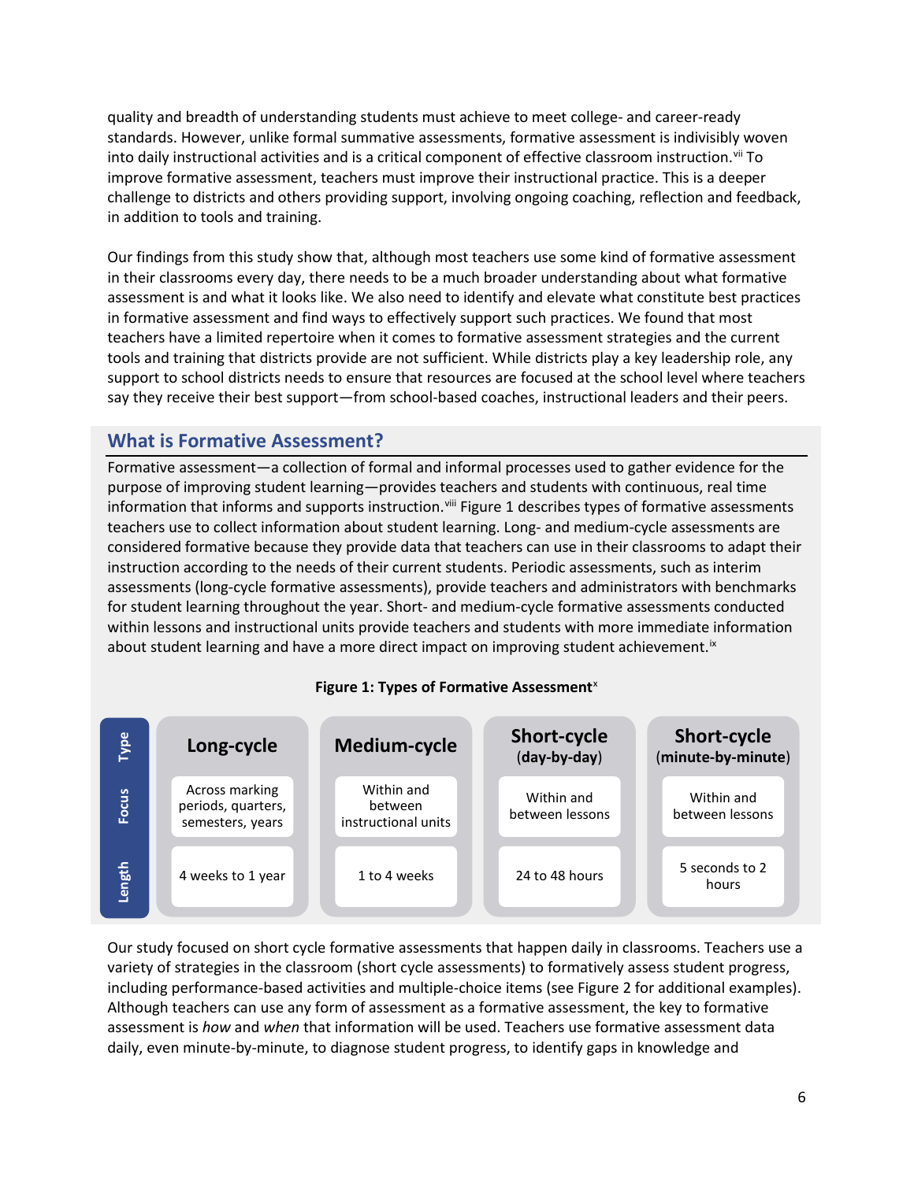quality and breadth of understanding students must achieve to meet college- and career-ready standards. However, unlike formal summative assessments, formative assessment is indivisibly woven into daily instructional activities and is a critical component of effective classroom instruction.[vii] To improve formative assessment, teachers must improve their instructional practice. This is a deeper challenge to districts and others providing support, involving ongoing coaching, reflection and feedback, in addition to tools and training.

Our findings from this study show that, although most teachers use some kind of formative assessment in their classrooms every day, there needs to be a much broader understanding about what formative assessment is and what it looks like. We also need to identify and elevate what constitute best practices in formative assessment and find ways to effectively support such practices. We found that most teachers have a limited repertoire when it comes to formative assessment strategies and the current tools and training that districts provide are not sufficient. While districts play a key leadership role, any support to school districts needs to ensure that resources are focused at the school level where teachers say they receive their best support—from school-based coaches, instructional leaders and their peers.

## What is Formative Assessment?

Formative assessment—a collection of formal and informal processes used to gather evidence for the purpose of improving student learning—provides teachers and students with continuous, real time information that informs and supports instruction.[viii] Figure 1 describes types of formative assessments teachers use to collect information about student learning. Long- and medium-cycle assessments are considered formative because they provide data that teachers can use in their classrooms to adapt their instruction according to the needs of their current students. Periodic assessments, such as interim assessments (long-cycle formative assessments), provide teachers and administrators with benchmarks for student learning throughout the year. Short- and medium-cycle formative assessments conducted within lessons and instructional units provide teachers and students with more immediate information about student learning and have a more direct impact on improving student achievement.[ix]

**Figure 1: Types of Formative Assessment**[x]

| Type | Long-cycle | Medium-cycle | Short-cycle (day-by-day) | Short-cycle (minute-by-minute) |
|---|---|---|---|---|
| Focus | Across marking periods, quarters, semesters, years | Within and between instructional units | Within and between lessons | Within and between lessons |
| Length | 4 weeks to 1 year | 1 to 4 weeks | 24 to 48 hours | 5 seconds to 2 hours |

Our study focused on short cycle formative assessments that happen daily in classrooms. Teachers use a variety of strategies in the classroom (short cycle assessments) to formatively assess student progress, including performance-based activities and multiple-choice items (see Figure 2 for additional examples). Although teachers can use any form of assessment as a formative assessment, the key to formative assessment is *how* and *when* that information will be used. Teachers use formative assessment data daily, even minute-by-minute, to diagnose student progress, to identify gaps in knowledge and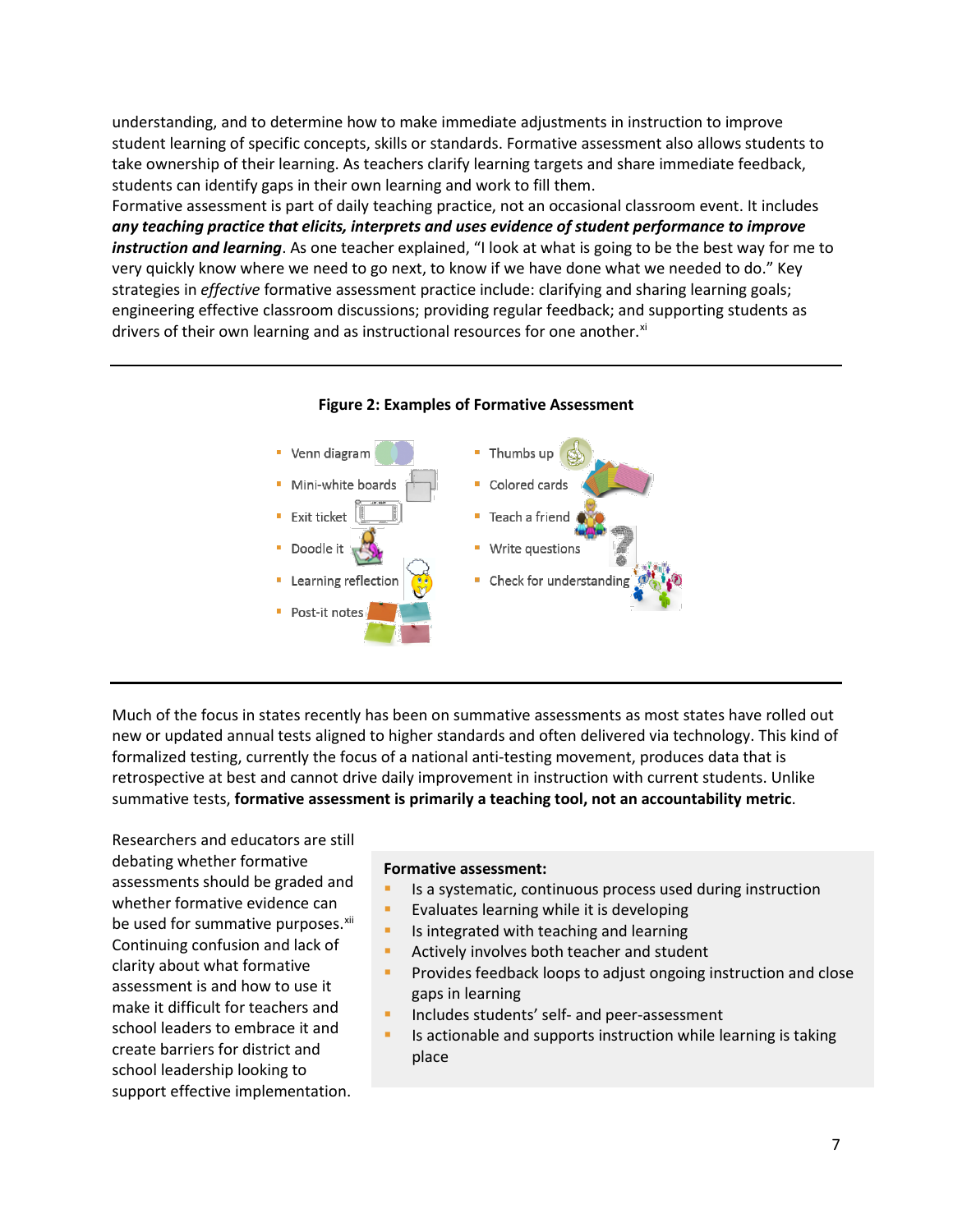understanding, and to determine how to make immediate adjustments in instruction to improve student learning of specific concepts, skills or standards. Formative assessment also allows students to take ownership of their learning. As teachers clarify learning targets and share immediate feedback, students can identify gaps in their own learning and work to fill them.

Formative assessment is part of daily teaching practice, not an occasional classroom event. It includes ***any teaching practice that elicits, interprets and uses evidence of student performance to improve instruction and learning***. As one teacher explained, "I look at what is going to be the best way for me to very quickly know where we need to go next, to know if we have done what we needed to do." Key strategies in *effective* formative assessment practice include: clarifying and sharing learning goals; engineering effective classroom discussions; providing regular feedback; and supporting students as drivers of their own learning and as instructional resources for one another.[xi]

**Figure 2: Examples of Formative Assessment**

- Venn diagram
- Mini-white boards
- Exit ticket
- Doodle it
- Learning reflection
- Post-it notes
- Thumbs up
- Colored cards
- Teach a friend
- Write questions
- Check for understanding

Much of the focus in states recently has been on summative assessments as most states have rolled out new or updated annual tests aligned to higher standards and often delivered via technology. This kind of formalized testing, currently the focus of a national anti-testing movement, produces data that is retrospective at best and cannot drive daily improvement in instruction with current students. Unlike summative tests, **formative assessment is primarily a teaching tool, not an accountability metric**.

Researchers and educators are still debating whether formative assessments should be graded and whether formative evidence can be used for summative purposes.[xii] Continuing confusion and lack of clarity about what formative assessment is and how to use it make it difficult for teachers and school leaders to embrace it and create barriers for district and school leadership looking to support effective implementation.

**Formative assessment:**

- Is a systematic, continuous process used during instruction
- Evaluates learning while it is developing
- Is integrated with teaching and learning
- Actively involves both teacher and student
- Provides feedback loops to adjust ongoing instruction and close gaps in learning
- Includes students' self- and peer-assessment
- Is actionable and supports instruction while learning is taking place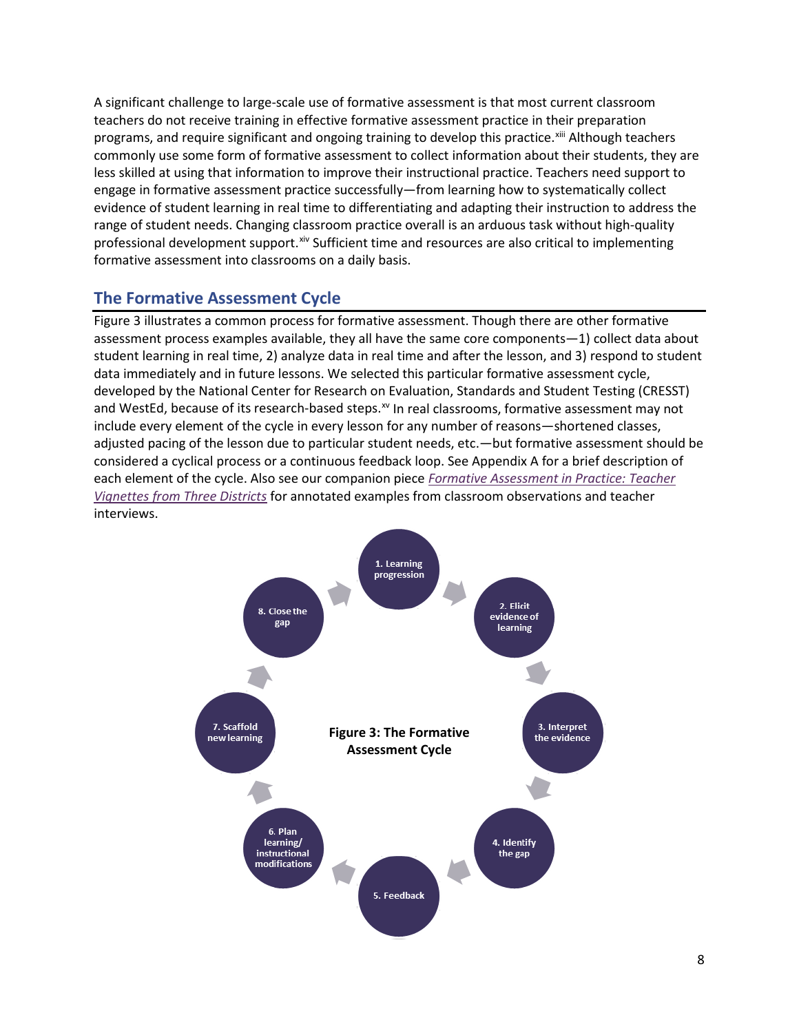A significant challenge to large-scale use of formative assessment is that most current classroom teachers do not receive training in effective formative assessment practice in their preparation programs, and require significant and ongoing training to develop this practice.[xiii] Although teachers commonly use some form of formative assessment to collect information about their students, they are less skilled at using that information to improve their instructional practice. Teachers need support to engage in formative assessment practice successfully—from learning how to systematically collect evidence of student learning in real time to differentiating and adapting their instruction to address the range of student needs. Changing classroom practice overall is an arduous task without high-quality professional development support.[xiv] Sufficient time and resources are also critical to implementing formative assessment into classrooms on a daily basis.

## The Formative Assessment Cycle

Figure 3 illustrates a common process for formative assessment. Though there are other formative assessment process examples available, they all have the same core components—1) collect data about student learning in real time, 2) analyze data in real time and after the lesson, and 3) respond to student data immediately and in future lessons. We selected this particular formative assessment cycle, developed by the National Center for Research on Evaluation, Standards and Student Testing (CRESST) and WestEd, because of its research-based steps.[xv] In real classrooms, formative assessment may not include every element of the cycle in every lesson for any number of reasons—shortened classes, adjusted pacing of the lesson due to particular student needs, etc.—but formative assessment should be considered a cyclical process or a continuous feedback loop. See Appendix A for a brief description of each element of the cycle. Also see our companion piece *Formative Assessment in Practice: Teacher Vignettes from Three Districts* for annotated examples from classroom observations and teacher interviews.

**Figure 3: The Formative Assessment Cycle**

1. Learning progression
2. Elicit evidence of learning
3. Interpret the evidence
4. Identify the gap
5. Feedback
6. Plan learning/ instructional modifications
7. Scaffold new learning
8. Close the gap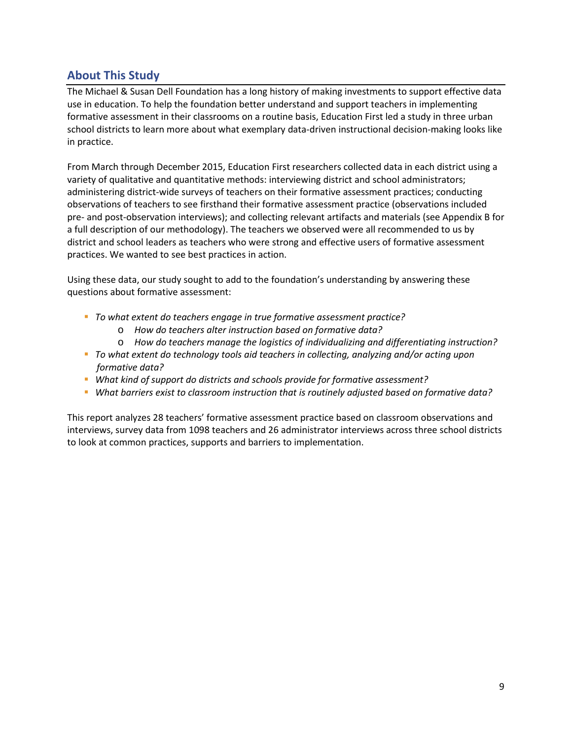## About This Study

The Michael & Susan Dell Foundation has a long history of making investments to support effective data use in education. To help the foundation better understand and support teachers in implementing formative assessment in their classrooms on a routine basis, Education First led a study in three urban school districts to learn more about what exemplary data-driven instructional decision-making looks like in practice.

From March through December 2015, Education First researchers collected data in each district using a variety of qualitative and quantitative methods: interviewing district and school administrators; administering district-wide surveys of teachers on their formative assessment practices; conducting observations of teachers to see firsthand their formative assessment practice (observations included pre- and post-observation interviews); and collecting relevant artifacts and materials (see Appendix B for a full description of our methodology). The teachers we observed were all recommended to us by district and school leaders as teachers who were strong and effective users of formative assessment practices. We wanted to see best practices in action.

Using these data, our study sought to add to the foundation's understanding by answering these questions about formative assessment:

- *To what extent do teachers engage in true formative assessment practice?*
  - *How do teachers alter instruction based on formative data?*
  - *How do teachers manage the logistics of individualizing and differentiating instruction?*
- *To what extent do technology tools aid teachers in collecting, analyzing and/or acting upon formative data?*
- *What kind of support do districts and schools provide for formative assessment?*
- *What barriers exist to classroom instruction that is routinely adjusted based on formative data?*

This report analyzes 28 teachers' formative assessment practice based on classroom observations and interviews, survey data from 1098 teachers and 26 administrator interviews across three school districts to look at common practices, supports and barriers to implementation.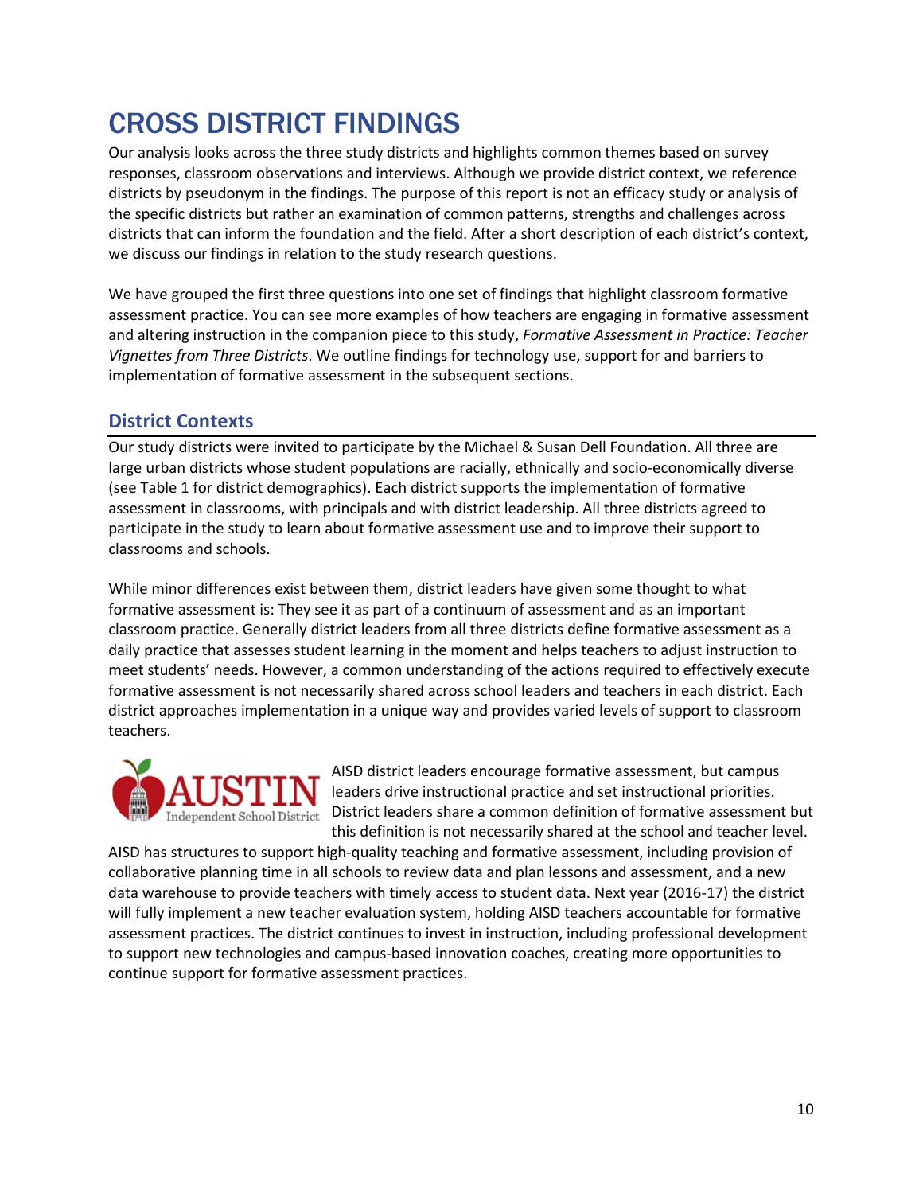# CROSS DISTRICT FINDINGS

Our analysis looks across the three study districts and highlights common themes based on survey responses, classroom observations and interviews. Although we provide district context, we reference districts by pseudonym in the findings. The purpose of this report is not an efficacy study or analysis of the specific districts but rather an examination of common patterns, strengths and challenges across districts that can inform the foundation and the field. After a short description of each district's context, we discuss our findings in relation to the study research questions.

We have grouped the first three questions into one set of findings that highlight classroom formative assessment practice. You can see more examples of how teachers are engaging in formative assessment and altering instruction in the companion piece to this study, *Formative Assessment in Practice: Teacher Vignettes from Three Districts*. We outline findings for technology use, support for and barriers to implementation of formative assessment in the subsequent sections.

## District Contexts

Our study districts were invited to participate by the Michael & Susan Dell Foundation. All three are large urban districts whose student populations are racially, ethnically and socio-economically diverse (see Table 1 for district demographics). Each district supports the implementation of formative assessment in classrooms, with principals and with district leadership. All three districts agreed to participate in the study to learn about formative assessment use and to improve their support to classrooms and schools.

While minor differences exist between them, district leaders have given some thought to what formative assessment is: They see it as part of a continuum of assessment and as an important classroom practice. Generally district leaders from all three districts define formative assessment as a daily practice that assesses student learning in the moment and helps teachers to adjust instruction to meet students' needs. However, a common understanding of the actions required to effectively execute formative assessment is not necessarily shared across school leaders and teachers in each district. Each district approaches implementation in a unique way and provides varied levels of support to classroom teachers.

AUSTIN Independent School District

AISD district leaders encourage formative assessment, but campus leaders drive instructional practice and set instructional priorities. District leaders share a common definition of formative assessment but this definition is not necessarily shared at the school and teacher level. AISD has structures to support high-quality teaching and formative assessment, including provision of collaborative planning time in all schools to review data and plan lessons and assessment, and a new data warehouse to provide teachers with timely access to student data. Next year (2016-17) the district will fully implement a new teacher evaluation system, holding AISD teachers accountable for formative assessment practices. The district continues to invest in instruction, including professional development to support new technologies and campus-based innovation coaches, creating more opportunities to continue support for formative assessment practices.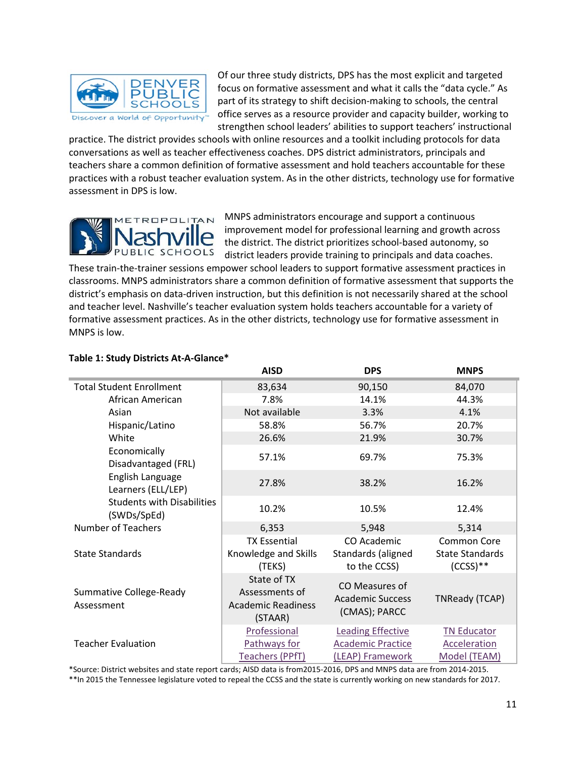Of our three study districts, DPS has the most explicit and targeted focus on formative assessment and what it calls the "data cycle." As part of its strategy to shift decision-making to schools, the central office serves as a resource provider and capacity builder, working to strengthen school leaders' abilities to support teachers' instructional practice. The district provides schools with online resources and a toolkit including protocols for data conversations as well as teacher effectiveness coaches. DPS district administrators, principals and teachers share a common definition of formative assessment and hold teachers accountable for these practices with a robust teacher evaluation system. As in the other districts, technology use for formative assessment in DPS is low.

MNPS administrators encourage and support a continuous improvement model for professional learning and growth across the district. The district prioritizes school-based autonomy, so district leaders provide training to principals and data coaches. These train-the-trainer sessions empower school leaders to support formative assessment practices in classrooms. MNPS administrators share a common definition of formative assessment that supports the district's emphasis on data-driven instruction, but this definition is not necessarily shared at the school and teacher level. Nashville's teacher evaluation system holds teachers accountable for a variety of formative assessment practices. As in the other districts, technology use for formative assessment in MNPS is low.

**Table 1: Study Districts At-A-Glance***

| | AISD | DPS | MNPS |
|---|---|---|---|
| Total Student Enrollment | 83,634 | 90,150 | 84,070 |
| African American | 7.8% | 14.1% | 44.3% |
| Asian | Not available | 3.3% | 4.1% |
| Hispanic/Latino | 58.8% | 56.7% | 20.7% |
| White | 26.6% | 21.9% | 30.7% |
| Economically Disadvantaged (FRL) | 57.1% | 69.7% | 75.3% |
| English Language Learners (ELL/LEP) | 27.8% | 38.2% | 16.2% |
| Students with Disabilities (SWDs/SpEd) | 10.2% | 10.5% | 12.4% |
| Number of Teachers | 6,353 | 5,948 | 5,314 |
| State Standards | TX Essential Knowledge and Skills (TEKS) | CO Academic Standards (aligned to the CCSS) | Common Core State Standards (CCSS)** |
| Summative College-Ready Assessment | State of TX Assessments of Academic Readiness (STAAR) | CO Measures of Academic Success (CMAS); PARCC | TNReady (TCAP) |
| Teacher Evaluation | Professional Pathways for Teachers (PPfT) | Leading Effective Academic Practice (LEAP) Framework | TN Educator Acceleration Model (TEAM) |

*Source: District websites and state report cards; AISD data is from2015-2016, DPS and MNPS data are from 2014-2015.
**In 2015 the Tennessee legislature voted to repeal the CCSS and the state is currently working on new standards for 2017.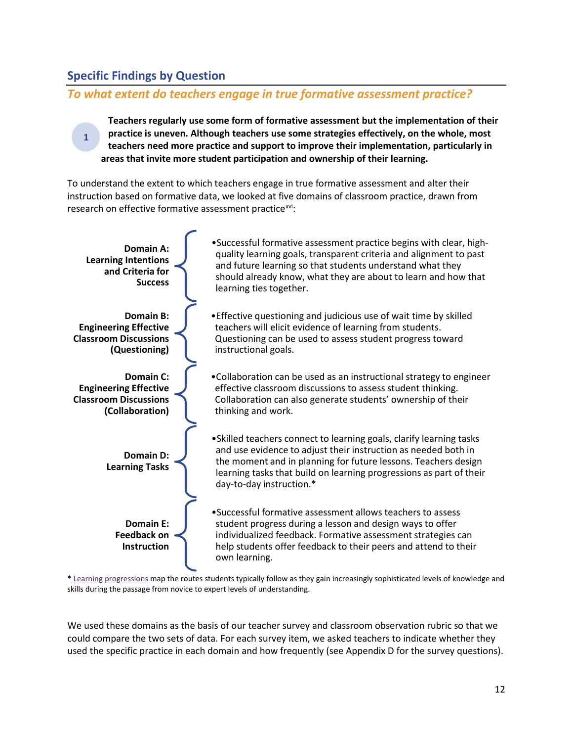## Specific Findings by Question

### *To what extent do teachers engage in true formative assessment practice?*

1

**Teachers regularly use some form of formative assessment but the implementation of their practice is uneven. Although teachers use some strategies effectively, on the whole, most teachers need more practice and support to improve their implementation, particularly in areas that invite more student participation and ownership of their learning.**

To understand the extent to which teachers engage in true formative assessment and alter their instruction based on formative data, we looked at five domains of classroom practice, drawn from research on effective formative assessment practice[xvi]:

**Domain A: Learning Intentions and Criteria for Success**

- Successful formative assessment practice begins with clear, high-quality learning goals, transparent criteria and alignment to past and future learning so that students understand what they should already know, what they are about to learn and how that learning ties together.

**Domain B: Engineering Effective Classroom Discussions (Questioning)**

- Effective questioning and judicious use of wait time by skilled teachers will elicit evidence of learning from students. Questioning can be used to assess student progress toward instructional goals.

**Domain C: Engineering Effective Classroom Discussions (Collaboration)**

- Collaboration can be used as an instructional strategy to engineer effective classroom discussions to assess student thinking. Collaboration can also generate students' ownership of their thinking and work.

**Domain D: Learning Tasks**

- Skilled teachers connect to learning goals, clarify learning tasks and use evidence to adjust their instruction as needed both in the moment and in planning for future lessons. Teachers design learning tasks that build on learning progressions as part of their day-to-day instruction.*

**Domain E: Feedback on Instruction**

- Successful formative assessment allows teachers to assess student progress during a lesson and design ways to offer individualized feedback. Formative assessment strategies can help students offer feedback to their peers and attend to their own learning.

* Learning progressions map the routes students typically follow as they gain increasingly sophisticated levels of knowledge and skills during the passage from novice to expert levels of understanding.

We used these domains as the basis of our teacher survey and classroom observation rubric so that we could compare the two sets of data. For each survey item, we asked teachers to indicate whether they used the specific practice in each domain and how frequently (see Appendix D for the survey questions).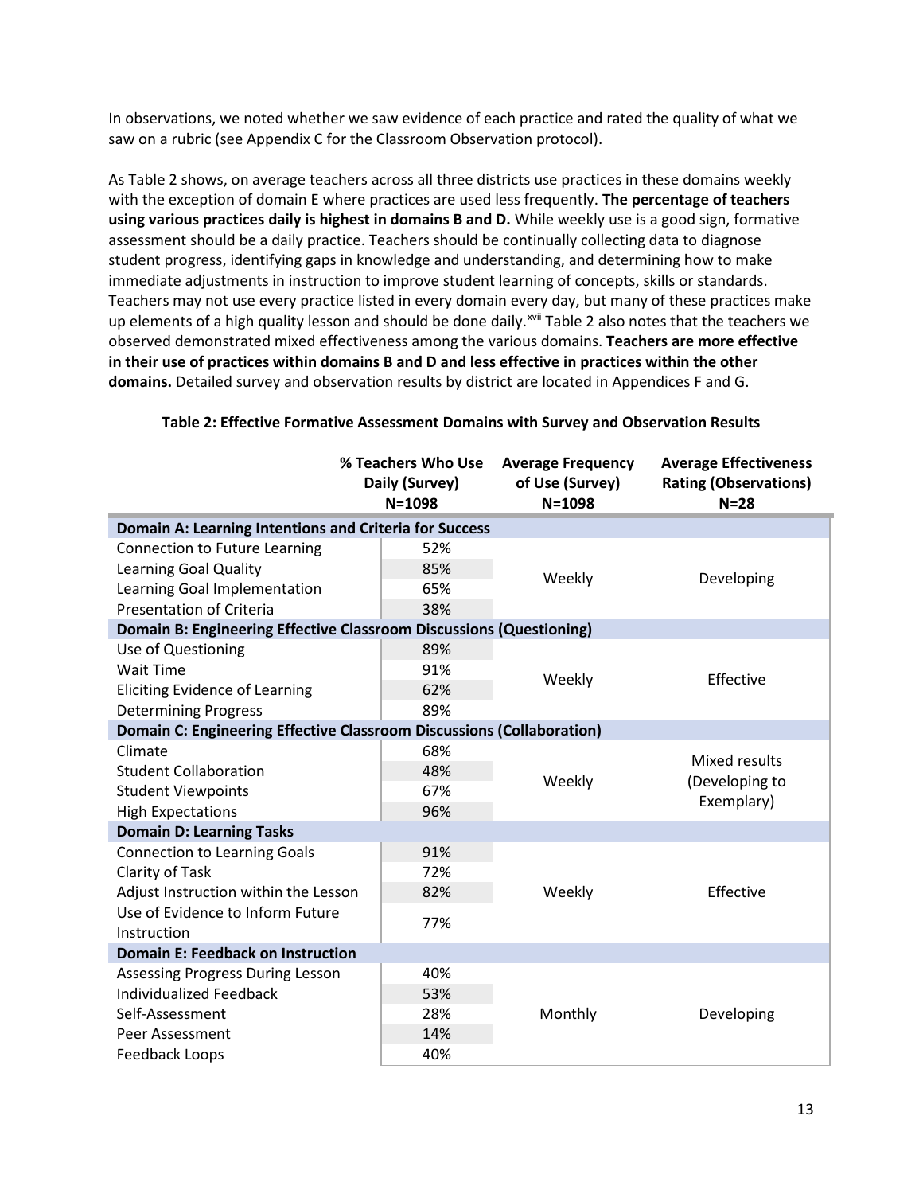In observations, we noted whether we saw evidence of each practice and rated the quality of what we saw on a rubric (see Appendix C for the Classroom Observation protocol).

As Table 2 shows, on average teachers across all three districts use practices in these domains weekly with the exception of domain E where practices are used less frequently. **The percentage of teachers using various practices daily is highest in domains B and D.** While weekly use is a good sign, formative assessment should be a daily practice. Teachers should be continually collecting data to diagnose student progress, identifying gaps in knowledge and understanding, and determining how to make immediate adjustments in instruction to improve student learning of concepts, skills or standards. Teachers may not use every practice listed in every domain every day, but many of these practices make up elements of a high quality lesson and should be done daily.[xvii] Table 2 also notes that the teachers we observed demonstrated mixed effectiveness among the various domains. **Teachers are more effective in their use of practices within domains B and D and less effective in practices within the other domains.** Detailed survey and observation results by district are located in Appendices F and G.

**Table 2: Effective Formative Assessment Domains with Survey and Observation Results**

| | % Teachers Who Use Daily (Survey) N=1098 | Average Frequency of Use (Survey) N=1098 | Average Effectiveness Rating (Observations) N=28 |
|---|---|---|---|
| **Domain A: Learning Intentions and Criteria for Success** | | | |
| Connection to Future Learning | 52% | Weekly | Developing |
| Learning Goal Quality | 85% | | |
| Learning Goal Implementation | 65% | | |
| Presentation of Criteria | 38% | | |
| **Domain B: Engineering Effective Classroom Discussions (Questioning)** | | | |
| Use of Questioning | 89% | Weekly | Effective |
| Wait Time | 91% | | |
| Eliciting Evidence of Learning | 62% | | |
| Determining Progress | 89% | | |
| **Domain C: Engineering Effective Classroom Discussions (Collaboration)** | | | |
| Climate | 68% | Weekly | Mixed results (Developing to Exemplary) |
| Student Collaboration | 48% | | |
| Student Viewpoints | 67% | | |
| High Expectations | 96% | | |
| **Domain D: Learning Tasks** | | | |
| Connection to Learning Goals | 91% | Weekly | Effective |
| Clarity of Task | 72% | | |
| Adjust Instruction within the Lesson | 82% | | |
| Use of Evidence to Inform Future Instruction | 77% | | |
| **Domain E: Feedback on Instruction** | | | |
| Assessing Progress During Lesson | 40% | Monthly | Developing |
| Individualized Feedback | 53% | | |
| Self-Assessment | 28% | | |
| Peer Assessment | 14% | | |
| Feedback Loops | 40% | | |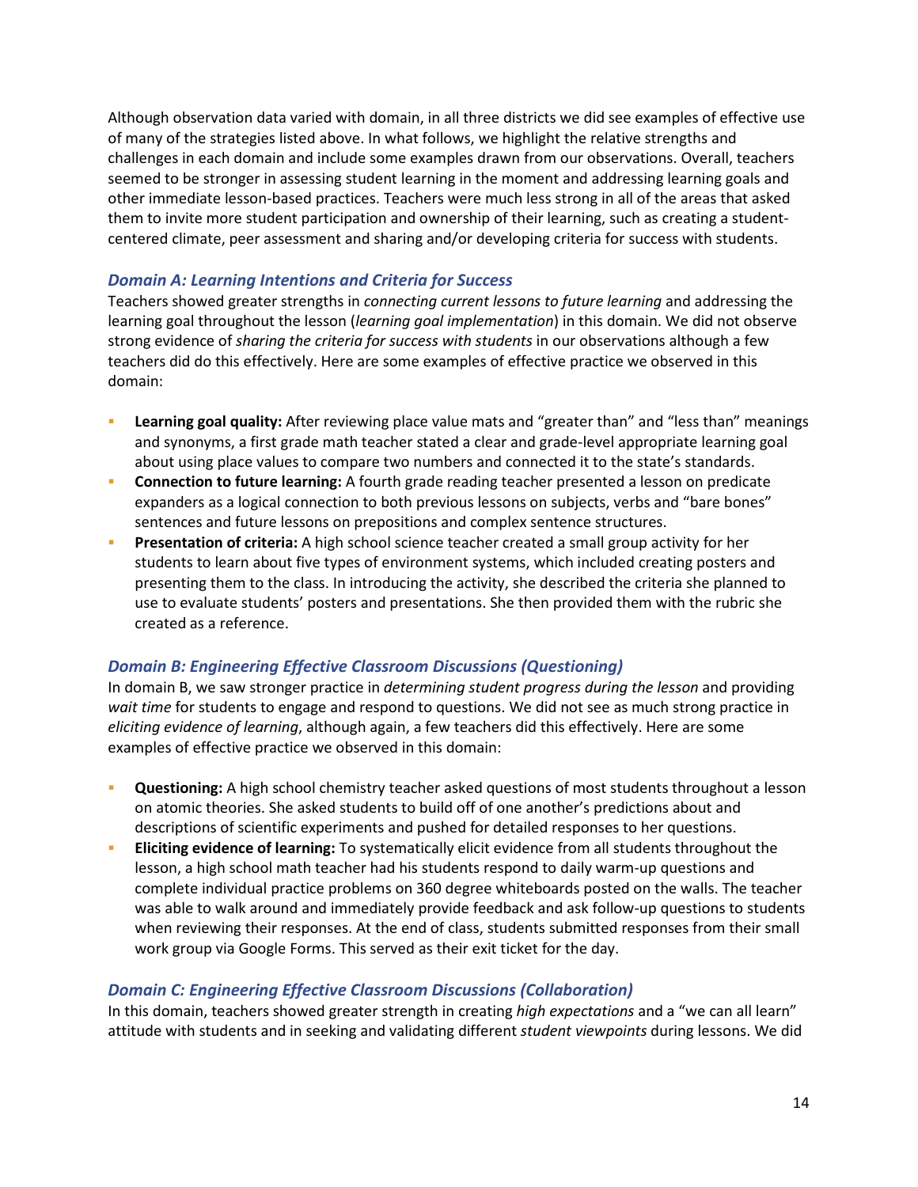Although observation data varied with domain, in all three districts we did see examples of effective use of many of the strategies listed above. In what follows, we highlight the relative strengths and challenges in each domain and include some examples drawn from our observations. Overall, teachers seemed to be stronger in assessing student learning in the moment and addressing learning goals and other immediate lesson-based practices. Teachers were much less strong in all of the areas that asked them to invite more student participation and ownership of their learning, such as creating a student-centered climate, peer assessment and sharing and/or developing criteria for success with students.

### *Domain A: Learning Intentions and Criteria for Success*

Teachers showed greater strengths in *connecting current lessons to future learning* and addressing the learning goal throughout the lesson (*learning goal implementation*) in this domain. We did not observe strong evidence of *sharing the criteria for success with students* in our observations although a few teachers did do this effectively. Here are some examples of effective practice we observed in this domain:

- **Learning goal quality:** After reviewing place value mats and "greater than" and "less than" meanings and synonyms, a first grade math teacher stated a clear and grade-level appropriate learning goal about using place values to compare two numbers and connected it to the state's standards.
- **Connection to future learning:** A fourth grade reading teacher presented a lesson on predicate expanders as a logical connection to both previous lessons on subjects, verbs and "bare bones" sentences and future lessons on prepositions and complex sentence structures.
- **Presentation of criteria:** A high school science teacher created a small group activity for her students to learn about five types of environment systems, which included creating posters and presenting them to the class. In introducing the activity, she described the criteria she planned to use to evaluate students' posters and presentations. She then provided them with the rubric she created as a reference.

### *Domain B: Engineering Effective Classroom Discussions (Questioning)*

In domain B, we saw stronger practice in *determining student progress during the lesson* and providing *wait time* for students to engage and respond to questions. We did not see as much strong practice in *eliciting evidence of learning*, although again, a few teachers did this effectively. Here are some examples of effective practice we observed in this domain:

- **Questioning:** A high school chemistry teacher asked questions of most students throughout a lesson on atomic theories. She asked students to build off of one another's predictions about and descriptions of scientific experiments and pushed for detailed responses to her questions.
- **Eliciting evidence of learning:** To systematically elicit evidence from all students throughout the lesson, a high school math teacher had his students respond to daily warm-up questions and complete individual practice problems on 360 degree whiteboards posted on the walls. The teacher was able to walk around and immediately provide feedback and ask follow-up questions to students when reviewing their responses. At the end of class, students submitted responses from their small work group via Google Forms. This served as their exit ticket for the day.

### *Domain C: Engineering Effective Classroom Discussions (Collaboration)*

In this domain, teachers showed greater strength in creating *high expectations* and a "we can all learn" attitude with students and in seeking and validating different *student viewpoints* during lessons. We did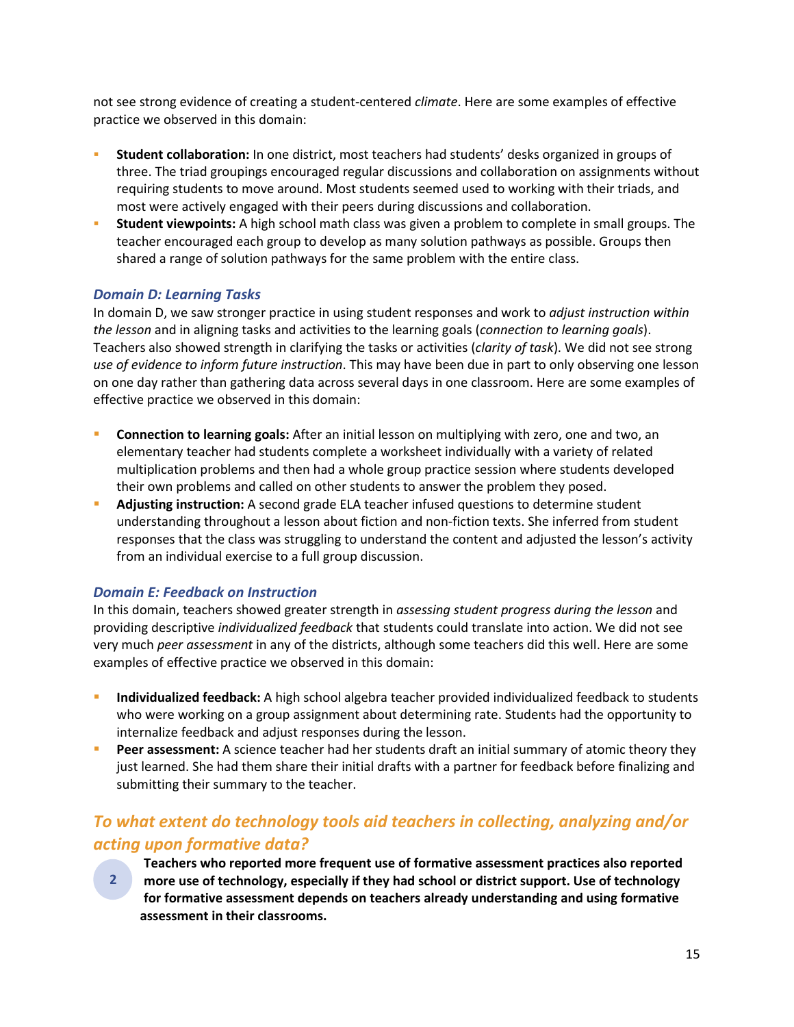not see strong evidence of creating a student-centered *climate*. Here are some examples of effective practice we observed in this domain:

- **Student collaboration:** In one district, most teachers had students' desks organized in groups of three. The triad groupings encouraged regular discussions and collaboration on assignments without requiring students to move around. Most students seemed used to working with their triads, and most were actively engaged with their peers during discussions and collaboration.
- **Student viewpoints:** A high school math class was given a problem to complete in small groups. The teacher encouraged each group to develop as many solution pathways as possible. Groups then shared a range of solution pathways for the same problem with the entire class.

### *Domain D: Learning Tasks*

In domain D, we saw stronger practice in using student responses and work to *adjust instruction within the lesson* and in aligning tasks and activities to the learning goals (*connection to learning goals*). Teachers also showed strength in clarifying the tasks or activities (*clarity of task*). We did not see strong *use of evidence to inform future instruction*. This may have been due in part to only observing one lesson on one day rather than gathering data across several days in one classroom. Here are some examples of effective practice we observed in this domain:

- **Connection to learning goals:** After an initial lesson on multiplying with zero, one and two, an elementary teacher had students complete a worksheet individually with a variety of related multiplication problems and then had a whole group practice session where students developed their own problems and called on other students to answer the problem they posed.
- **Adjusting instruction:** A second grade ELA teacher infused questions to determine student understanding throughout a lesson about fiction and non-fiction texts. She inferred from student responses that the class was struggling to understand the content and adjusted the lesson's activity from an individual exercise to a full group discussion.

### *Domain E: Feedback on Instruction*

In this domain, teachers showed greater strength in *assessing student progress during the lesson* and providing descriptive *individualized feedback* that students could translate into action. We did not see very much *peer assessment* in any of the districts, although some teachers did this well. Here are some examples of effective practice we observed in this domain:

- **Individualized feedback:** A high school algebra teacher provided individualized feedback to students who were working on a group assignment about determining rate. Students had the opportunity to internalize feedback and adjust responses during the lesson.
- **Peer assessment:** A science teacher had her students draft an initial summary of atomic theory they just learned. She had them share their initial drafts with a partner for feedback before finalizing and submitting their summary to the teacher.

## *To what extent do technology tools aid teachers in collecting, analyzing and/or acting upon formative data?*

2

**Teachers who reported more frequent use of formative assessment practices also reported more use of technology, especially if they had school or district support. Use of technology for formative assessment depends on teachers already understanding and using formative assessment in their classrooms.**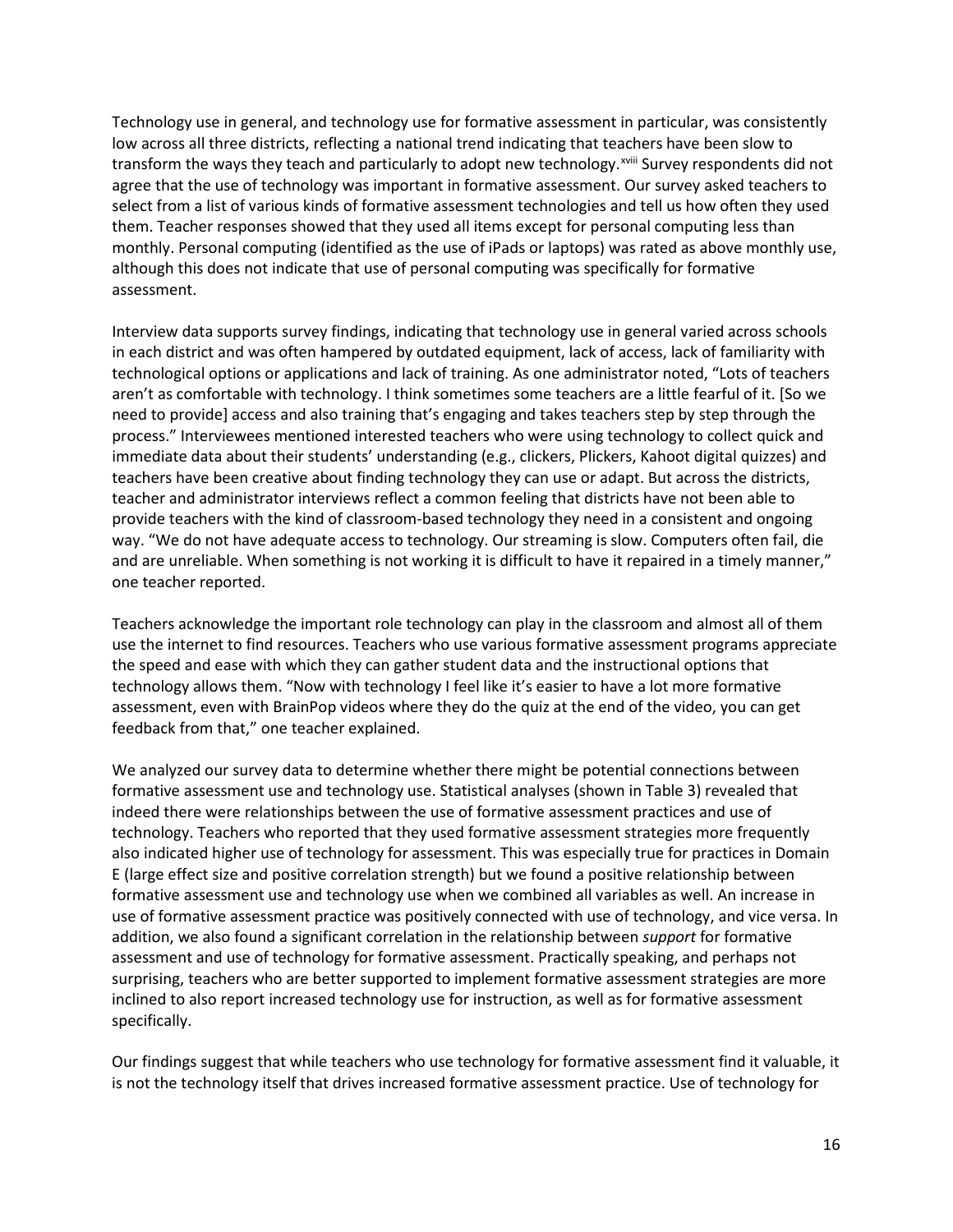Technology use in general, and technology use for formative assessment in particular, was consistently low across all three districts, reflecting a national trend indicating that teachers have been slow to transform the ways they teach and particularly to adopt new technology.[xviii] Survey respondents did not agree that the use of technology was important in formative assessment. Our survey asked teachers to select from a list of various kinds of formative assessment technologies and tell us how often they used them. Teacher responses showed that they used all items except for personal computing less than monthly. Personal computing (identified as the use of iPads or laptops) was rated as above monthly use, although this does not indicate that use of personal computing was specifically for formative assessment.

Interview data supports survey findings, indicating that technology use in general varied across schools in each district and was often hampered by outdated equipment, lack of access, lack of familiarity with technological options or applications and lack of training. As one administrator noted, "Lots of teachers aren't as comfortable with technology. I think sometimes some teachers are a little fearful of it. [So we need to provide] access and also training that's engaging and takes teachers step by step through the process." Interviewees mentioned interested teachers who were using technology to collect quick and immediate data about their students' understanding (e.g., clickers, Plickers, Kahoot digital quizzes) and teachers have been creative about finding technology they can use or adapt. But across the districts, teacher and administrator interviews reflect a common feeling that districts have not been able to provide teachers with the kind of classroom-based technology they need in a consistent and ongoing way. "We do not have adequate access to technology. Our streaming is slow. Computers often fail, die and are unreliable. When something is not working it is difficult to have it repaired in a timely manner," one teacher reported.

Teachers acknowledge the important role technology can play in the classroom and almost all of them use the internet to find resources. Teachers who use various formative assessment programs appreciate the speed and ease with which they can gather student data and the instructional options that technology allows them. "Now with technology I feel like it's easier to have a lot more formative assessment, even with BrainPop videos where they do the quiz at the end of the video, you can get feedback from that," one teacher explained.

We analyzed our survey data to determine whether there might be potential connections between formative assessment use and technology use. Statistical analyses (shown in Table 3) revealed that indeed there were relationships between the use of formative assessment practices and use of technology. Teachers who reported that they used formative assessment strategies more frequently also indicated higher use of technology for assessment. This was especially true for practices in Domain E (large effect size and positive correlation strength) but we found a positive relationship between formative assessment use and technology use when we combined all variables as well. An increase in use of formative assessment practice was positively connected with use of technology, and vice versa. In addition, we also found a significant correlation in the relationship between *support* for formative assessment and use of technology for formative assessment. Practically speaking, and perhaps not surprising, teachers who are better supported to implement formative assessment strategies are more inclined to also report increased technology use for instruction, as well as for formative assessment specifically.

Our findings suggest that while teachers who use technology for formative assessment find it valuable, it is not the technology itself that drives increased formative assessment practice. Use of technology for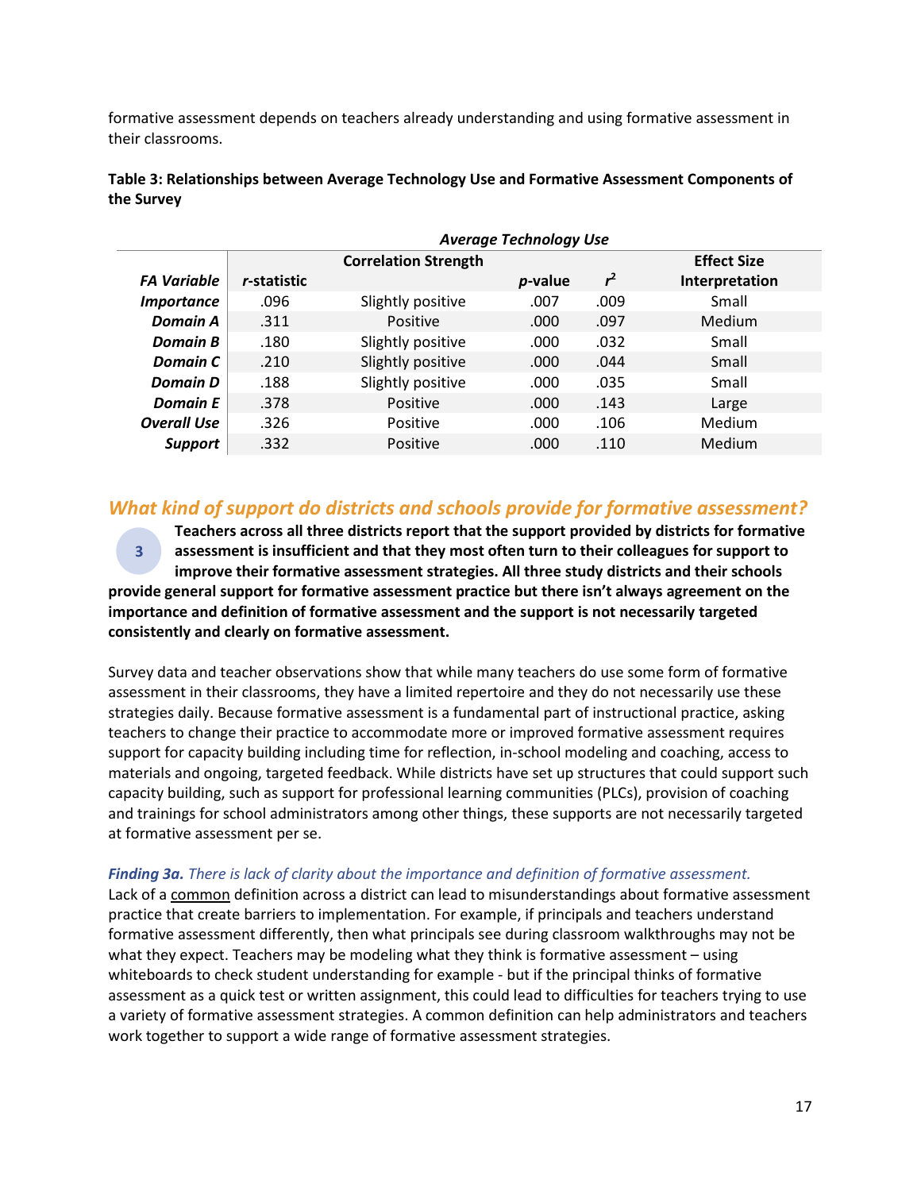formative assessment depends on teachers already understanding and using formative assessment in their classrooms.

**Table 3: Relationships between Average Technology Use and Formative Assessment Components of the Survey**

| | *Average Technology Use* | | | | |
|---|---|---|---|---|---|
| ***FA Variable*** | ***r*-statistic** | **Correlation Strength** | ***p*-value** | **$r^2$** | **Effect Size Interpretation** |
| ***Importance*** | .096 | Slightly positive | .007 | .009 | Small |
| ***Domain A*** | .311 | Positive | .000 | .097 | Medium |
| ***Domain B*** | .180 | Slightly positive | .000 | .032 | Small |
| ***Domain C*** | .210 | Slightly positive | .000 | .044 | Small |
| ***Domain D*** | .188 | Slightly positive | .000 | .035 | Small |
| ***Domain E*** | .378 | Positive | .000 | .143 | Large |
| ***Overall Use*** | .326 | Positive | .000 | .106 | Medium |
| ***Support*** | .332 | Positive | .000 | .110 | Medium |

## *What kind of support do districts and schools provide for formative assessment?*

3

**Teachers across all three districts report that the support provided by districts for formative assessment is insufficient and that they most often turn to their colleagues for support to improve their formative assessment strategies. All three study districts and their schools provide general support for formative assessment practice but there isn't always agreement on the importance and definition of formative assessment and the support is not necessarily targeted consistently and clearly on formative assessment.**

Survey data and teacher observations show that while many teachers do use some form of formative assessment in their classrooms, they have a limited repertoire and they do not necessarily use these strategies daily. Because formative assessment is a fundamental part of instructional practice, asking teachers to change their practice to accommodate more or improved formative assessment requires support for capacity building including time for reflection, in-school modeling and coaching, access to materials and ongoing, targeted feedback. While districts have set up structures that could support such capacity building, such as support for professional learning communities (PLCs), provision of coaching and trainings for school administrators among other things, these supports are not necessarily targeted at formative assessment per se.

***Finding 3a.*** *There is lack of clarity about the importance and definition of formative assessment.*
Lack of a common definition across a district can lead to misunderstandings about formative assessment practice that create barriers to implementation. For example, if principals and teachers understand formative assessment differently, then what principals see during classroom walkthroughs may not be what they expect. Teachers may be modeling what they think is formative assessment – using whiteboards to check student understanding for example - but if the principal thinks of formative assessment as a quick test or written assignment, this could lead to difficulties for teachers trying to use a variety of formative assessment strategies. A common definition can help administrators and teachers work together to support a wide range of formative assessment strategies.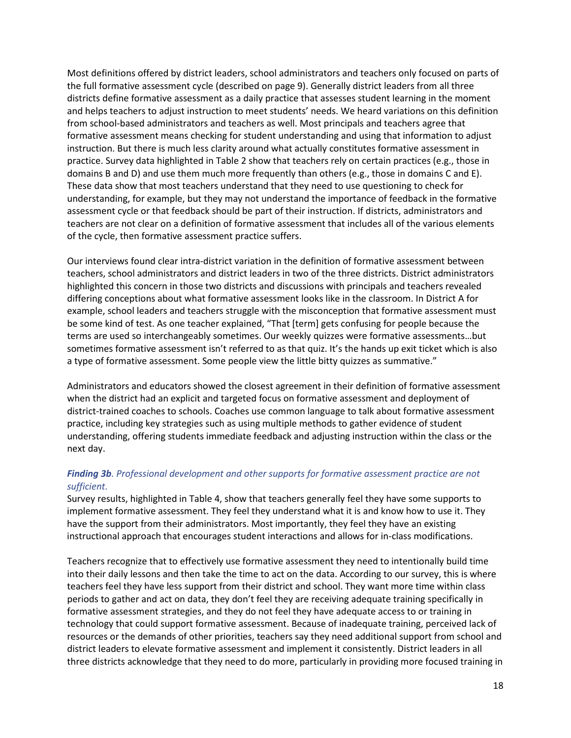Most definitions offered by district leaders, school administrators and teachers only focused on parts of the full formative assessment cycle (described on page 9). Generally district leaders from all three districts define formative assessment as a daily practice that assesses student learning in the moment and helps teachers to adjust instruction to meet students' needs. We heard variations on this definition from school-based administrators and teachers as well. Most principals and teachers agree that formative assessment means checking for student understanding and using that information to adjust instruction. But there is much less clarity around what actually constitutes formative assessment in practice. Survey data highlighted in Table 2 show that teachers rely on certain practices (e.g., those in domains B and D) and use them much more frequently than others (e.g., those in domains C and E). These data show that most teachers understand that they need to use questioning to check for understanding, for example, but they may not understand the importance of feedback in the formative assessment cycle or that feedback should be part of their instruction. If districts, administrators and teachers are not clear on a definition of formative assessment that includes all of the various elements of the cycle, then formative assessment practice suffers.

Our interviews found clear intra-district variation in the definition of formative assessment between teachers, school administrators and district leaders in two of the three districts. District administrators highlighted this concern in those two districts and discussions with principals and teachers revealed differing conceptions about what formative assessment looks like in the classroom. In District A for example, school leaders and teachers struggle with the misconception that formative assessment must be some kind of test. As one teacher explained, "That [term] gets confusing for people because the terms are used so interchangeably sometimes. Our weekly quizzes were formative assessments…but sometimes formative assessment isn't referred to as that quiz. It's the hands up exit ticket which is also a type of formative assessment. Some people view the little bitty quizzes as summative."

Administrators and educators showed the closest agreement in their definition of formative assessment when the district had an explicit and targeted focus on formative assessment and deployment of district-trained coaches to schools. Coaches use common language to talk about formative assessment practice, including key strategies such as using multiple methods to gather evidence of student understanding, offering students immediate feedback and adjusting instruction within the class or the next day.

***Finding 3b**. Professional development and other supports for formative assessment practice are not sufficient.*

Survey results, highlighted in Table 4, show that teachers generally feel they have some supports to implement formative assessment. They feel they understand what it is and know how to use it. They have the support from their administrators. Most importantly, they feel they have an existing instructional approach that encourages student interactions and allows for in-class modifications.

Teachers recognize that to effectively use formative assessment they need to intentionally build time into their daily lessons and then take the time to act on the data. According to our survey, this is where teachers feel they have less support from their district and school. They want more time within class periods to gather and act on data, they don't feel they are receiving adequate training specifically in formative assessment strategies, and they do not feel they have adequate access to or training in technology that could support formative assessment. Because of inadequate training, perceived lack of resources or the demands of other priorities, teachers say they need additional support from school and district leaders to elevate formative assessment and implement it consistently. District leaders in all three districts acknowledge that they need to do more, particularly in providing more focused training in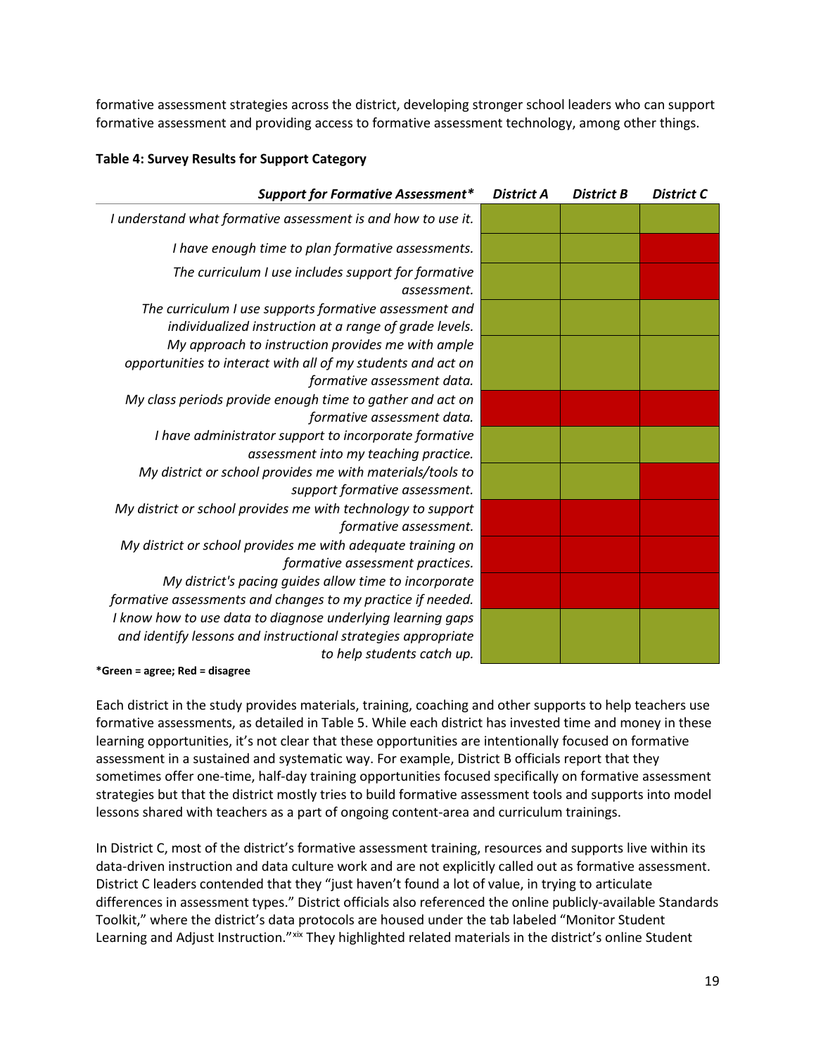formative assessment strategies across the district, developing stronger school leaders who can support formative assessment and providing access to formative assessment technology, among other things.

**Table 4: Survey Results for Support Category**

| ***Support for Formative Assessment**** | ***District A*** | ***District B*** | ***District C*** |
|---|---|---|---|
| *I understand what formative assessment is and how to use it.* | Green | Green | Green |
| *I have enough time to plan formative assessments.* | Green | Green | Red |
| *The curriculum I use includes support for formative assessment.* | Green | Green | Red |
| *The curriculum I use supports formative assessment and individualized instruction at a range of grade levels.* | Green | Green | Green |
| *My approach to instruction provides me with ample opportunities to interact with all of my students and act on formative assessment data.* | Green | Green | Green |
| *My class periods provide enough time to gather and act on formative assessment data.* | Red | Red | Red |
| *I have administrator support to incorporate formative assessment into my teaching practice.* | Green | Green | Green |
| *My district or school provides me with materials/tools to support formative assessment.* | Green | Green | Red |
| *My district or school provides me with technology to support formative assessment.* | Red | Red | Red |
| *My district or school provides me with adequate training on formative assessment practices.* | Red | Red | Red |
| *My district's pacing guides allow time to incorporate formative assessments and changes to my practice if needed.* | Red | Red | Red |
| *I know how to use data to diagnose underlying learning gaps and identify lessons and instructional strategies appropriate to help students catch up.* | Green | Green | Green |

**\*Green = agree; Red = disagree**

Each district in the study provides materials, training, coaching and other supports to help teachers use formative assessments, as detailed in Table 5. While each district has invested time and money in these learning opportunities, it's not clear that these opportunities are intentionally focused on formative assessment in a sustained and systematic way. For example, District B officials report that they sometimes offer one-time, half-day training opportunities focused specifically on formative assessment strategies but that the district mostly tries to build formative assessment tools and supports into model lessons shared with teachers as a part of ongoing content-area and curriculum trainings.

In District C, most of the district's formative assessment training, resources and supports live within its data-driven instruction and data culture work and are not explicitly called out as formative assessment. District C leaders contended that they "just haven't found a lot of value, in trying to articulate differences in assessment types." District officials also referenced the online publicly-available Standards Toolkit," where the district's data protocols are housed under the tab labeled "Monitor Student Learning and Adjust Instruction."[xix] They highlighted related materials in the district's online Student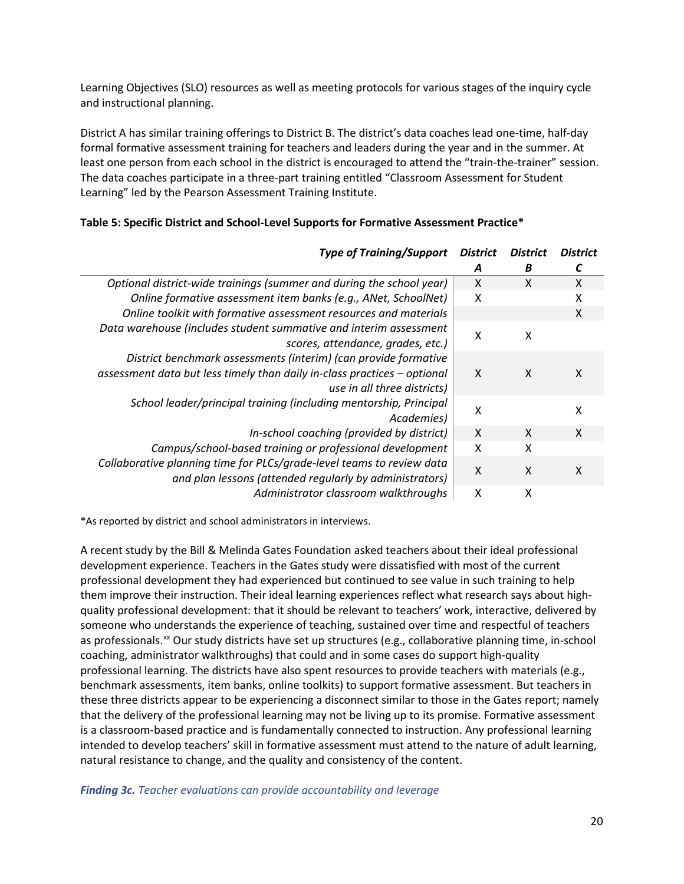Learning Objectives (SLO) resources as well as meeting protocols for various stages of the inquiry cycle and instructional planning.

District A has similar training offerings to District B. The district's data coaches lead one-time, half-day formal formative assessment training for teachers and leaders during the year and in the summer. At least one person from each school in the district is encouraged to attend the "train-the-trainer" session. The data coaches participate in a three-part training entitled "Classroom Assessment for Student Learning" led by the Pearson Assessment Training Institute.

**Table 5: Specific District and School-Level Supports for Formative Assessment Practice***

| *Type of Training/Support* | *District A* | *District B* | *District C* |
|---|---|---|---|
| *Optional district-wide trainings (summer and during the school year)* | X | X | X |
| *Online formative assessment item banks (e.g., ANet, SchoolNet)* | X | | X |
| *Online toolkit with formative assessment resources and materials* | | | X |
| *Data warehouse (includes student summative and interim assessment scores, attendance, grades, etc.)* | X | X | |
| *District benchmark assessments (interim) (can provide formative assessment data but less timely than daily in-class practices – optional use in all three districts)* | X | X | X |
| *School leader/principal training (including mentorship, Principal Academies)* | X | | X |
| *In-school coaching (provided by district)* | X | X | X |
| *Campus/school-based training or professional development* | X | X | |
| *Collaborative planning time for PLCs/grade-level teams to review data and plan lessons (attended regularly by administrators)* | X | X | X |
| *Administrator classroom walkthroughs* | X | X | |

*As reported by district and school administrators in interviews.

A recent study by the Bill & Melinda Gates Foundation asked teachers about their ideal professional development experience. Teachers in the Gates study were dissatisfied with most of the current professional development they had experienced but continued to see value in such training to help them improve their instruction. Their ideal learning experiences reflect what research says about high-quality professional development: that it should be relevant to teachers' work, interactive, delivered by someone who understands the experience of teaching, sustained over time and respectful of teachers as professionals.[xx] Our study districts have set up structures (e.g., collaborative planning time, in-school coaching, administrator walkthroughs) that could and in some cases do support high-quality professional learning. The districts have also spent resources to provide teachers with materials (e.g., benchmark assessments, item banks, online toolkits) to support formative assessment. But teachers in these three districts appear to be experiencing a disconnect similar to those in the Gates report; namely that the delivery of the professional learning may not be living up to its promise. Formative assessment is a classroom-based practice and is fundamentally connected to instruction. Any professional learning intended to develop teachers' skill in formative assessment must attend to the nature of adult learning, natural resistance to change, and the quality and consistency of the content.

***Finding 3c.*** *Teacher evaluations can provide accountability and leverage*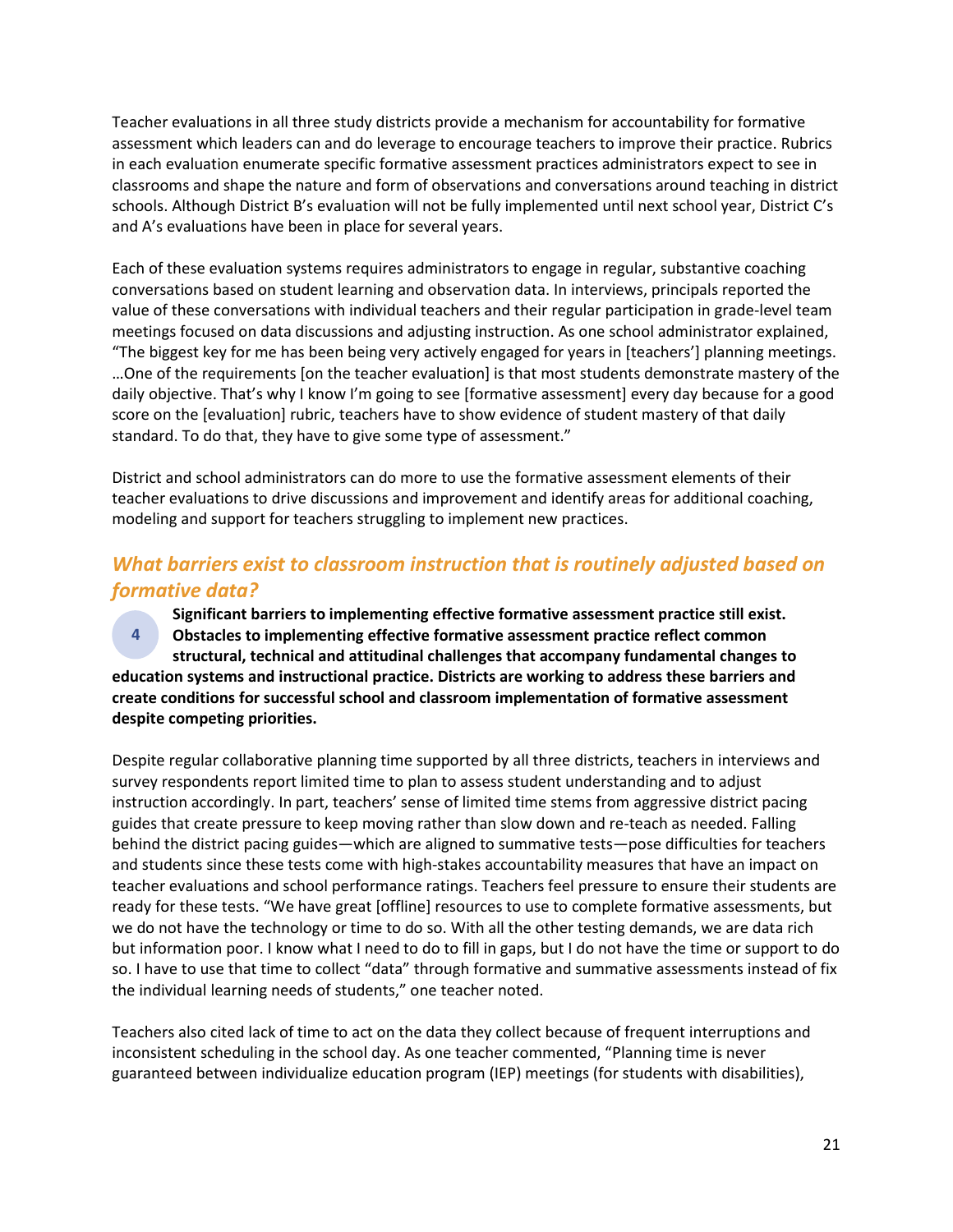Teacher evaluations in all three study districts provide a mechanism for accountability for formative assessment which leaders can and do leverage to encourage teachers to improve their practice. Rubrics in each evaluation enumerate specific formative assessment practices administrators expect to see in classrooms and shape the nature and form of observations and conversations around teaching in district schools. Although District B's evaluation will not be fully implemented until next school year, District C's and A's evaluations have been in place for several years.

Each of these evaluation systems requires administrators to engage in regular, substantive coaching conversations based on student learning and observation data. In interviews, principals reported the value of these conversations with individual teachers and their regular participation in grade-level team meetings focused on data discussions and adjusting instruction. As one school administrator explained, "The biggest key for me has been being very actively engaged for years in [teachers'] planning meetings. …One of the requirements [on the teacher evaluation] is that most students demonstrate mastery of the daily objective. That's why I know I'm going to see [formative assessment] every day because for a good score on the [evaluation] rubric, teachers have to show evidence of student mastery of that daily standard. To do that, they have to give some type of assessment."

District and school administrators can do more to use the formative assessment elements of their teacher evaluations to drive discussions and improvement and identify areas for additional coaching, modeling and support for teachers struggling to implement new practices.

## *What barriers exist to classroom instruction that is routinely adjusted based on formative data?*

4

**Significant barriers to implementing effective formative assessment practice still exist. Obstacles to implementing effective formative assessment practice reflect common structural, technical and attitudinal challenges that accompany fundamental changes to education systems and instructional practice. Districts are working to address these barriers and create conditions for successful school and classroom implementation of formative assessment despite competing priorities.**

Despite regular collaborative planning time supported by all three districts, teachers in interviews and survey respondents report limited time to plan to assess student understanding and to adjust instruction accordingly. In part, teachers' sense of limited time stems from aggressive district pacing guides that create pressure to keep moving rather than slow down and re-teach as needed. Falling behind the district pacing guides—which are aligned to summative tests—pose difficulties for teachers and students since these tests come with high-stakes accountability measures that have an impact on teacher evaluations and school performance ratings. Teachers feel pressure to ensure their students are ready for these tests. "We have great [offline] resources to use to complete formative assessments, but we do not have the technology or time to do so. With all the other testing demands, we are data rich but information poor. I know what I need to do to fill in gaps, but I do not have the time or support to do so. I have to use that time to collect "data" through formative and summative assessments instead of fix the individual learning needs of students," one teacher noted.

Teachers also cited lack of time to act on the data they collect because of frequent interruptions and inconsistent scheduling in the school day. As one teacher commented, "Planning time is never guaranteed between individualize education program (IEP) meetings (for students with disabilities),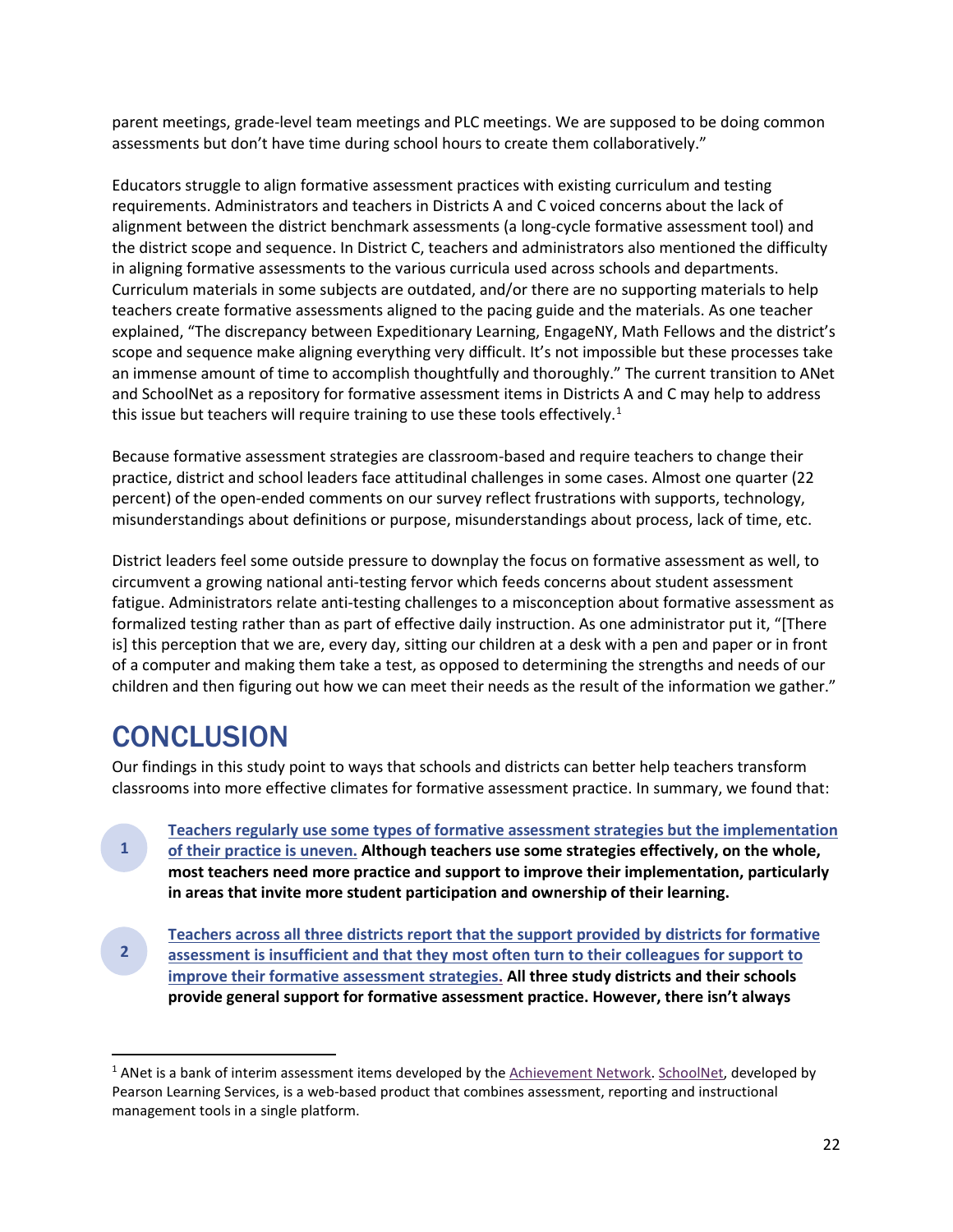parent meetings, grade-level team meetings and PLC meetings. We are supposed to be doing common assessments but don't have time during school hours to create them collaboratively."

Educators struggle to align formative assessment practices with existing curriculum and testing requirements. Administrators and teachers in Districts A and C voiced concerns about the lack of alignment between the district benchmark assessments (a long-cycle formative assessment tool) and the district scope and sequence. In District C, teachers and administrators also mentioned the difficulty in aligning formative assessments to the various curricula used across schools and departments. Curriculum materials in some subjects are outdated, and/or there are no supporting materials to help teachers create formative assessments aligned to the pacing guide and the materials. As one teacher explained, "The discrepancy between Expeditionary Learning, EngageNY, Math Fellows and the district's scope and sequence make aligning everything very difficult. It's not impossible but these processes take an immense amount of time to accomplish thoughtfully and thoroughly." The current transition to ANet and SchoolNet as a repository for formative assessment items in Districts A and C may help to address this issue but teachers will require training to use these tools effectively.[1]

Because formative assessment strategies are classroom-based and require teachers to change their practice, district and school leaders face attitudinal challenges in some cases. Almost one quarter (22 percent) of the open-ended comments on our survey reflect frustrations with supports, technology, misunderstandings about definitions or purpose, misunderstandings about process, lack of time, etc.

District leaders feel some outside pressure to downplay the focus on formative assessment as well, to circumvent a growing national anti-testing fervor which feeds concerns about student assessment fatigue. Administrators relate anti-testing challenges to a misconception about formative assessment as formalized testing rather than as part of effective daily instruction. As one administrator put it, "[There is] this perception that we are, every day, sitting our children at a desk with a pen and paper or in front of a computer and making them take a test, as opposed to determining the strengths and needs of our children and then figuring out how we can meet their needs as the result of the information we gather."

# CONCLUSION

Our findings in this study point to ways that schools and districts can better help teachers transform classrooms into more effective climates for formative assessment practice. In summary, we found that:

1. Teachers regularly use some types of formative assessment strategies but the implementation of their practice is uneven. **Although teachers use some strategies effectively, on the whole, most teachers need more practice and support to improve their implementation, particularly in areas that invite more student participation and ownership of their learning.**

2. Teachers across all three districts report that the support provided by districts for formative assessment is insufficient and that they most often turn to their colleagues for support to improve their formative assessment strategies. **All three study districts and their schools provide general support for formative assessment practice. However, there isn't always**

---

[1] ANet is a bank of interim assessment items developed by the Achievement Network. SchoolNet, developed by Pearson Learning Services, is a web-based product that combines assessment, reporting and instructional management tools in a single platform.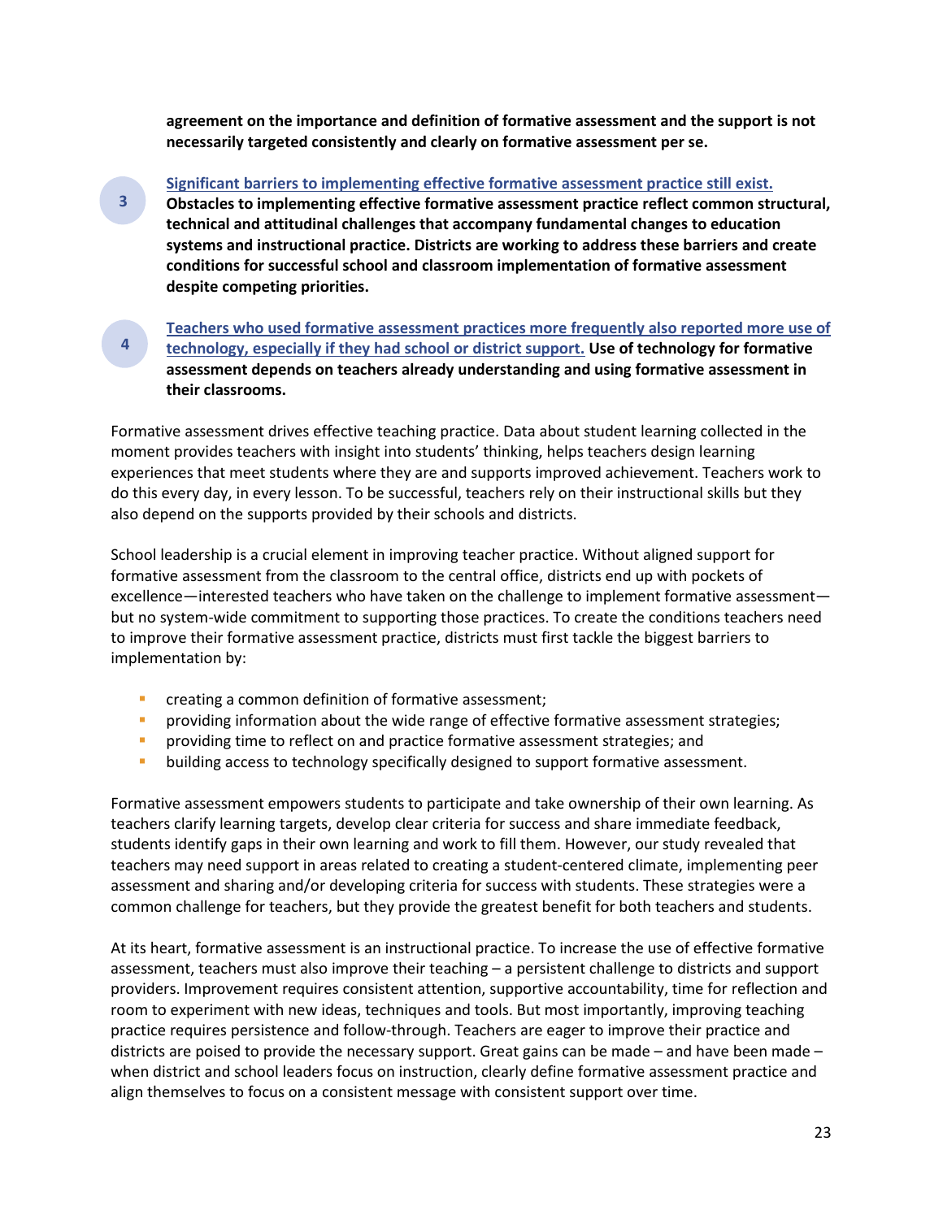**agreement on the importance and definition of formative assessment and the support is not necessarily targeted consistently and clearly on formative assessment per se.**

3. [Significant barriers to implementing effective formative assessment practice still exist.] **Obstacles to implementing effective formative assessment practice reflect common structural, technical and attitudinal challenges that accompany fundamental changes to education systems and instructional practice. Districts are working to address these barriers and create conditions for successful school and classroom implementation of formative assessment despite competing priorities.**

4. [Teachers who used formative assessment practices more frequently also reported more use of technology, especially if they had school or district support.] **Use of technology for formative assessment depends on teachers already understanding and using formative assessment in their classrooms.**

Formative assessment drives effective teaching practice. Data about student learning collected in the moment provides teachers with insight into students' thinking, helps teachers design learning experiences that meet students where they are and supports improved achievement. Teachers work to do this every day, in every lesson. To be successful, teachers rely on their instructional skills but they also depend on the supports provided by their schools and districts.

School leadership is a crucial element in improving teacher practice. Without aligned support for formative assessment from the classroom to the central office, districts end up with pockets of excellence—interested teachers who have taken on the challenge to implement formative assessment—but no system-wide commitment to supporting those practices. To create the conditions teachers need to improve their formative assessment practice, districts must first tackle the biggest barriers to implementation by:

- creating a common definition of formative assessment;
- providing information about the wide range of effective formative assessment strategies;
- providing time to reflect on and practice formative assessment strategies; and
- building access to technology specifically designed to support formative assessment.

Formative assessment empowers students to participate and take ownership of their own learning. As teachers clarify learning targets, develop clear criteria for success and share immediate feedback, students identify gaps in their own learning and work to fill them. However, our study revealed that teachers may need support in areas related to creating a student-centered climate, implementing peer assessment and sharing and/or developing criteria for success with students. These strategies were a common challenge for teachers, but they provide the greatest benefit for both teachers and students.

At its heart, formative assessment is an instructional practice. To increase the use of effective formative assessment, teachers must also improve their teaching – a persistent challenge to districts and support providers. Improvement requires consistent attention, supportive accountability, time for reflection and room to experiment with new ideas, techniques and tools. But most importantly, improving teaching practice requires persistence and follow-through. Teachers are eager to improve their practice and districts are poised to provide the necessary support. Great gains can be made – and have been made – when district and school leaders focus on instruction, clearly define formative assessment practice and align themselves to focus on a consistent message with consistent support over time.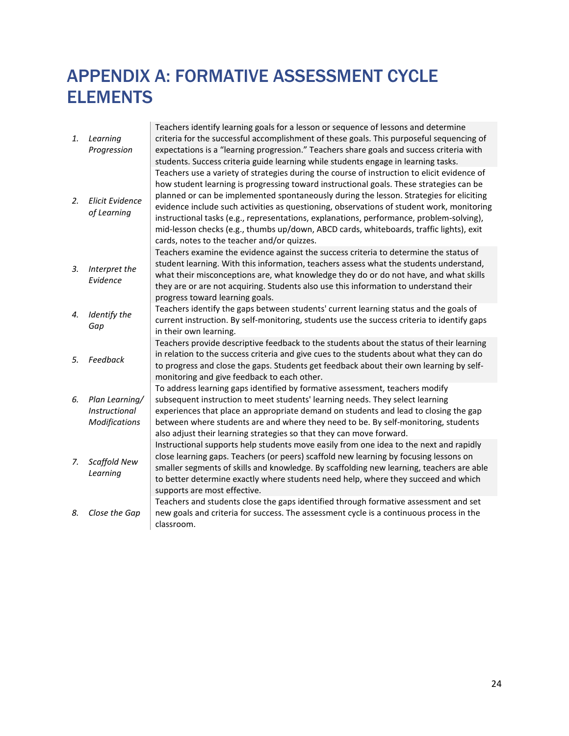# APPENDIX A: FORMATIVE ASSESSMENT CYCLE ELEMENTS

| | |
|---|---|
| 1. *Learning Progression* | Teachers identify learning goals for a lesson or sequence of lessons and determine criteria for the successful accomplishment of these goals. This purposeful sequencing of expectations is a "learning progression." Teachers share goals and success criteria with students. Success criteria guide learning while students engage in learning tasks. |
| 2. *Elicit Evidence of Learning* | Teachers use a variety of strategies during the course of instruction to elicit evidence of how student learning is progressing toward instructional goals. These strategies can be planned or can be implemented spontaneously during the lesson. Strategies for eliciting evidence include such activities as questioning, observations of student work, monitoring instructional tasks (e.g., representations, explanations, performance, problem-solving), mid-lesson checks (e.g., thumbs up/down, ABCD cards, whiteboards, traffic lights), exit cards, notes to the teacher and/or quizzes. |
| 3. *Interpret the Evidence* | Teachers examine the evidence against the success criteria to determine the status of student learning. With this information, teachers assess what the students understand, what their misconceptions are, what knowledge they do or do not have, and what skills they are or are not acquiring. Students also use this information to understand their progress toward learning goals. |
| 4. *Identify the Gap* | Teachers identify the gaps between students' current learning status and the goals of current instruction. By self-monitoring, students use the success criteria to identify gaps in their own learning. |
| 5. *Feedback* | Teachers provide descriptive feedback to the students about the status of their learning in relation to the success criteria and give cues to the students about what they can do to progress and close the gaps. Students get feedback about their own learning by self-monitoring and give feedback to each other. |
| 6. *Plan Learning/ Instructional Modifications* | To address learning gaps identified by formative assessment, teachers modify subsequent instruction to meet students' learning needs. They select learning experiences that place an appropriate demand on students and lead to closing the gap between where students are and where they need to be. By self-monitoring, students also adjust their learning strategies so that they can move forward. |
| 7. *Scaffold New Learning* | Instructional supports help students move easily from one idea to the next and rapidly close learning gaps. Teachers (or peers) scaffold new learning by focusing lessons on smaller segments of skills and knowledge. By scaffolding new learning, teachers are able to better determine exactly where students need help, where they succeed and which supports are most effective. |
| 8. *Close the Gap* | Teachers and students close the gaps identified through formative assessment and set new goals and criteria for success. The assessment cycle is a continuous process in the classroom. |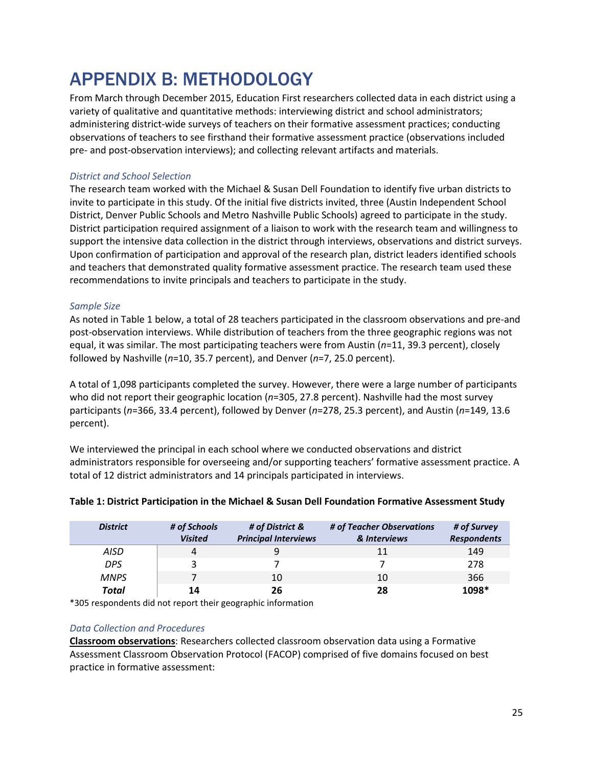# APPENDIX B: METHODOLOGY

From March through December 2015, Education First researchers collected data in each district using a variety of qualitative and quantitative methods: interviewing district and school administrators; administering district-wide surveys of teachers on their formative assessment practices; conducting observations of teachers to see firsthand their formative assessment practice (observations included pre- and post-observation interviews); and collecting relevant artifacts and materials.

*District and School Selection*

The research team worked with the Michael & Susan Dell Foundation to identify five urban districts to invite to participate in this study. Of the initial five districts invited, three (Austin Independent School District, Denver Public Schools and Metro Nashville Public Schools) agreed to participate in the study. District participation required assignment of a liaison to work with the research team and willingness to support the intensive data collection in the district through interviews, observations and district surveys. Upon confirmation of participation and approval of the research plan, district leaders identified schools and teachers that demonstrated quality formative assessment practice. The research team used these recommendations to invite principals and teachers to participate in the study.

*Sample Size*

As noted in Table 1 below, a total of 28 teachers participated in the classroom observations and pre-and post-observation interviews. While distribution of teachers from the three geographic regions was not equal, it was similar. The most participating teachers were from Austin (*n*=11, 39.3 percent), closely followed by Nashville (*n*=10, 35.7 percent), and Denver (*n*=7, 25.0 percent).

A total of 1,098 participants completed the survey. However, there were a large number of participants who did not report their geographic location (*n*=305, 27.8 percent). Nashville had the most survey participants (*n*=366, 33.4 percent), followed by Denver (*n*=278, 25.3 percent), and Austin (*n*=149, 13.6 percent).

We interviewed the principal in each school where we conducted observations and district administrators responsible for overseeing and/or supporting teachers' formative assessment practice. A total of 12 district administrators and 14 principals participated in interviews.

**Table 1: District Participation in the Michael & Susan Dell Foundation Formative Assessment Study**

| *District* | *# of Schools Visited* | *# of District & Principal Interviews* | *# of Teacher Observations & Interviews* | *# of Survey Respondents* |
|---|---|---|---|---|
| *AISD* | 4 | 9 | 11 | 149 |
| *DPS* | 3 | 7 | 7 | 278 |
| *MNPS* | 7 | 10 | 10 | 366 |
| ***Total*** | **14** | **26** | **28** | **1098*** |

*305 respondents did not report their geographic information

*Data Collection and Procedures*

**Classroom observations**: Researchers collected classroom observation data using a Formative Assessment Classroom Observation Protocol (FACOP) comprised of five domains focused on best practice in formative assessment: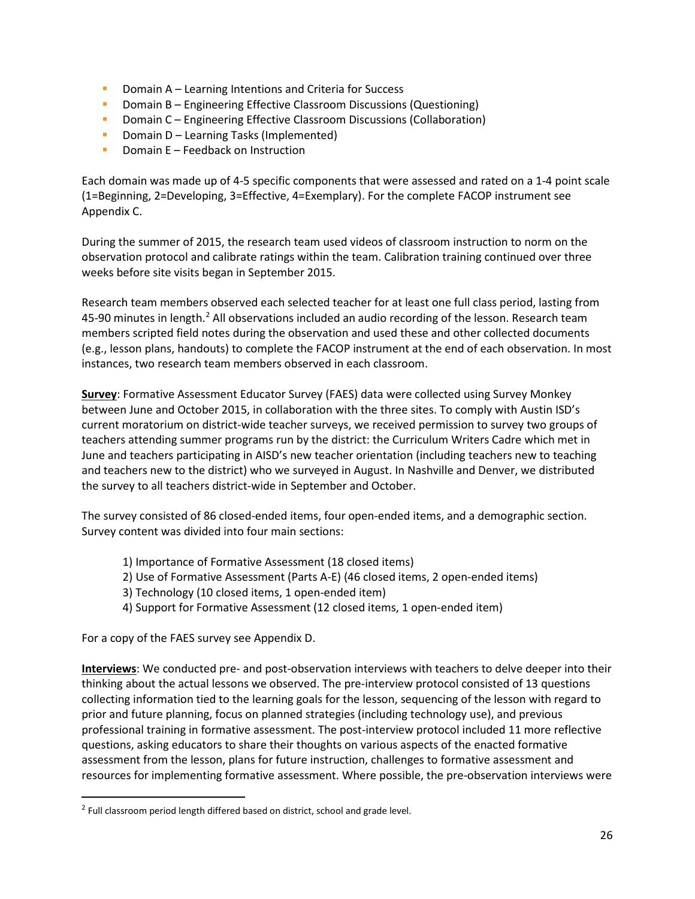- Domain A – Learning Intentions and Criteria for Success
- Domain B – Engineering Effective Classroom Discussions (Questioning)
- Domain C – Engineering Effective Classroom Discussions (Collaboration)
- Domain D – Learning Tasks (Implemented)
- Domain E – Feedback on Instruction

Each domain was made up of 4-5 specific components that were assessed and rated on a 1-4 point scale (1=Beginning, 2=Developing, 3=Effective, 4=Exemplary). For the complete FACOP instrument see Appendix C.

During the summer of 2015, the research team used videos of classroom instruction to norm on the observation protocol and calibrate ratings within the team. Calibration training continued over three weeks before site visits began in September 2015.

Research team members observed each selected teacher for at least one full class period, lasting from 45-90 minutes in length.[2] All observations included an audio recording of the lesson. Research team members scripted field notes during the observation and used these and other collected documents (e.g., lesson plans, handouts) to complete the FACOP instrument at the end of each observation. In most instances, two research team members observed in each classroom.

**Survey**: Formative Assessment Educator Survey (FAES) data were collected using Survey Monkey between June and October 2015, in collaboration with the three sites. To comply with Austin ISD's current moratorium on district-wide teacher surveys, we received permission to survey two groups of teachers attending summer programs run by the district: the Curriculum Writers Cadre which met in June and teachers participating in AISD's new teacher orientation (including teachers new to teaching and teachers new to the district) who we surveyed in August. In Nashville and Denver, we distributed the survey to all teachers district-wide in September and October.

The survey consisted of 86 closed-ended items, four open-ended items, and a demographic section. Survey content was divided into four main sections:

1) Importance of Formative Assessment (18 closed items)
2) Use of Formative Assessment (Parts A-E) (46 closed items, 2 open-ended items)
3) Technology (10 closed items, 1 open-ended item)
4) Support for Formative Assessment (12 closed items, 1 open-ended item)

For a copy of the FAES survey see Appendix D.

**Interviews**: We conducted pre- and post-observation interviews with teachers to delve deeper into their thinking about the actual lessons we observed. The pre-interview protocol consisted of 13 questions collecting information tied to the learning goals for the lesson, sequencing of the lesson with regard to prior and future planning, focus on planned strategies (including technology use), and previous professional training in formative assessment. The post-interview protocol included 11 more reflective questions, asking educators to share their thoughts on various aspects of the enacted formative assessment from the lesson, plans for future instruction, challenges to formative assessment and resources for implementing formative assessment. Where possible, the pre-observation interviews were

[2] Full classroom period length differed based on district, school and grade level.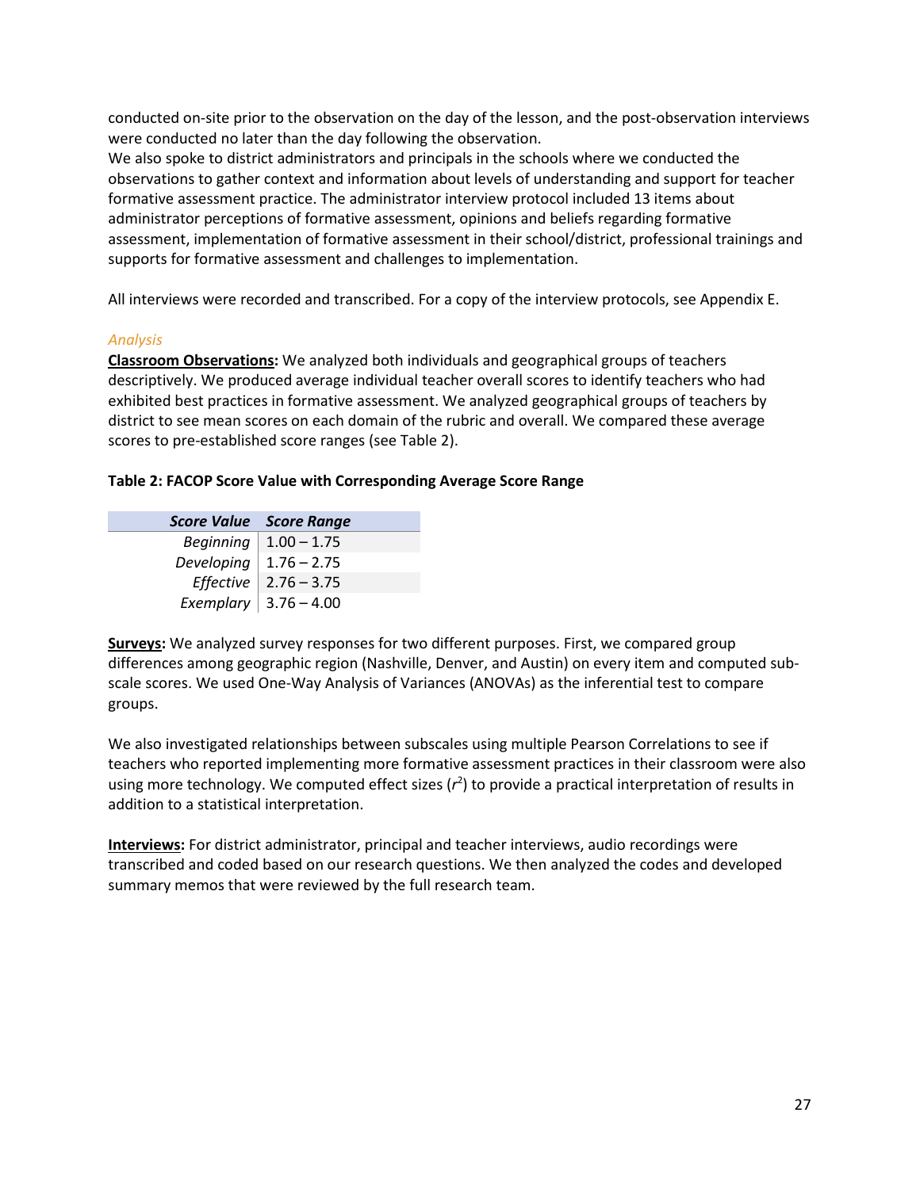conducted on-site prior to the observation on the day of the lesson, and the post-observation interviews were conducted no later than the day following the observation.
We also spoke to district administrators and principals in the schools where we conducted the observations to gather context and information about levels of understanding and support for teacher formative assessment practice. The administrator interview protocol included 13 items about administrator perceptions of formative assessment, opinions and beliefs regarding formative assessment, implementation of formative assessment in their school/district, professional trainings and supports for formative assessment and challenges to implementation.

All interviews were recorded and transcribed. For a copy of the interview protocols, see Appendix E.

### *Analysis*

**Classroom Observations:** We analyzed both individuals and geographical groups of teachers descriptively. We produced average individual teacher overall scores to identify teachers who had exhibited best practices in formative assessment. We analyzed geographical groups of teachers by district to see mean scores on each domain of the rubric and overall. We compared these average scores to pre-established score ranges (see Table 2).

**Table 2: FACOP Score Value with Corresponding Average Score Range**

| *Score Value* | *Score Range* |
| --- | --- |
| *Beginning* | 1.00 – 1.75 |
| *Developing* | 1.76 – 2.75 |
| *Effective* | 2.76 – 3.75 |
| *Exemplary* | 3.76 – 4.00 |

**Surveys:** We analyzed survey responses for two different purposes. First, we compared group differences among geographic region (Nashville, Denver, and Austin) on every item and computed sub-scale scores. We used One-Way Analysis of Variances (ANOVAs) as the inferential test to compare groups.

We also investigated relationships between subscales using multiple Pearson Correlations to see if teachers who reported implementing more formative assessment practices in their classroom were also using more technology. We computed effect sizes ($r^2$) to provide a practical interpretation of results in addition to a statistical interpretation.

**Interviews:** For district administrator, principal and teacher interviews, audio recordings were transcribed and coded based on our research questions. We then analyzed the codes and developed summary memos that were reviewed by the full research team.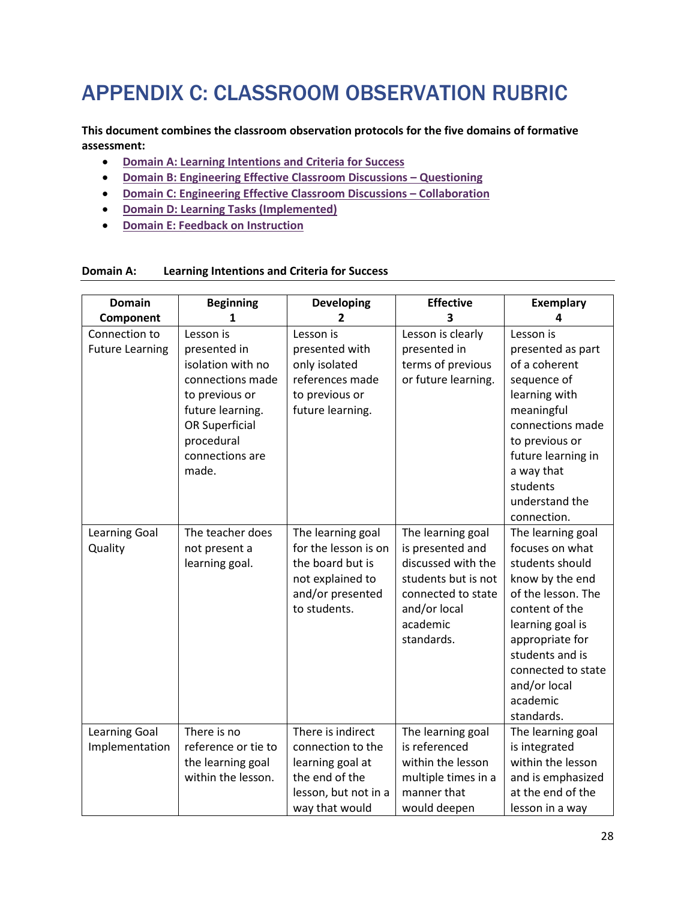# APPENDIX C: CLASSROOM OBSERVATION RUBRIC

**This document combines the classroom observation protocols for the five domains of formative assessment:**

- **Domain A: Learning Intentions and Criteria for Success**
- **Domain B: Engineering Effective Classroom Discussions – Questioning**
- **Domain C: Engineering Effective Classroom Discussions – Collaboration**
- **Domain D: Learning Tasks (Implemented)**
- **Domain E: Feedback on Instruction**

**Domain A: Learning Intentions and Criteria for Success**

| Domain Component | Beginning 1 | Developing 2 | Effective 3 | Exemplary 4 |
|---|---|---|---|---|
| Connection to Future Learning | Lesson is presented in isolation with no connections made to previous or future learning. OR Superficial procedural connections are made. | Lesson is presented with only isolated references made to previous or future learning. | Lesson is clearly presented in terms of previous or future learning. | Lesson is presented as part of a coherent sequence of learning with meaningful connections made to previous or future learning in a way that students understand the connection. |
| Learning Goal Quality | The teacher does not present a learning goal. | The learning goal for the lesson is on the board but is not explained to and/or presented to students. | The learning goal is presented and discussed with the students but is not connected to state and/or local academic standards. | The learning goal focuses on what students should know by the end of the lesson. The content of the learning goal is appropriate for students and is connected to state and/or local academic standards. |
| Learning Goal Implementation | There is no reference or tie to the learning goal within the lesson. | There is indirect connection to the learning goal at the end of the lesson, but not in a way that would | The learning goal is referenced within the lesson multiple times in a manner that would deepen | The learning goal is integrated within the lesson and is emphasized at the end of the lesson in a way |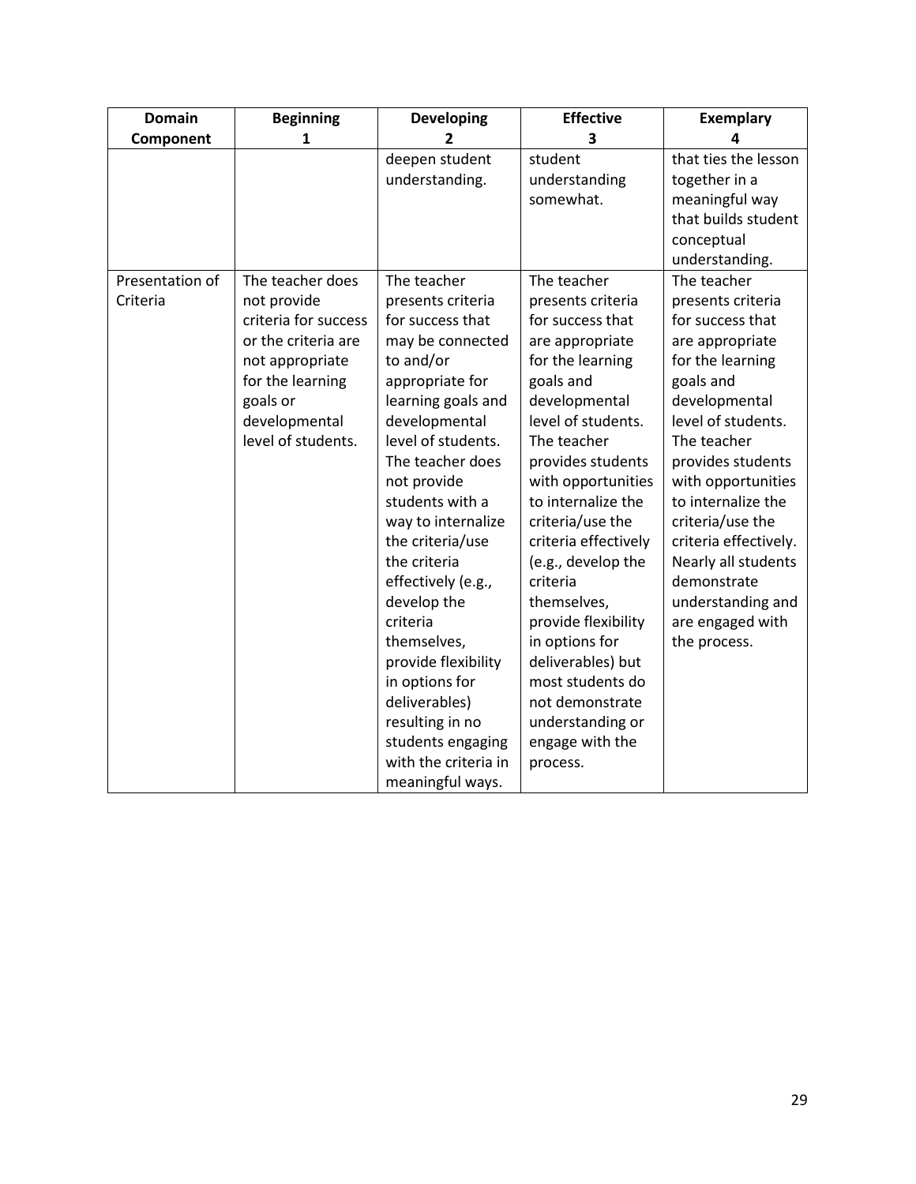| Domain Component | Beginning 1 | Developing 2 | Effective 3 | Exemplary 4 |
| --- | --- | --- | --- | --- |
| | | deepen student understanding. | student understanding somewhat. | that ties the lesson together in a meaningful way that builds student conceptual understanding. |
| Presentation of Criteria | The teacher does not provide criteria for success or the criteria are not appropriate for the learning goals or developmental level of students. | The teacher presents criteria for success that may be connected to and/or appropriate for learning goals and developmental level of students. The teacher does not provide students with a way to internalize the criteria/use the criteria effectively (e.g., develop the criteria themselves, provide flexibility in options for deliverables) resulting in no students engaging with the criteria in meaningful ways. | The teacher presents criteria for success that are appropriate for the learning goals and developmental level of students. The teacher provides students with opportunities to internalize the criteria/use the criteria effectively (e.g., develop the criteria themselves, provide flexibility in options for deliverables) but most students do not demonstrate understanding or engage with the process. | The teacher presents criteria for success that are appropriate for the learning goals and developmental level of students. The teacher provides students with opportunities to internalize the criteria/use the criteria effectively. Nearly all students demonstrate understanding and are engaged with the process. |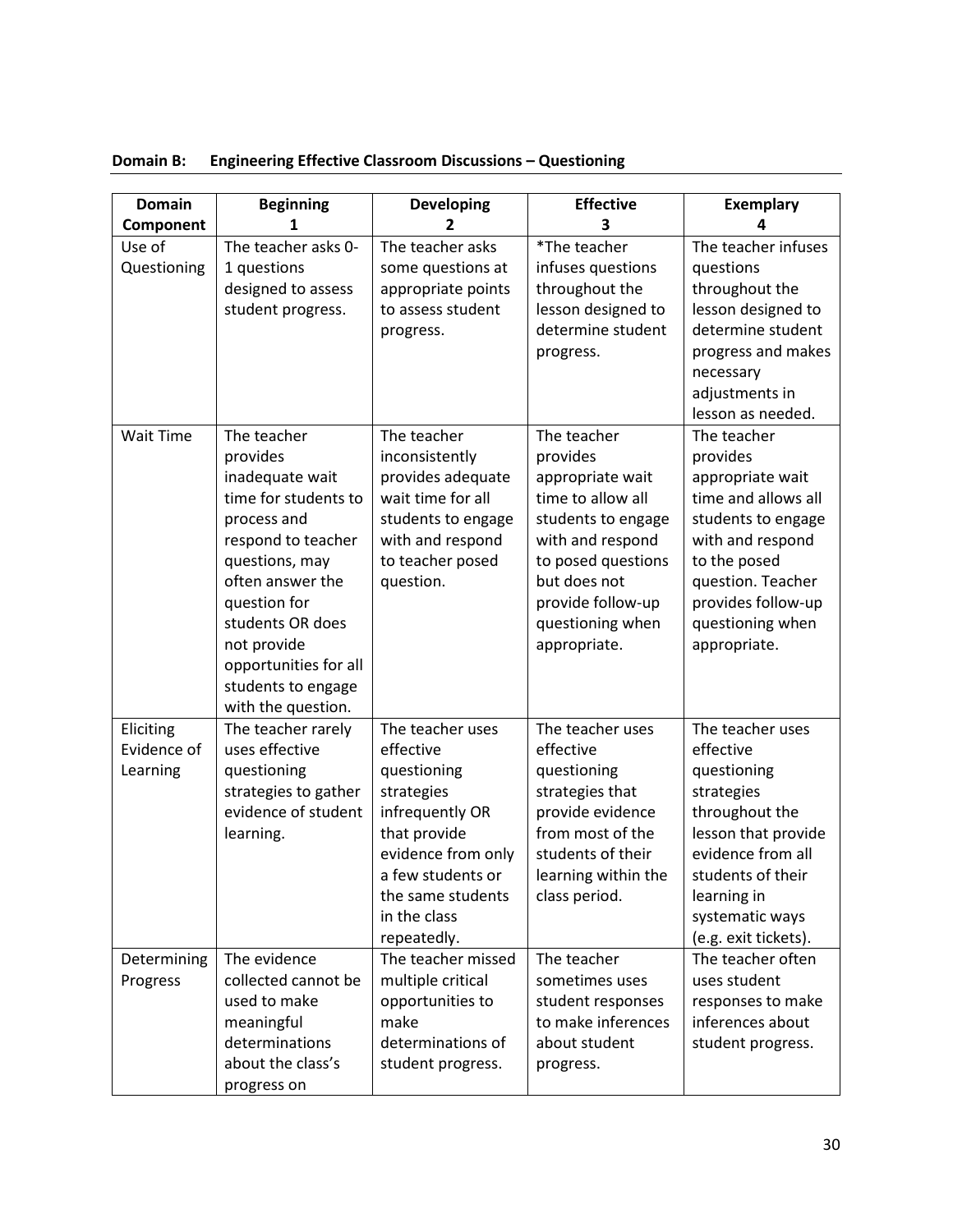**Domain B: Engineering Effective Classroom Discussions – Questioning**

| Domain Component | Beginning 1 | Developing 2 | Effective 3 | Exemplary 4 |
|---|---|---|---|---|
| Use of Questioning | The teacher asks 0-1 questions designed to assess student progress. | The teacher asks some questions at appropriate points to assess student progress. | *The teacher infuses questions throughout the lesson designed to determine student progress. | The teacher infuses questions throughout the lesson designed to determine student progress and makes necessary adjustments in lesson as needed. |
| Wait Time | The teacher provides inadequate wait time for students to process and respond to teacher questions, may often answer the question for students OR does not provide opportunities for all students to engage with the question. | The teacher inconsistently provides adequate wait time for all students to engage with and respond to teacher posed question. | The teacher provides appropriate wait time to allow all students to engage with and respond to posed questions but does not provide follow-up questioning when appropriate. | The teacher provides appropriate wait time and allows all students to engage with and respond to the posed question. Teacher provides follow-up questioning when appropriate. |
| Eliciting Evidence of Learning | The teacher rarely uses effective questioning strategies to gather evidence of student learning. | The teacher uses effective questioning strategies infrequently OR that provide evidence from only a few students or the same students in the class repeatedly. | The teacher uses effective questioning strategies that provide evidence from most of the students of their learning within the class period. | The teacher uses effective questioning strategies throughout the lesson that provide evidence from all students of their learning in systematic ways (e.g. exit tickets). |
| Determining Progress | The evidence collected cannot be used to make meaningful determinations about the class's progress on | The teacher missed multiple critical opportunities to make determinations of student progress. | The teacher sometimes uses student responses to make inferences about student progress. | The teacher often uses student responses to make inferences about student progress. |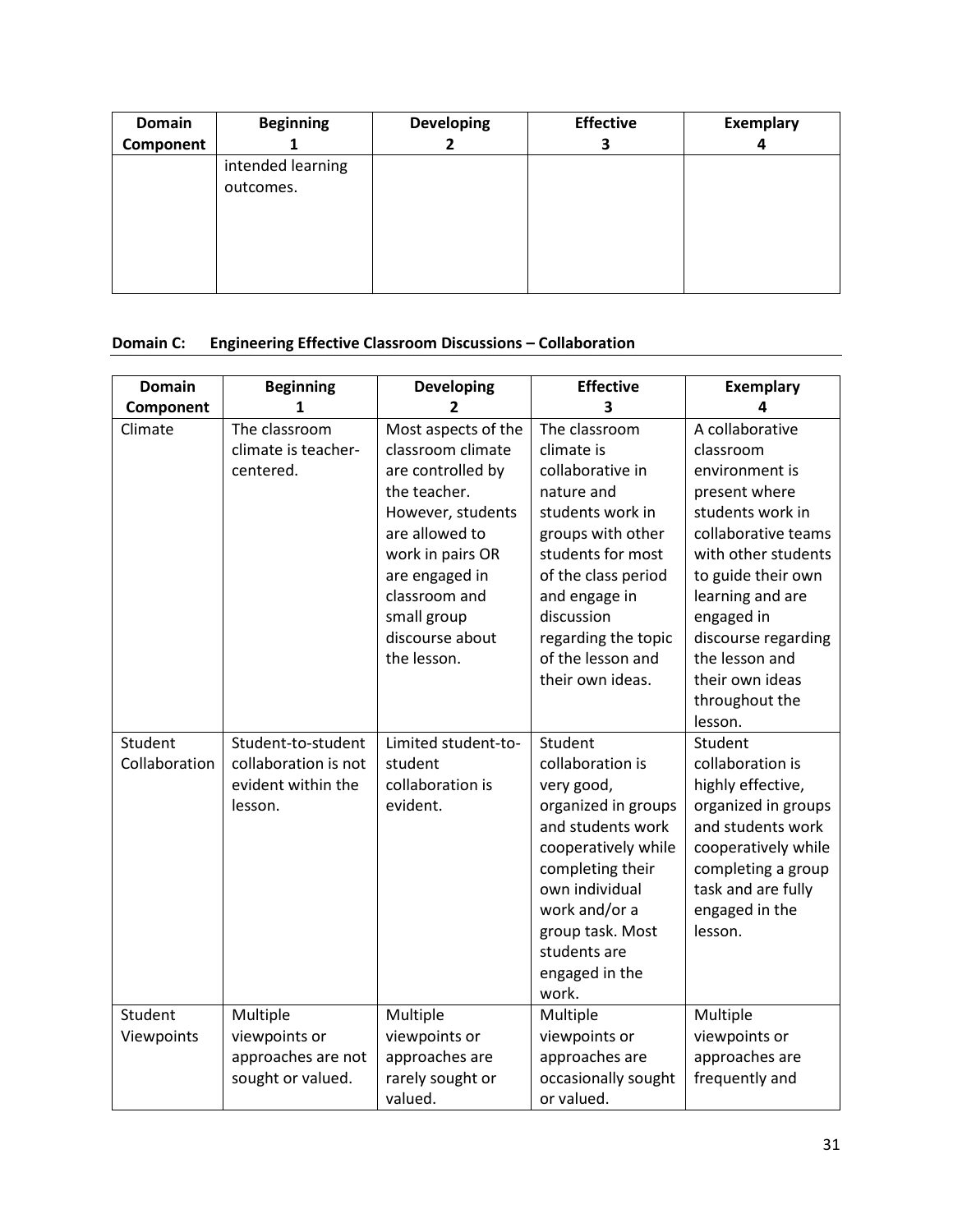| Domain Component | Beginning 1 | Developing 2 | Effective 3 | Exemplary 4 |
|---|---|---|---|---|
| | intended learning outcomes. | | | |

**Domain C: Engineering Effective Classroom Discussions – Collaboration**

| Domain Component | Beginning 1 | Developing 2 | Effective 3 | Exemplary 4 |
|---|---|---|---|---|
| Climate | The classroom climate is teacher-centered. | Most aspects of the classroom climate are controlled by the teacher. However, students are allowed to work in pairs OR are engaged in classroom and small group discourse about the lesson. | The classroom climate is collaborative in nature and students work in groups with other students for most of the class period and engage in discussion regarding the topic of the lesson and their own ideas. | A collaborative classroom environment is present where students work in collaborative teams with other students to guide their own learning and are engaged in discourse regarding the lesson and their own ideas throughout the lesson. |
| Student Collaboration | Student-to-student collaboration is not evident within the lesson. | Limited student-to-student collaboration is evident. | Student collaboration is very good, organized in groups and students work cooperatively while completing their own individual work and/or a group task. Most students are engaged in the work. | Student collaboration is highly effective, organized in groups and students work cooperatively while completing a group task and are fully engaged in the lesson. |
| Student Viewpoints | Multiple viewpoints or approaches are not sought or valued. | Multiple viewpoints or approaches are rarely sought or valued. | Multiple viewpoints or approaches are occasionally sought or valued. | Multiple viewpoints or approaches are frequently and |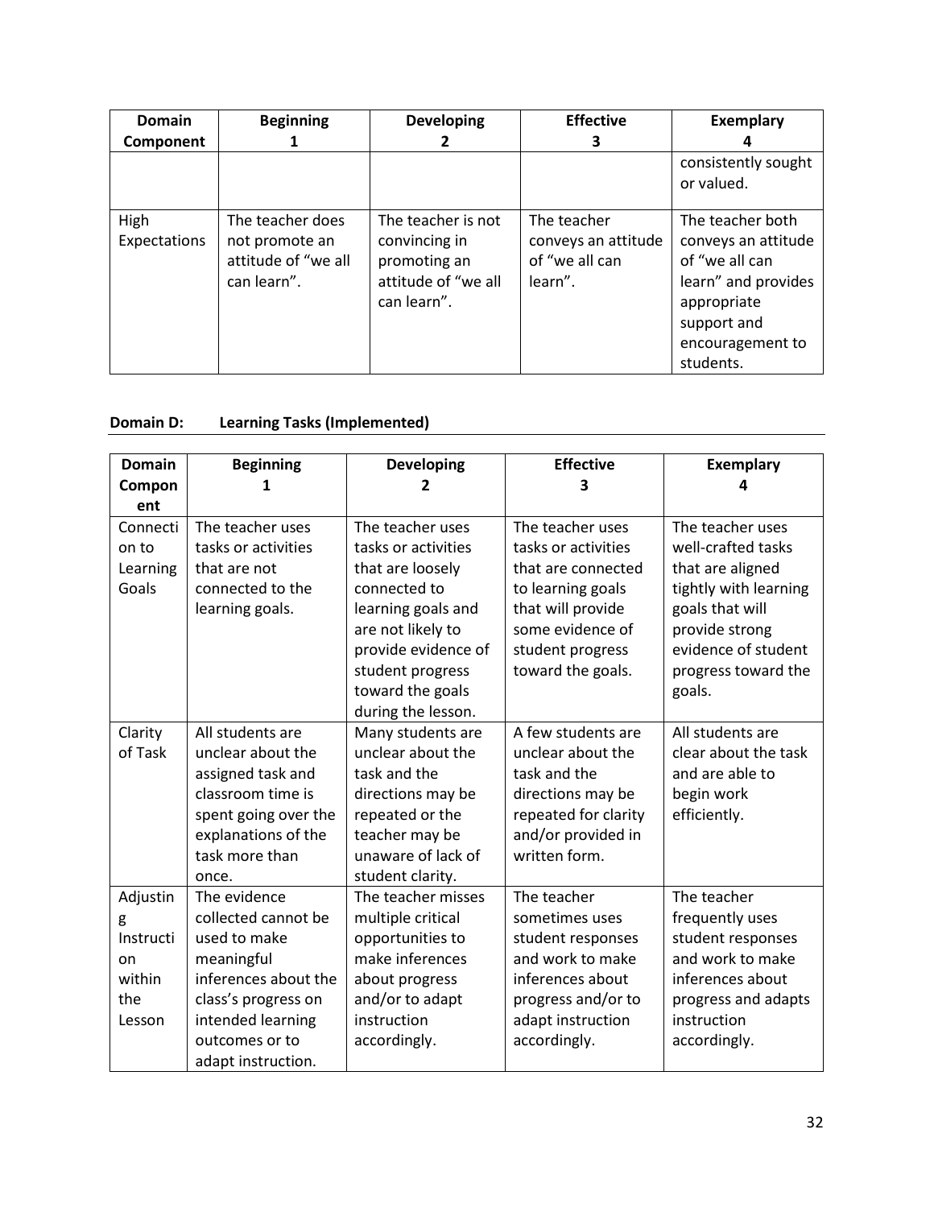| Domain Component | Beginning 1 | Developing 2 | Effective 3 | Exemplary 4 |
|---|---|---|---|---|
| | | | | consistently sought or valued. |
| High Expectations | The teacher does not promote an attitude of "we all can learn". | The teacher is not convincing in promoting an attitude of "we all can learn". | The teacher conveys an attitude of "we all can learn". | The teacher both conveys an attitude of "we all can learn" and provides appropriate support and encouragement to students. |

**Domain D: Learning Tasks (Implemented)**

| Domain Component | Beginning 1 | Developing 2 | Effective 3 | Exemplary 4 |
|---|---|---|---|---|
| Connection to Learning Goals | The teacher uses tasks or activities that are not connected to the learning goals. | The teacher uses tasks or activities that are loosely connected to learning goals and are not likely to provide evidence of student progress toward the goals during the lesson. | The teacher uses tasks or activities that are connected to learning goals that will provide some evidence of student progress toward the goals. | The teacher uses well-crafted tasks that are aligned tightly with learning goals that will provide strong evidence of student progress toward the goals. |
| Clarity of Task | All students are unclear about the assigned task and classroom time is spent going over the explanations of the task more than once. | Many students are unclear about the task and the directions may be repeated or the teacher may be unaware of lack of student clarity. | A few students are unclear about the task and the directions may be repeated for clarity and/or provided in written form. | All students are clear about the task and are able to begin work efficiently. |
| Adjusting Instruction within the Lesson | The evidence collected cannot be used to make meaningful inferences about the class's progress on intended learning outcomes or to adapt instruction. | The teacher misses multiple critical opportunities to make inferences about progress and/or to adapt instruction accordingly. | The teacher sometimes uses student responses and work to make inferences about progress and/or to adapt instruction accordingly. | The teacher frequently uses student responses and work to make inferences about progress and adapts instruction accordingly. |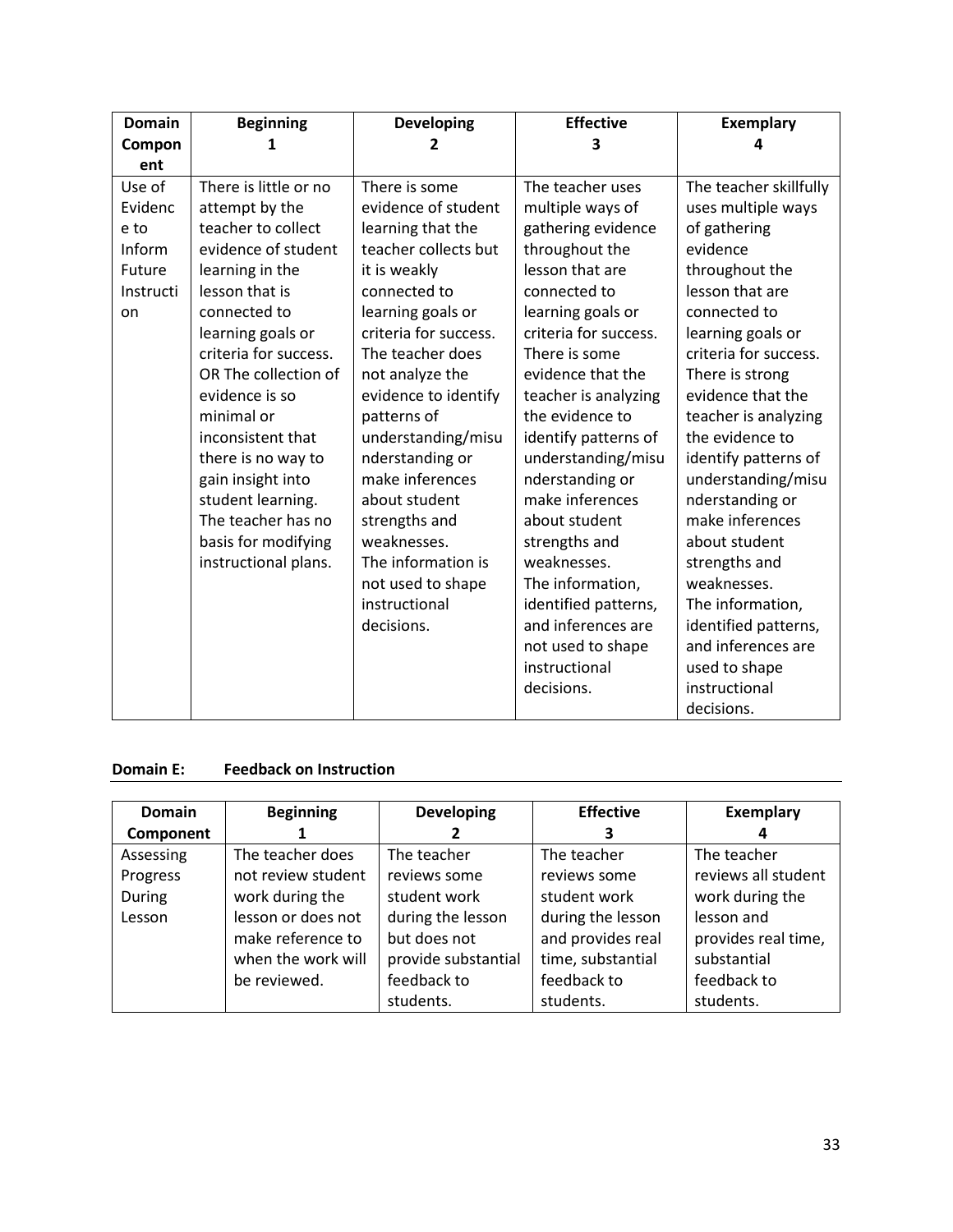| Domain Component | Beginning 1 | Developing 2 | Effective 3 | Exemplary 4 |
|---|---|---|---|---|
| Use of Evidence to Inform Future Instruction | There is little or no attempt by the teacher to collect evidence of student learning in the lesson that is connected to learning goals or criteria for success. OR The collection of evidence is so minimal or inconsistent that there is no way to gain insight into student learning. The teacher has no basis for modifying instructional plans. | There is some evidence of student learning that the teacher collects but it is weakly connected to learning goals or criteria for success. The teacher does not analyze the evidence to identify patterns of understanding/misunderstanding or make inferences about student strengths and weaknesses. The information is not used to shape instructional decisions. | The teacher uses multiple ways of gathering evidence throughout the lesson that are connected to learning goals or criteria for success. There is some evidence that the teacher is analyzing the evidence to identify patterns of understanding/misunderstanding or make inferences about student strengths and weaknesses. The information, identified patterns, and inferences are not used to shape instructional decisions. | The teacher skillfully uses multiple ways of gathering evidence throughout the lesson that are connected to learning goals or criteria for success. There is strong evidence that the teacher is analyzing the evidence to identify patterns of understanding/misunderstanding or make inferences about student strengths and weaknesses. The information, identified patterns, and inferences are used to shape instructional decisions. |

**Domain E: Feedback on Instruction**

| Domain Component | Beginning 1 | Developing 2 | Effective 3 | Exemplary 4 |
|---|---|---|---|---|
| Assessing Progress During Lesson | The teacher does not review student work during the lesson or does not make reference to when the work will be reviewed. | The teacher reviews some student work during the lesson but does not provide substantial feedback to students. | The teacher reviews some student work during the lesson and provides real time, substantial feedback to students. | The teacher reviews all student work during the lesson and provides real time, substantial feedback to students. |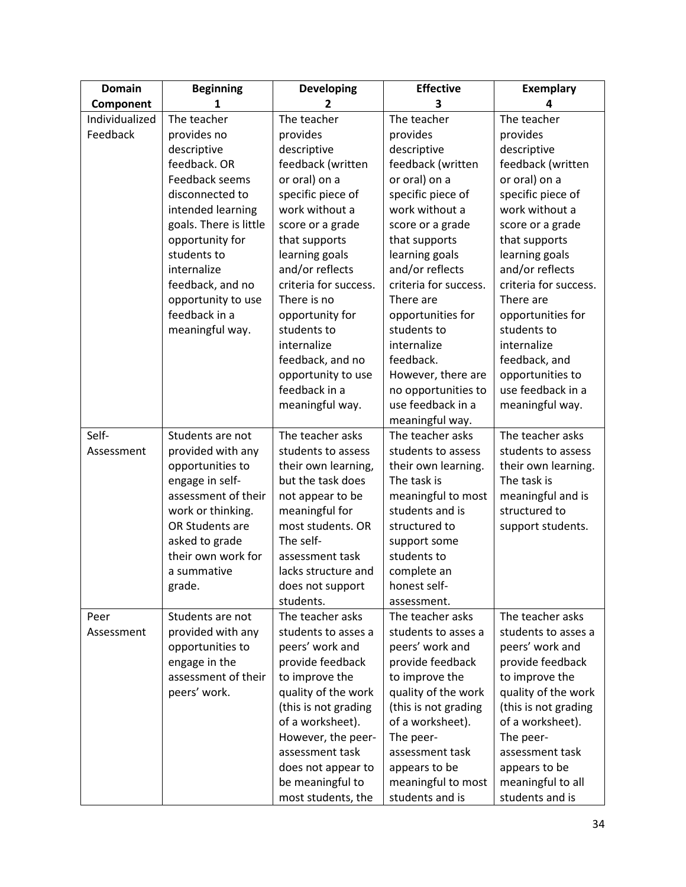| Domain Component | Beginning 1 | Developing 2 | Effective 3 | Exemplary 4 |
|---|---|---|---|---|
| Individualized Feedback | The teacher provides no descriptive feedback. OR Feedback seems disconnected to intended learning goals. There is little opportunity for students to internalize feedback, and no opportunity to use feedback in a meaningful way. | The teacher provides descriptive feedback (written or oral) on a specific piece of work without a score or a grade that supports learning goals and/or reflects criteria for success. There is no opportunity for students to internalize feedback, and no opportunity to use feedback in a meaningful way. | The teacher provides descriptive feedback (written or oral) on a specific piece of work without a score or a grade that supports learning goals and/or reflects criteria for success. There are opportunities for students to internalize feedback. However, there are no opportunities to use feedback in a meaningful way. | The teacher provides descriptive feedback (written or oral) on a specific piece of work without a score or a grade that supports learning goals and/or reflects criteria for success. There are opportunities for students to internalize feedback, and opportunities to use feedback in a meaningful way. |
| Self-Assessment | Students are not provided with any opportunities to engage in self-assessment of their work or thinking. OR Students are asked to grade their own work for a summative grade. | The teacher asks students to assess their own learning, but the task does not appear to be meaningful for most students. OR The self-assessment task lacks structure and does not support students. | The teacher asks students to assess their own learning. The task is meaningful to most students and is structured to support some students to complete an honest self-assessment. | The teacher asks students to assess their own learning. The task is meaningful and is structured to support students. |
| Peer Assessment | Students are not provided with any opportunities to engage in the assessment of their peers' work. | The teacher asks students to asses a peers' work and provide feedback to improve the quality of the work (this is not grading of a worksheet). However, the peer-assessment task does not appear to be meaningful to most students, the | The teacher asks students to asses a peers' work and provide feedback to improve the quality of the work (this is not grading of a worksheet). The peer-assessment task appears to be meaningful to most students and is | The teacher asks students to asses a peers' work and provide feedback to improve the quality of the work (this is not grading of a worksheet). The peer-assessment task appears to be meaningful to all students and is |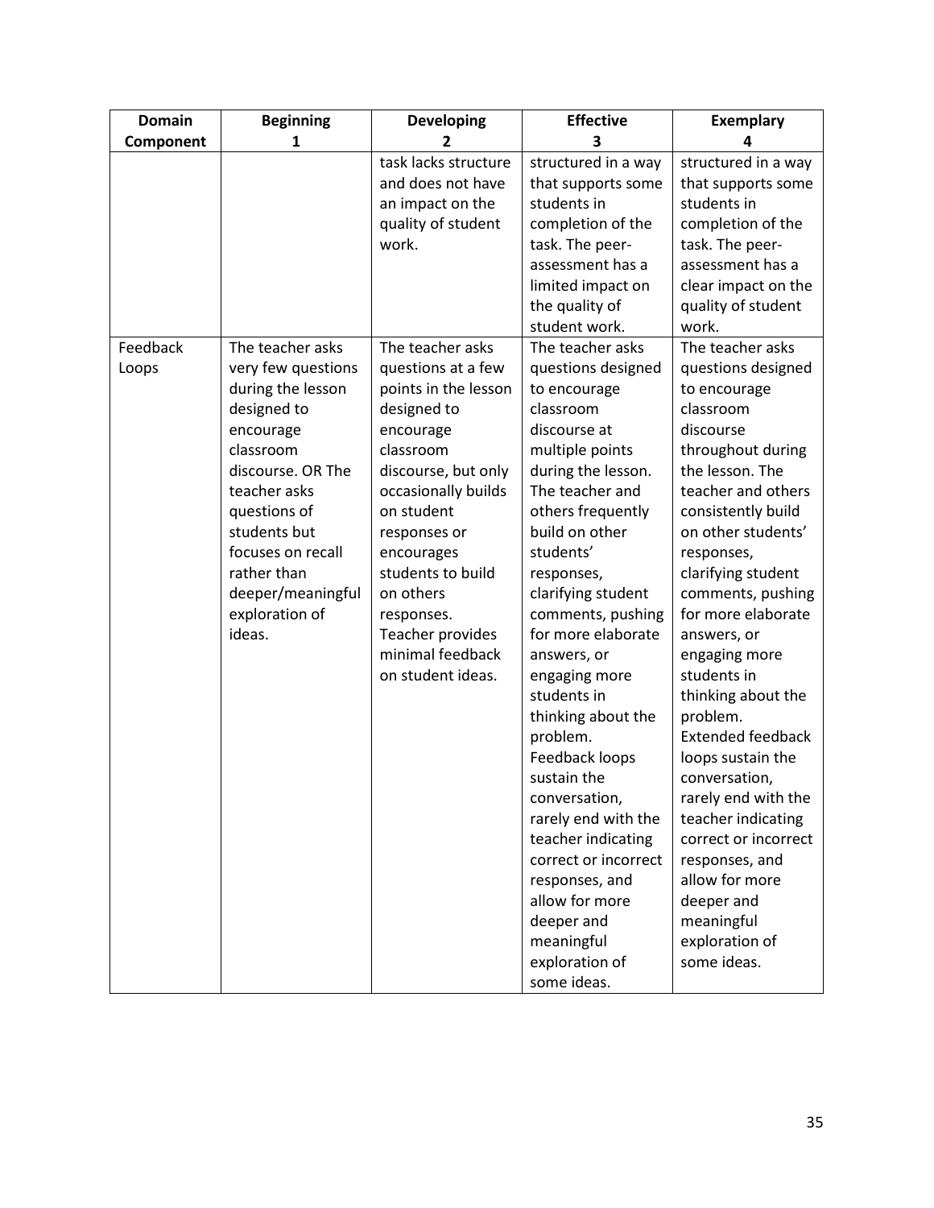| Domain Component | Beginning 1 | Developing 2 | Effective 3 | Exemplary 4 |
|---|---|---|---|---|
| | | task lacks structure and does not have an impact on the quality of student work. | structured in a way that supports some students in completion of the task. The peer-assessment has a limited impact on the quality of student work. | structured in a way that supports some students in completion of the task. The peer-assessment has a clear impact on the quality of student work. |
| Feedback Loops | The teacher asks very few questions during the lesson designed to encourage classroom discourse. OR The teacher asks questions of students but focuses on recall rather than deeper/meaningful exploration of ideas. | The teacher asks questions at a few points in the lesson designed to encourage classroom discourse, but only occasionally builds on student responses or encourages students to build on others responses. Teacher provides minimal feedback on student ideas. | The teacher asks questions designed to encourage classroom discourse at multiple points during the lesson. The teacher and others frequently build on other students' responses, clarifying student comments, pushing for more elaborate answers, or engaging more students in thinking about the problem. Feedback loops sustain the conversation, rarely end with the teacher indicating correct or incorrect responses, and allow for more deeper and meaningful exploration of some ideas. | The teacher asks questions designed to encourage classroom discourse throughout during the lesson. The teacher and others consistently build on other students' responses, clarifying student comments, pushing for more elaborate answers, or engaging more students in thinking about the problem. Extended feedback loops sustain the conversation, rarely end with the teacher indicating correct or incorrect responses, and allow for more deeper and meaningful exploration of some ideas. |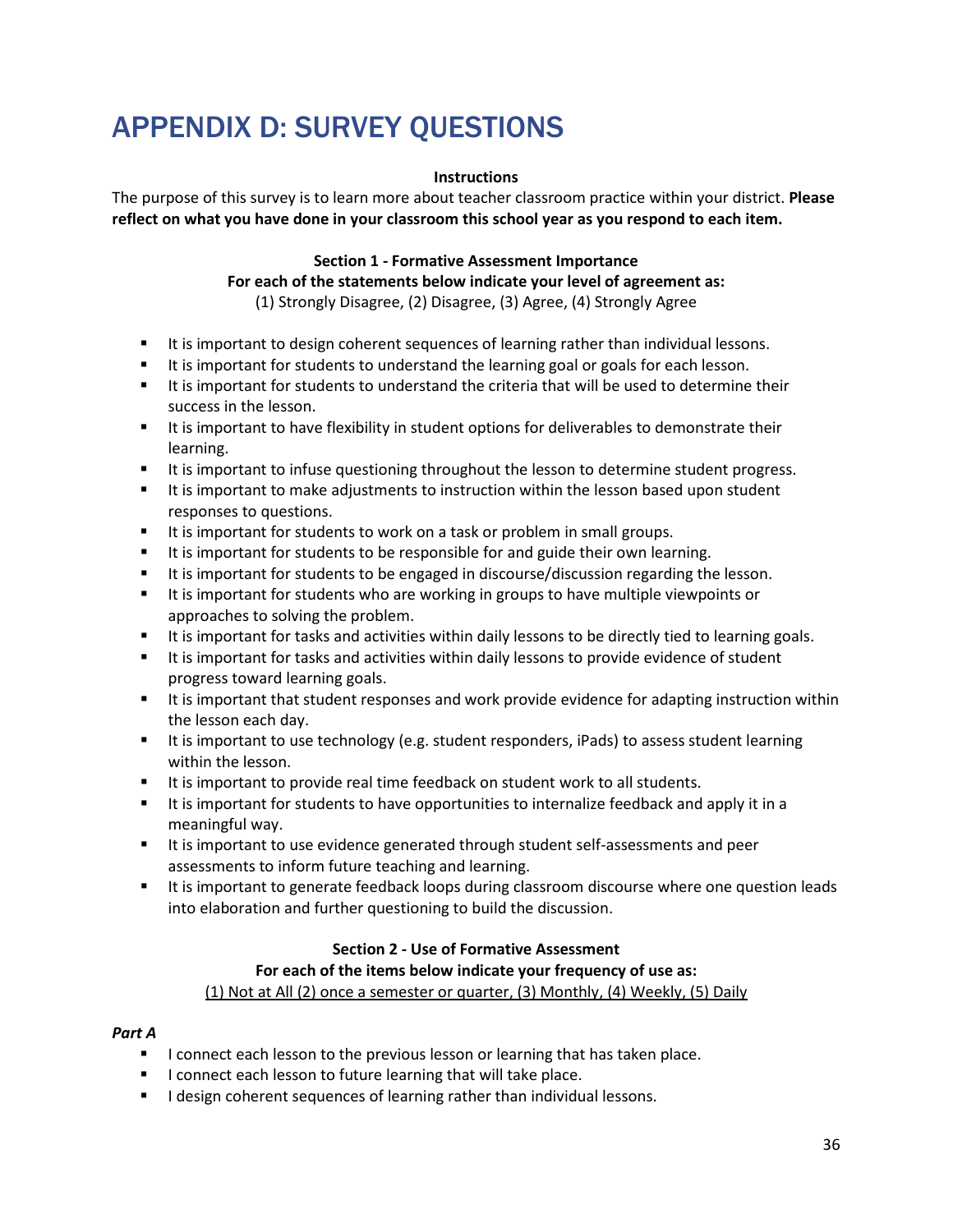# APPENDIX D: SURVEY QUESTIONS

**Instructions**

The purpose of this survey is to learn more about teacher classroom practice within your district. **Please reflect on what you have done in your classroom this school year as you respond to each item.**

**Section 1 - Formative Assessment Importance**

**For each of the statements below indicate your level of agreement as:**

(1) Strongly Disagree, (2) Disagree, (3) Agree, (4) Strongly Agree

- It is important to design coherent sequences of learning rather than individual lessons.
- It is important for students to understand the learning goal or goals for each lesson.
- It is important for students to understand the criteria that will be used to determine their success in the lesson.
- It is important to have flexibility in student options for deliverables to demonstrate their learning.
- It is important to infuse questioning throughout the lesson to determine student progress.
- It is important to make adjustments to instruction within the lesson based upon student responses to questions.
- It is important for students to work on a task or problem in small groups.
- It is important for students to be responsible for and guide their own learning.
- It is important for students to be engaged in discourse/discussion regarding the lesson.
- It is important for students who are working in groups to have multiple viewpoints or approaches to solving the problem.
- It is important for tasks and activities within daily lessons to be directly tied to learning goals.
- It is important for tasks and activities within daily lessons to provide evidence of student progress toward learning goals.
- It is important that student responses and work provide evidence for adapting instruction within the lesson each day.
- It is important to use technology (e.g. student responders, iPads) to assess student learning within the lesson.
- It is important to provide real time feedback on student work to all students.
- It is important for students to have opportunities to internalize feedback and apply it in a meaningful way.
- It is important to use evidence generated through student self-assessments and peer assessments to inform future teaching and learning.
- It is important to generate feedback loops during classroom discourse where one question leads into elaboration and further questioning to build the discussion.

**Section 2 - Use of Formative Assessment**

**For each of the items below indicate your frequency of use as:**

(1) Not at All (2) once a semester or quarter, (3) Monthly, (4) Weekly, (5) Daily

***Part A***

- I connect each lesson to the previous lesson or learning that has taken place.
- I connect each lesson to future learning that will take place.
- I design coherent sequences of learning rather than individual lessons.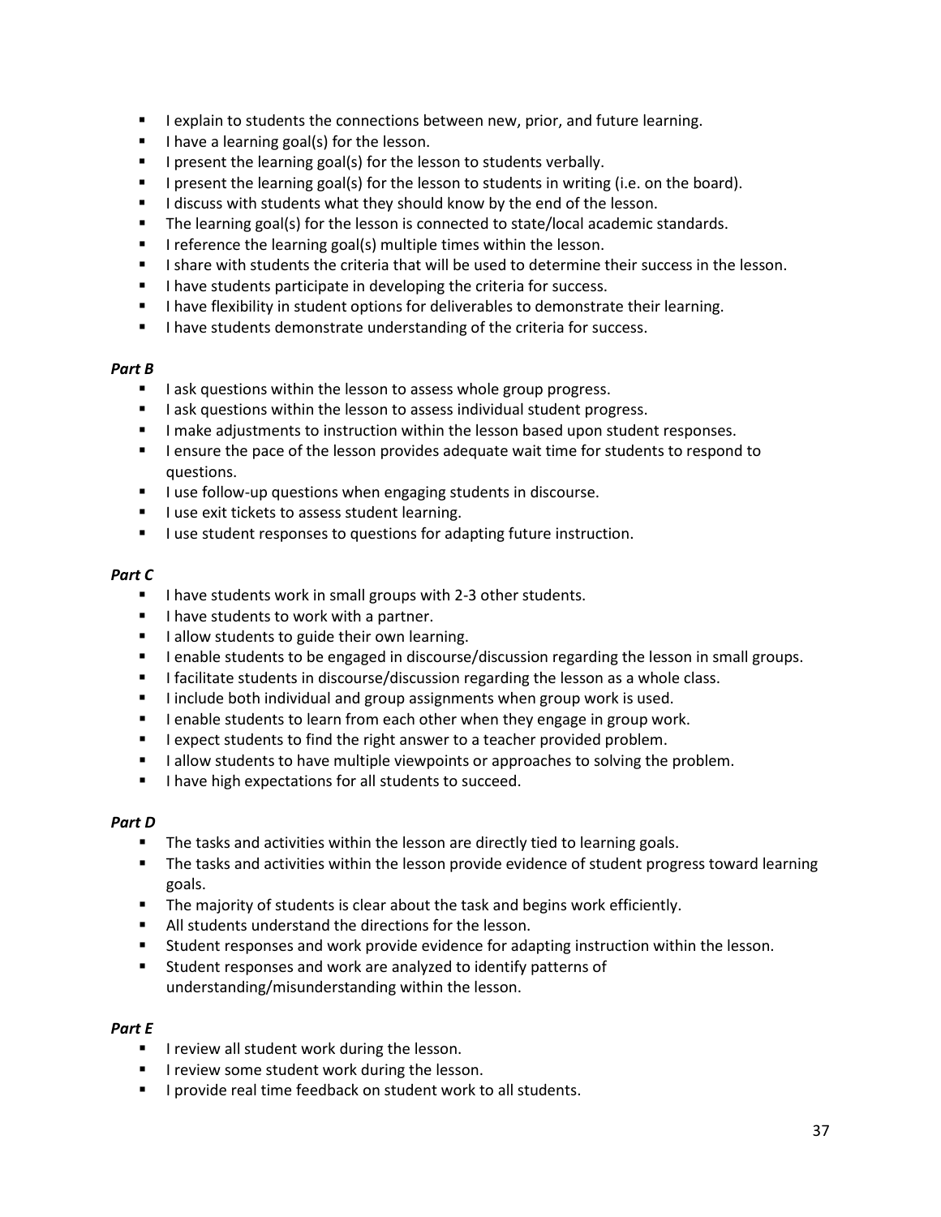- I explain to students the connections between new, prior, and future learning.
- I have a learning goal(s) for the lesson.
- I present the learning goal(s) for the lesson to students verbally.
- I present the learning goal(s) for the lesson to students in writing (i.e. on the board).
- I discuss with students what they should know by the end of the lesson.
- The learning goal(s) for the lesson is connected to state/local academic standards.
- I reference the learning goal(s) multiple times within the lesson.
- I share with students the criteria that will be used to determine their success in the lesson.
- I have students participate in developing the criteria for success.
- I have flexibility in student options for deliverables to demonstrate their learning.
- I have students demonstrate understanding of the criteria for success.

***Part B***

- I ask questions within the lesson to assess whole group progress.
- I ask questions within the lesson to assess individual student progress.
- I make adjustments to instruction within the lesson based upon student responses.
- I ensure the pace of the lesson provides adequate wait time for students to respond to questions.
- I use follow-up questions when engaging students in discourse.
- I use exit tickets to assess student learning.
- I use student responses to questions for adapting future instruction.

***Part C***

- I have students work in small groups with 2-3 other students.
- I have students to work with a partner.
- I allow students to guide their own learning.
- I enable students to be engaged in discourse/discussion regarding the lesson in small groups.
- I facilitate students in discourse/discussion regarding the lesson as a whole class.
- I include both individual and group assignments when group work is used.
- I enable students to learn from each other when they engage in group work.
- I expect students to find the right answer to a teacher provided problem.
- I allow students to have multiple viewpoints or approaches to solving the problem.
- I have high expectations for all students to succeed.

***Part D***

- The tasks and activities within the lesson are directly tied to learning goals.
- The tasks and activities within the lesson provide evidence of student progress toward learning goals.
- The majority of students is clear about the task and begins work efficiently.
- All students understand the directions for the lesson.
- Student responses and work provide evidence for adapting instruction within the lesson.
- Student responses and work are analyzed to identify patterns of understanding/misunderstanding within the lesson.

***Part E***

- I review all student work during the lesson.
- I review some student work during the lesson.
- I provide real time feedback on student work to all students.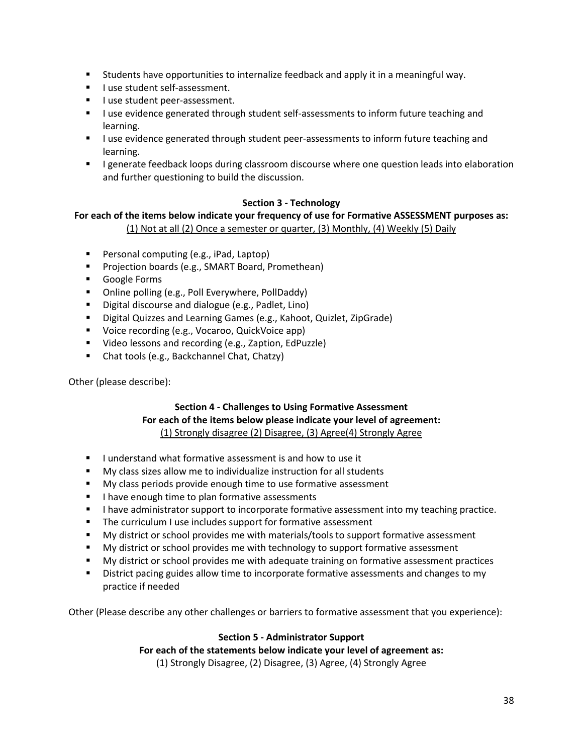- Students have opportunities to internalize feedback and apply it in a meaningful way.
- I use student self-assessment.
- I use student peer-assessment.
- I use evidence generated through student self-assessments to inform future teaching and learning.
- I use evidence generated through student peer-assessments to inform future teaching and learning.
- I generate feedback loops during classroom discourse where one question leads into elaboration and further questioning to build the discussion.

**Section 3 - Technology**

**For each of the items below indicate your frequency of use for Formative ASSESSMENT purposes as:**

(1) Not at all (2) Once a semester or quarter, (3) Monthly, (4) Weekly (5) Daily

- Personal computing (e.g., iPad, Laptop)
- Projection boards (e.g., SMART Board, Promethean)
- Google Forms
- Online polling (e.g., Poll Everywhere, PollDaddy)
- Digital discourse and dialogue (e.g., Padlet, Lino)
- Digital Quizzes and Learning Games (e.g., Kahoot, Quizlet, ZipGrade)
- Voice recording (e.g., Vocaroo, QuickVoice app)
- Video lessons and recording (e.g., Zaption, EdPuzzle)
- Chat tools (e.g., Backchannel Chat, Chatzy)

Other (please describe):

**Section 4 - Challenges to Using Formative Assessment**

**For each of the items below please indicate your level of agreement:**

(1) Strongly disagree (2) Disagree, (3) Agree(4) Strongly Agree

- I understand what formative assessment is and how to use it
- My class sizes allow me to individualize instruction for all students
- My class periods provide enough time to use formative assessment
- I have enough time to plan formative assessments
- I have administrator support to incorporate formative assessment into my teaching practice.
- The curriculum I use includes support for formative assessment
- My district or school provides me with materials/tools to support formative assessment
- My district or school provides me with technology to support formative assessment
- My district or school provides me with adequate training on formative assessment practices
- District pacing guides allow time to incorporate formative assessments and changes to my practice if needed

Other (Please describe any other challenges or barriers to formative assessment that you experience):

**Section 5 - Administrator Support**

**For each of the statements below indicate your level of agreement as:**

(1) Strongly Disagree, (2) Disagree, (3) Agree, (4) Strongly Agree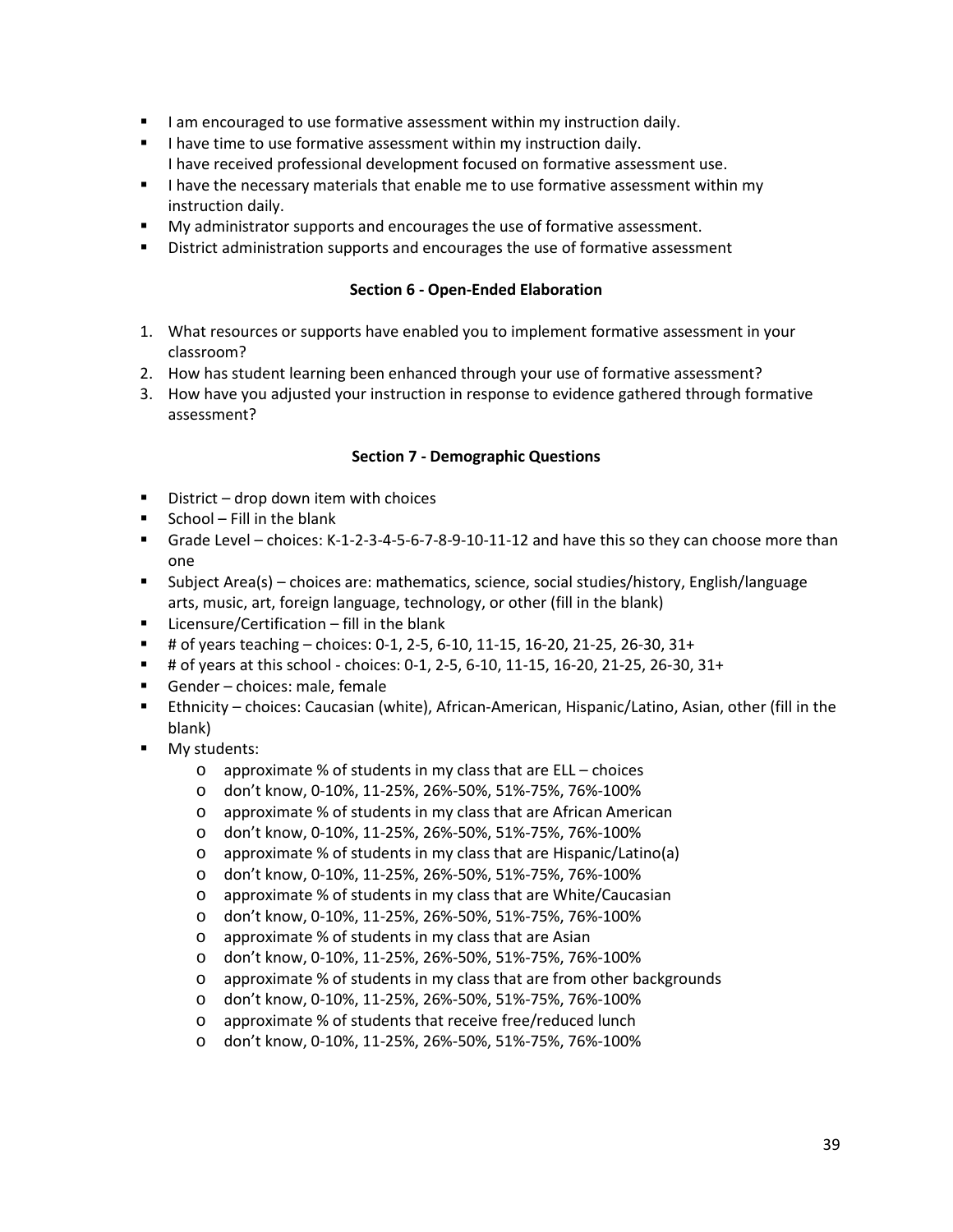- I am encouraged to use formative assessment within my instruction daily.
- I have time to use formative assessment within my instruction daily.
  I have received professional development focused on formative assessment use.
- I have the necessary materials that enable me to use formative assessment within my instruction daily.
- My administrator supports and encourages the use of formative assessment.
- District administration supports and encourages the use of formative assessment

**Section 6 - Open-Ended Elaboration**

1. What resources or supports have enabled you to implement formative assessment in your classroom?
2. How has student learning been enhanced through your use of formative assessment?
3. How have you adjusted your instruction in response to evidence gathered through formative assessment?

**Section 7 - Demographic Questions**

- District – drop down item with choices
- School – Fill in the blank
- Grade Level – choices: K-1-2-3-4-5-6-7-8-9-10-11-12 and have this so they can choose more than one
- Subject Area(s) – choices are: mathematics, science, social studies/history, English/language arts, music, art, foreign language, technology, or other (fill in the blank)
- Licensure/Certification – fill in the blank
- # of years teaching – choices: 0-1, 2-5, 6-10, 11-15, 16-20, 21-25, 26-30, 31+
- # of years at this school - choices: 0-1, 2-5, 6-10, 11-15, 16-20, 21-25, 26-30, 31+
- Gender – choices: male, female
- Ethnicity – choices: Caucasian (white), African-American, Hispanic/Latino, Asian, other (fill in the blank)
- My students:
  - approximate % of students in my class that are ELL – choices
  - don't know, 0-10%, 11-25%, 26%-50%, 51%-75%, 76%-100%
  - approximate % of students in my class that are African American
  - don't know, 0-10%, 11-25%, 26%-50%, 51%-75%, 76%-100%
  - approximate % of students in my class that are Hispanic/Latino(a)
  - don't know, 0-10%, 11-25%, 26%-50%, 51%-75%, 76%-100%
  - approximate % of students in my class that are White/Caucasian
  - don't know, 0-10%, 11-25%, 26%-50%, 51%-75%, 76%-100%
  - approximate % of students in my class that are Asian
  - don't know, 0-10%, 11-25%, 26%-50%, 51%-75%, 76%-100%
  - approximate % of students in my class that are from other backgrounds
  - don't know, 0-10%, 11-25%, 26%-50%, 51%-75%, 76%-100%
  - approximate % of students that receive free/reduced lunch
  - don't know, 0-10%, 11-25%, 26%-50%, 51%-75%, 76%-100%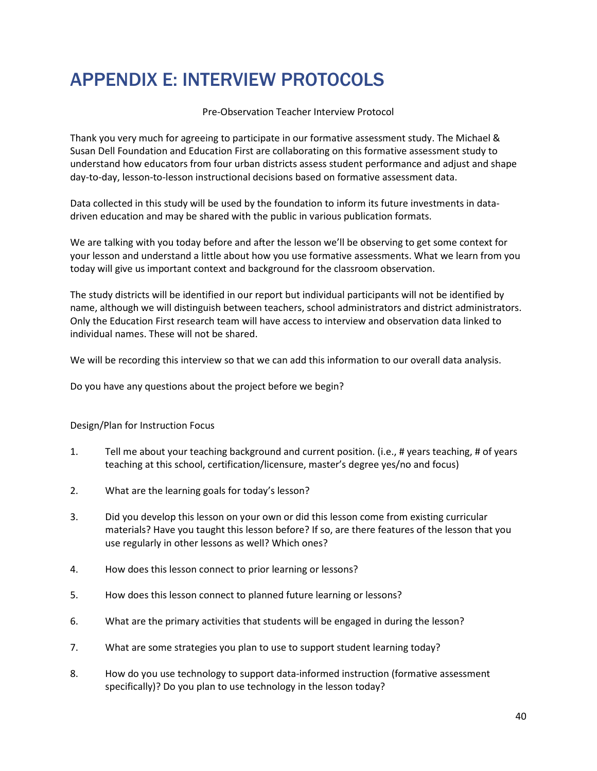# APPENDIX E: INTERVIEW PROTOCOLS

Pre-Observation Teacher Interview Protocol

Thank you very much for agreeing to participate in our formative assessment study. The Michael & Susan Dell Foundation and Education First are collaborating on this formative assessment study to understand how educators from four urban districts assess student performance and adjust and shape day-to-day, lesson-to-lesson instructional decisions based on formative assessment data.

Data collected in this study will be used by the foundation to inform its future investments in data-driven education and may be shared with the public in various publication formats.

We are talking with you today before and after the lesson we'll be observing to get some context for your lesson and understand a little about how you use formative assessments. What we learn from you today will give us important context and background for the classroom observation.

The study districts will be identified in our report but individual participants will not be identified by name, although we will distinguish between teachers, school administrators and district administrators. Only the Education First research team will have access to interview and observation data linked to individual names. These will not be shared.

We will be recording this interview so that we can add this information to our overall data analysis.

Do you have any questions about the project before we begin?

Design/Plan for Instruction Focus

1. Tell me about your teaching background and current position. (i.e., # years teaching, # of years teaching at this school, certification/licensure, master's degree yes/no and focus)
2. What are the learning goals for today's lesson?
3. Did you develop this lesson on your own or did this lesson come from existing curricular materials? Have you taught this lesson before? If so, are there features of the lesson that you use regularly in other lessons as well? Which ones?
4. How does this lesson connect to prior learning or lessons?
5. How does this lesson connect to planned future learning or lessons?
6. What are the primary activities that students will be engaged in during the lesson?
7. What are some strategies you plan to use to support student learning today?
8. How do you use technology to support data-informed instruction (formative assessment specifically)? Do you plan to use technology in the lesson today?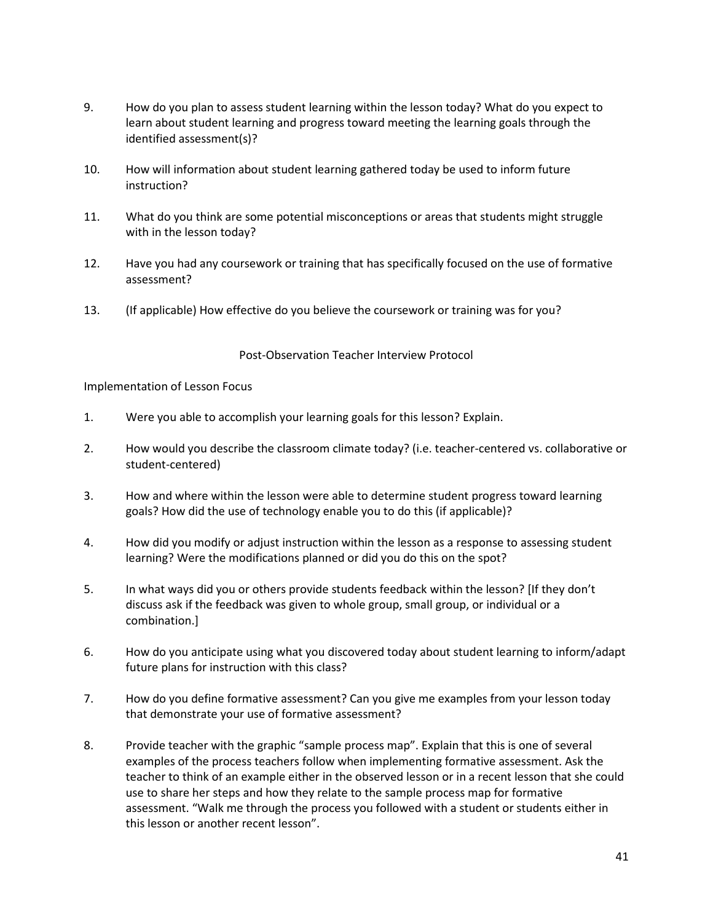9. How do you plan to assess student learning within the lesson today? What do you expect to learn about student learning and progress toward meeting the learning goals through the identified assessment(s)?

10. How will information about student learning gathered today be used to inform future instruction?

11. What do you think are some potential misconceptions or areas that students might struggle with in the lesson today?

12. Have you had any coursework or training that has specifically focused on the use of formative assessment?

13. (If applicable) How effective do you believe the coursework or training was for you?

## Post-Observation Teacher Interview Protocol

Implementation of Lesson Focus

1. Were you able to accomplish your learning goals for this lesson? Explain.

2. How would you describe the classroom climate today? (i.e. teacher-centered vs. collaborative or student-centered)

3. How and where within the lesson were able to determine student progress toward learning goals? How did the use of technology enable you to do this (if applicable)?

4. How did you modify or adjust instruction within the lesson as a response to assessing student learning? Were the modifications planned or did you do this on the spot?

5. In what ways did you or others provide students feedback within the lesson? [If they don't discuss ask if the feedback was given to whole group, small group, or individual or a combination.]

6. How do you anticipate using what you discovered today about student learning to inform/adapt future plans for instruction with this class?

7. How do you define formative assessment? Can you give me examples from your lesson today that demonstrate your use of formative assessment?

8. Provide teacher with the graphic "sample process map". Explain that this is one of several examples of the process teachers follow when implementing formative assessment. Ask the teacher to think of an example either in the observed lesson or in a recent lesson that she could use to share her steps and how they relate to the sample process map for formative assessment. "Walk me through the process you followed with a student or students either in this lesson or another recent lesson".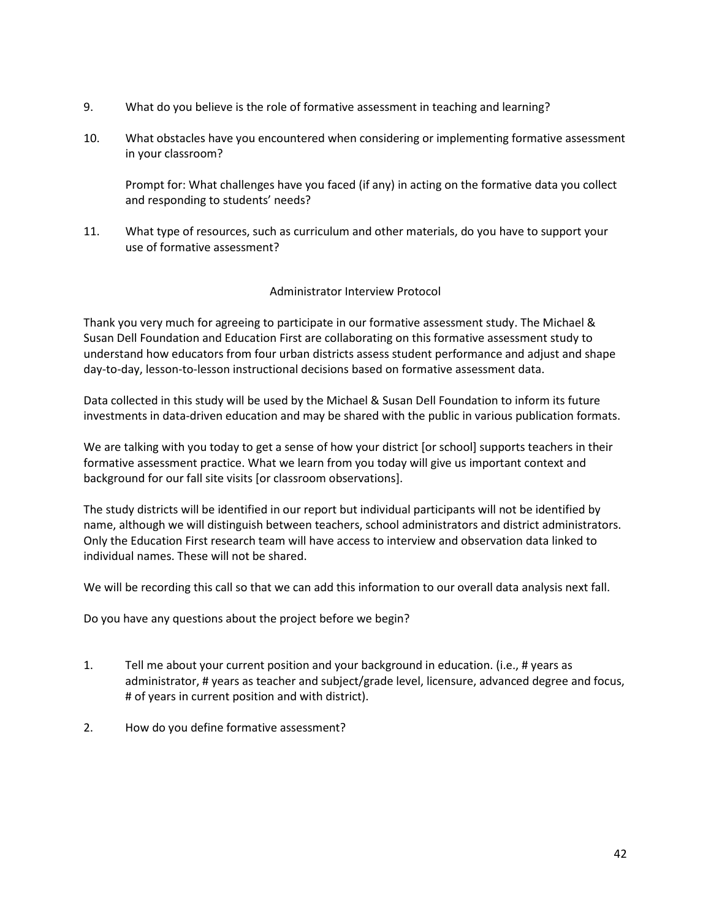9. What do you believe is the role of formative assessment in teaching and learning?

10. What obstacles have you encountered when considering or implementing formative assessment in your classroom?

    Prompt for: What challenges have you faced (if any) in acting on the formative data you collect and responding to students' needs?

11. What type of resources, such as curriculum and other materials, do you have to support your use of formative assessment?

## Administrator Interview Protocol

Thank you very much for agreeing to participate in our formative assessment study. The Michael & Susan Dell Foundation and Education First are collaborating on this formative assessment study to understand how educators from four urban districts assess student performance and adjust and shape day-to-day, lesson-to-lesson instructional decisions based on formative assessment data.

Data collected in this study will be used by the Michael & Susan Dell Foundation to inform its future investments in data-driven education and may be shared with the public in various publication formats.

We are talking with you today to get a sense of how your district [or school] supports teachers in their formative assessment practice. What we learn from you today will give us important context and background for our fall site visits [or classroom observations].

The study districts will be identified in our report but individual participants will not be identified by name, although we will distinguish between teachers, school administrators and district administrators. Only the Education First research team will have access to interview and observation data linked to individual names. These will not be shared.

We will be recording this call so that we can add this information to our overall data analysis next fall.

Do you have any questions about the project before we begin?

1. Tell me about your current position and your background in education. (i.e., # years as administrator, # years as teacher and subject/grade level, licensure, advanced degree and focus, # of years in current position and with district).

2. How do you define formative assessment?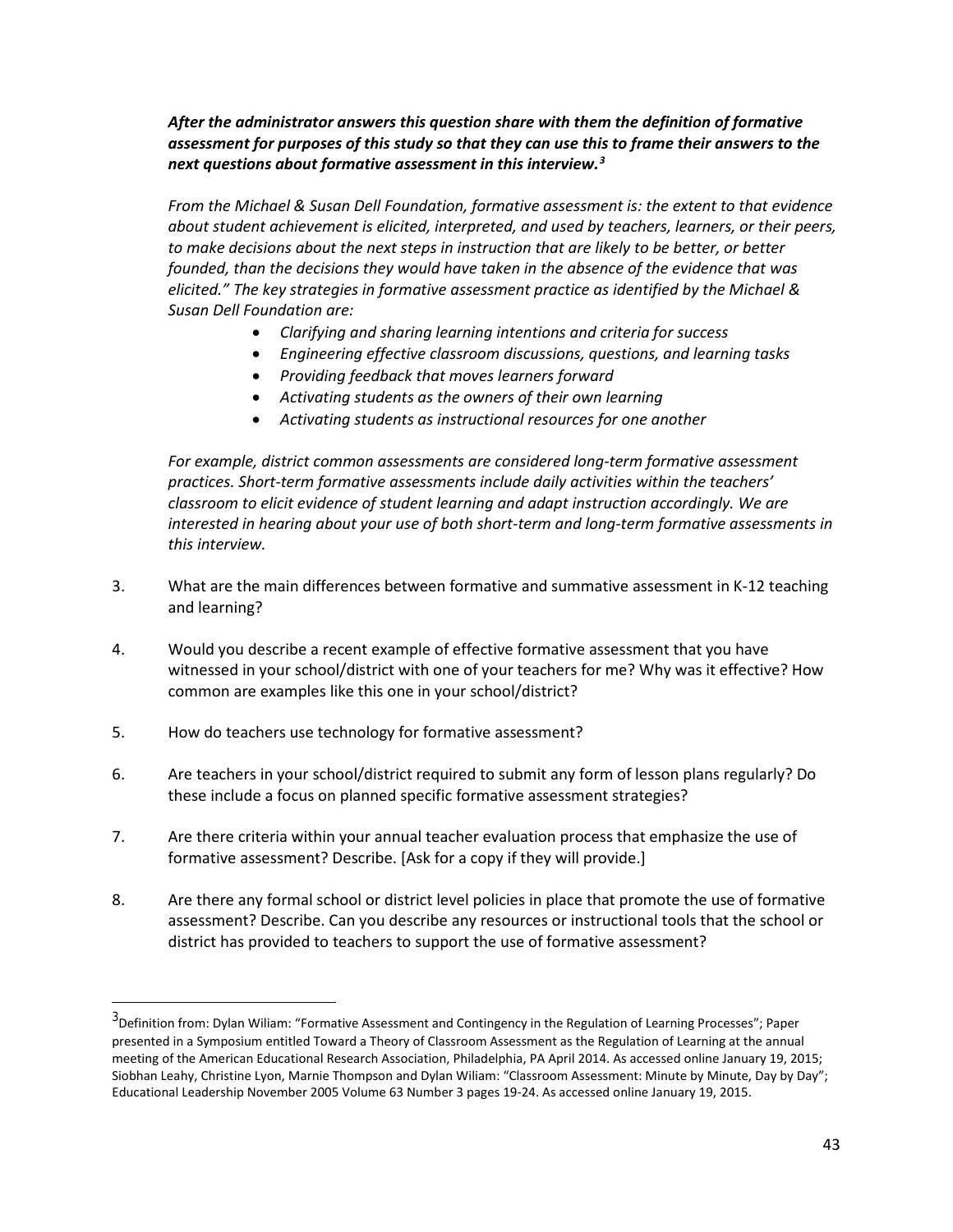***After the administrator answers this question share with them the definition of formative assessment for purposes of this study so that they can use this to frame their answers to the next questions about formative assessment in this interview.[3]***

*From the Michael & Susan Dell Foundation, formative assessment is: the extent to that evidence about student achievement is elicited, interpreted, and used by teachers, learners, or their peers, to make decisions about the next steps in instruction that are likely to be better, or better founded, than the decisions they would have taken in the absence of the evidence that was elicited." The key strategies in formative assessment practice as identified by the Michael & Susan Dell Foundation are:*

- *Clarifying and sharing learning intentions and criteria for success*
- *Engineering effective classroom discussions, questions, and learning tasks*
- *Providing feedback that moves learners forward*
- *Activating students as the owners of their own learning*
- *Activating students as instructional resources for one another*

*For example, district common assessments are considered long-term formative assessment practices. Short-term formative assessments include daily activities within the teachers' classroom to elicit evidence of student learning and adapt instruction accordingly. We are interested in hearing about your use of both short-term and long-term formative assessments in this interview.*

3. What are the main differences between formative and summative assessment in K-12 teaching and learning?

4. Would you describe a recent example of effective formative assessment that you have witnessed in your school/district with one of your teachers for me? Why was it effective? How common are examples like this one in your school/district?

5. How do teachers use technology for formative assessment?

6. Are teachers in your school/district required to submit any form of lesson plans regularly? Do these include a focus on planned specific formative assessment strategies?

7. Are there criteria within your annual teacher evaluation process that emphasize the use of formative assessment? Describe. [Ask for a copy if they will provide.]

8. Are there any formal school or district level policies in place that promote the use of formative assessment? Describe. Can you describe any resources or instructional tools that the school or district has provided to teachers to support the use of formative assessment?

---

[3] Definition from: Dylan Wiliam: "Formative Assessment and Contingency in the Regulation of Learning Processes"; Paper presented in a Symposium entitled Toward a Theory of Classroom Assessment as the Regulation of Learning at the annual meeting of the American Educational Research Association, Philadelphia, PA April 2014. As accessed online January 19, 2015; Siobhan Leahy, Christine Lyon, Marnie Thompson and Dylan Wiliam: "Classroom Assessment: Minute by Minute, Day by Day"; Educational Leadership November 2005 Volume 63 Number 3 pages 19-24. As accessed online January 19, 2015.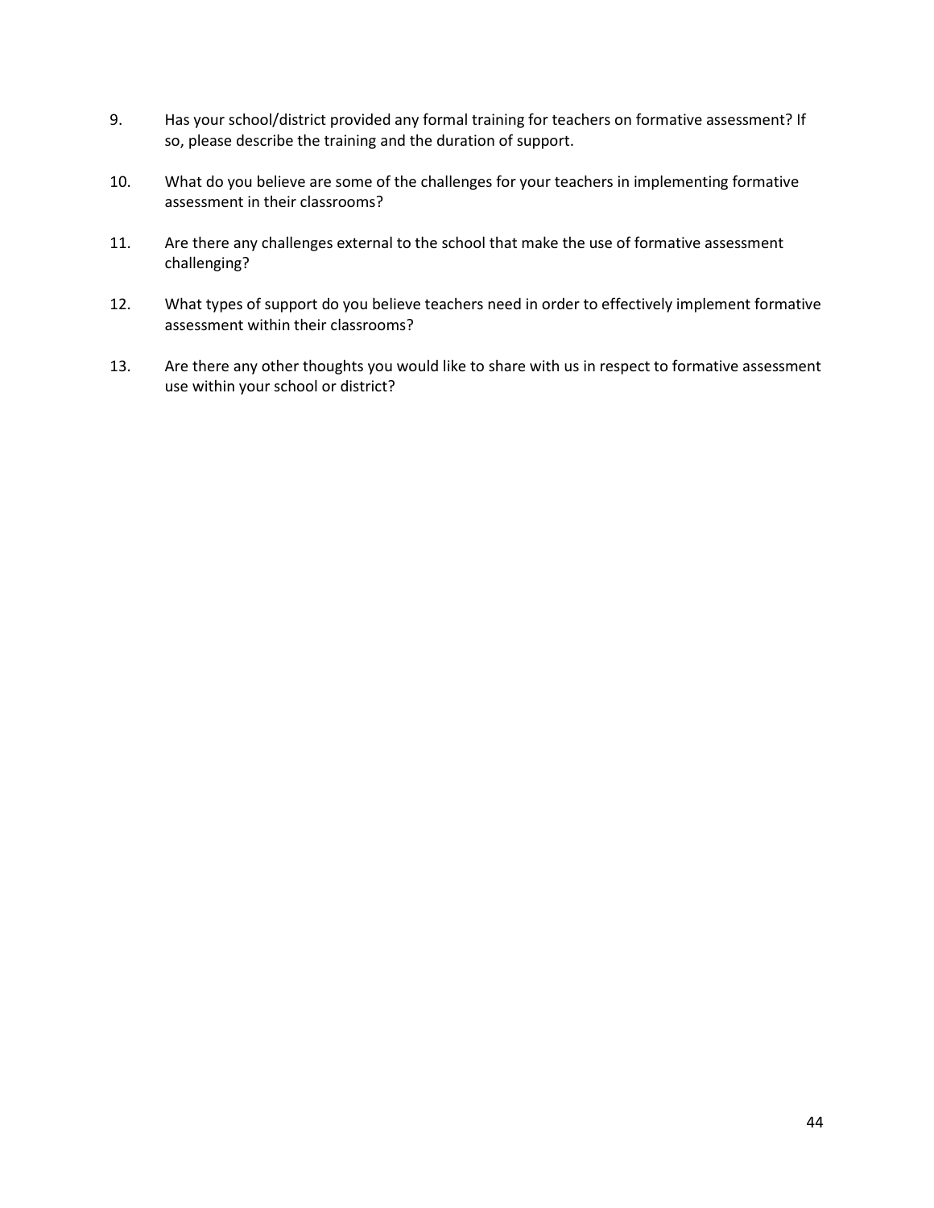9. Has your school/district provided any formal training for teachers on formative assessment? If so, please describe the training and the duration of support.

10. What do you believe are some of the challenges for your teachers in implementing formative assessment in their classrooms?

11. Are there any challenges external to the school that make the use of formative assessment challenging?

12. What types of support do you believe teachers need in order to effectively implement formative assessment within their classrooms?

13. Are there any other thoughts you would like to share with us in respect to formative assessment use within your school or district?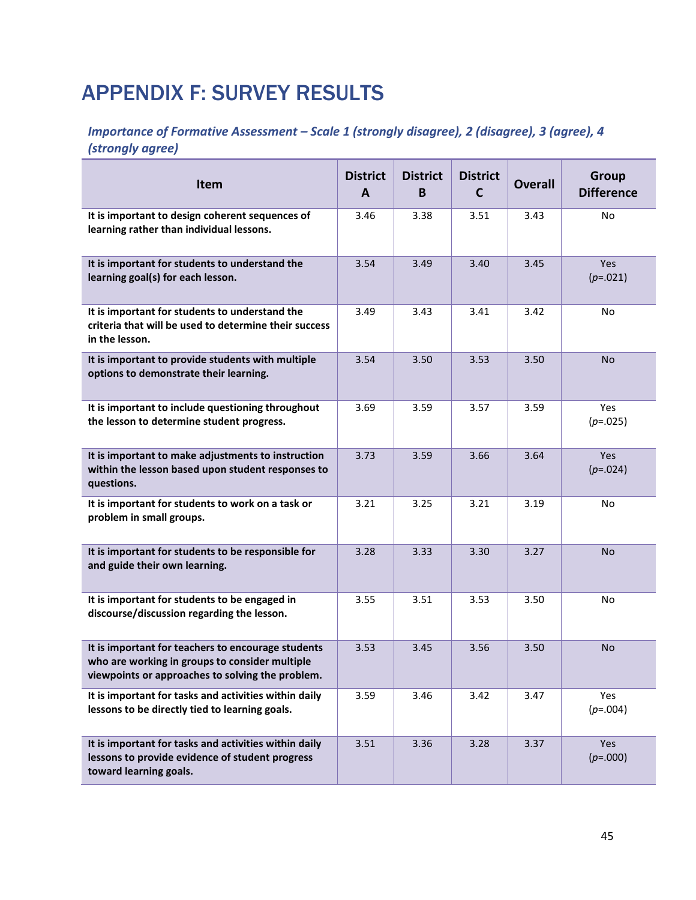# APPENDIX F: SURVEY RESULTS

### *Importance of Formative Assessment – Scale 1 (strongly disagree), 2 (disagree), 3 (agree), 4 (strongly agree)*

| Item | District A | District B | District C | Overall | Group Difference |
|---|---|---|---|---|---|
| **It is important to design coherent sequences of learning rather than individual lessons.** | 3.46 | 3.38 | 3.51 | 3.43 | No |
| **It is important for students to understand the learning goal(s) for each lesson.** | 3.54 | 3.49 | 3.40 | 3.45 | Yes ($p$=.021) |
| **It is important for students to understand the criteria that will be used to determine their success in the lesson.** | 3.49 | 3.43 | 3.41 | 3.42 | No |
| **It is important to provide students with multiple options to demonstrate their learning.** | 3.54 | 3.50 | 3.53 | 3.50 | No |
| **It is important to include questioning throughout the lesson to determine student progress.** | 3.69 | 3.59 | 3.57 | 3.59 | Yes ($p$=.025) |
| **It is important to make adjustments to instruction within the lesson based upon student responses to questions.** | 3.73 | 3.59 | 3.66 | 3.64 | Yes ($p$=.024) |
| **It is important for students to work on a task or problem in small groups.** | 3.21 | 3.25 | 3.21 | 3.19 | No |
| **It is important for students to be responsible for and guide their own learning.** | 3.28 | 3.33 | 3.30 | 3.27 | No |
| **It is important for students to be engaged in discourse/discussion regarding the lesson.** | 3.55 | 3.51 | 3.53 | 3.50 | No |
| **It is important for teachers to encourage students who are working in groups to consider multiple viewpoints or approaches to solving the problem.** | 3.53 | 3.45 | 3.56 | 3.50 | No |
| **It is important for tasks and activities within daily lessons to be directly tied to learning goals.** | 3.59 | 3.46 | 3.42 | 3.47 | Yes ($p$=.004) |
| **It is important for tasks and activities within daily lessons to provide evidence of student progress toward learning goals.** | 3.51 | 3.36 | 3.28 | 3.37 | Yes ($p$=.000) |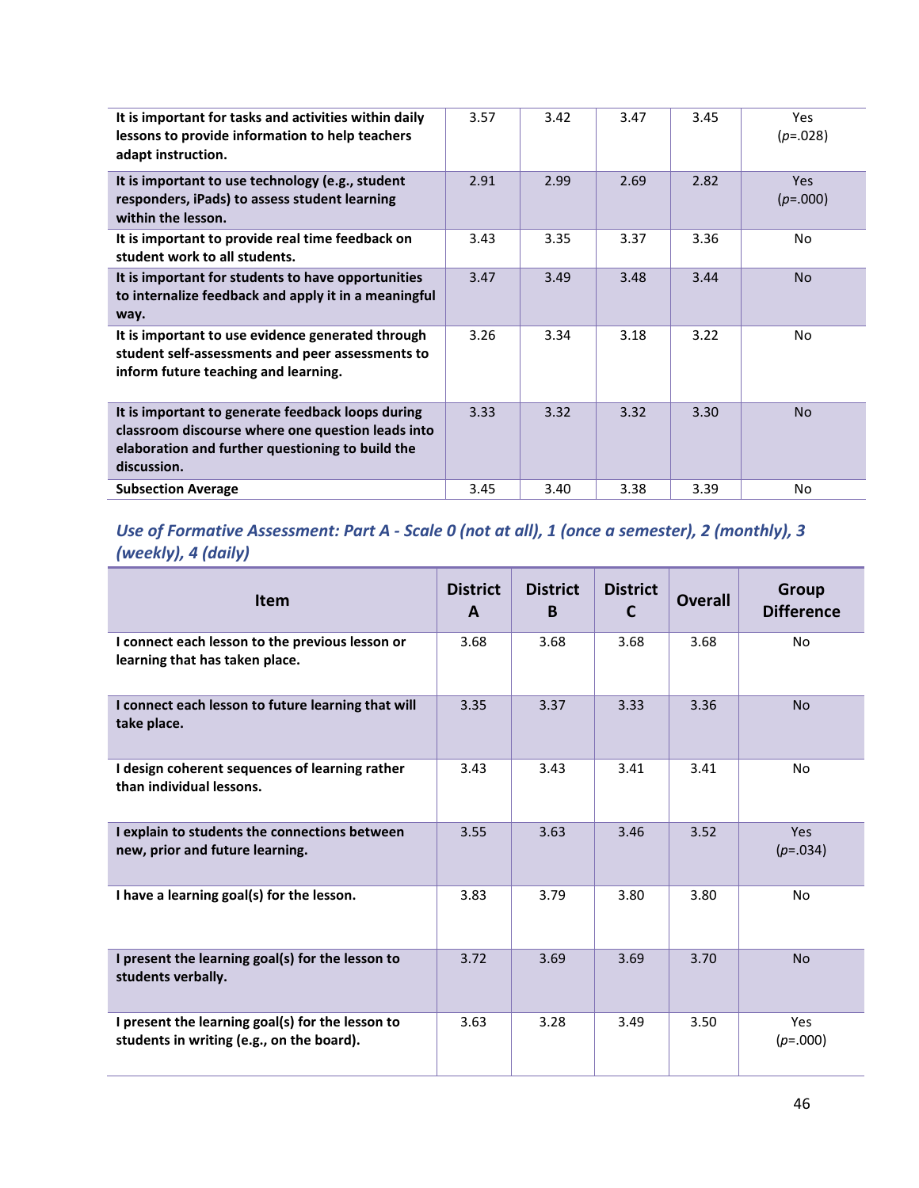| Item | District A | District B | District C | Overall | Group Difference |
|---|---|---|---|---|---|
| **It is important for tasks and activities within daily lessons to provide information to help teachers adapt instruction.** | 3.57 | 3.42 | 3.47 | 3.45 | Yes ($p$=.028) |
| **It is important to use technology (e.g., student responders, iPads) to assess student learning within the lesson.** | 2.91 | 2.99 | 2.69 | 2.82 | Yes ($p$=.000) |
| **It is important to provide real time feedback on student work to all students.** | 3.43 | 3.35 | 3.37 | 3.36 | No |
| **It is important for students to have opportunities to internalize feedback and apply it in a meaningful way.** | 3.47 | 3.49 | 3.48 | 3.44 | No |
| **It is important to use evidence generated through student self-assessments and peer assessments to inform future teaching and learning.** | 3.26 | 3.34 | 3.18 | 3.22 | No |
| **It is important to generate feedback loops during classroom discourse where one question leads into elaboration and further questioning to build the discussion.** | 3.33 | 3.32 | 3.32 | 3.30 | No |
| **Subsection Average** | 3.45 | 3.40 | 3.38 | 3.39 | No |

### *Use of Formative Assessment: Part A - Scale 0 (not at all), 1 (once a semester), 2 (monthly), 3 (weekly), 4 (daily)*

| Item | District A | District B | District C | Overall | Group Difference |
|---|---|---|---|---|---|
| **I connect each lesson to the previous lesson or learning that has taken place.** | 3.68 | 3.68 | 3.68 | 3.68 | No |
| **I connect each lesson to future learning that will take place.** | 3.35 | 3.37 | 3.33 | 3.36 | No |
| **I design coherent sequences of learning rather than individual lessons.** | 3.43 | 3.43 | 3.41 | 3.41 | No |
| **I explain to students the connections between new, prior and future learning.** | 3.55 | 3.63 | 3.46 | 3.52 | Yes ($p$=.034) |
| **I have a learning goal(s) for the lesson.** | 3.83 | 3.79 | 3.80 | 3.80 | No |
| **I present the learning goal(s) for the lesson to students verbally.** | 3.72 | 3.69 | 3.69 | 3.70 | No |
| **I present the learning goal(s) for the lesson to students in writing (e.g., on the board).** | 3.63 | 3.28 | 3.49 | 3.50 | Yes ($p$=.000) |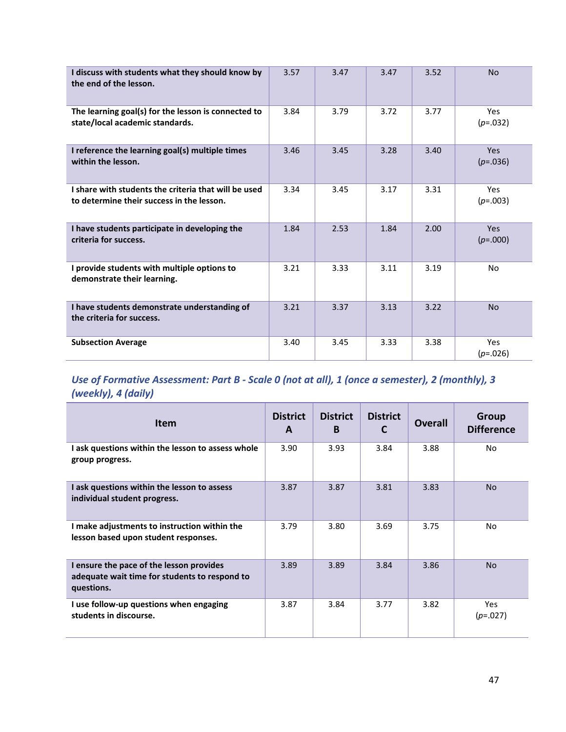| | | | | | |
|---|---|---|---|---|---|
| **I discuss with students what they should know by the end of the lesson.** | 3.57 | 3.47 | 3.47 | 3.52 | No |
| **The learning goal(s) for the lesson is connected to state/local academic standards.** | 3.84 | 3.79 | 3.72 | 3.77 | Yes (*p*=.032) |
| **I reference the learning goal(s) multiple times within the lesson.** | 3.46 | 3.45 | 3.28 | 3.40 | Yes (*p*=.036) |
| **I share with students the criteria that will be used to determine their success in the lesson.** | 3.34 | 3.45 | 3.17 | 3.31 | Yes (*p*=.003) |
| **I have students participate in developing the criteria for success.** | 1.84 | 2.53 | 1.84 | 2.00 | Yes (*p*=.000) |
| **I provide students with multiple options to demonstrate their learning.** | 3.21 | 3.33 | 3.11 | 3.19 | No |
| **I have students demonstrate understanding of the criteria for success.** | 3.21 | 3.37 | 3.13 | 3.22 | No |
| **Subsection Average** | 3.40 | 3.45 | 3.33 | 3.38 | Yes (*p*=.026) |

### *Use of Formative Assessment: Part B - Scale 0 (not at all), 1 (once a semester), 2 (monthly), 3 (weekly), 4 (daily)*

| Item | District A | District B | District C | Overall | Group Difference |
|---|---|---|---|---|---|
| **I ask questions within the lesson to assess whole group progress.** | 3.90 | 3.93 | 3.84 | 3.88 | No |
| **I ask questions within the lesson to assess individual student progress.** | 3.87 | 3.87 | 3.81 | 3.83 | No |
| **I make adjustments to instruction within the lesson based upon student responses.** | 3.79 | 3.80 | 3.69 | 3.75 | No |
| **I ensure the pace of the lesson provides adequate wait time for students to respond to questions.** | 3.89 | 3.89 | 3.84 | 3.86 | No |
| **I use follow-up questions when engaging students in discourse.** | 3.87 | 3.84 | 3.77 | 3.82 | Yes (*p*=.027) |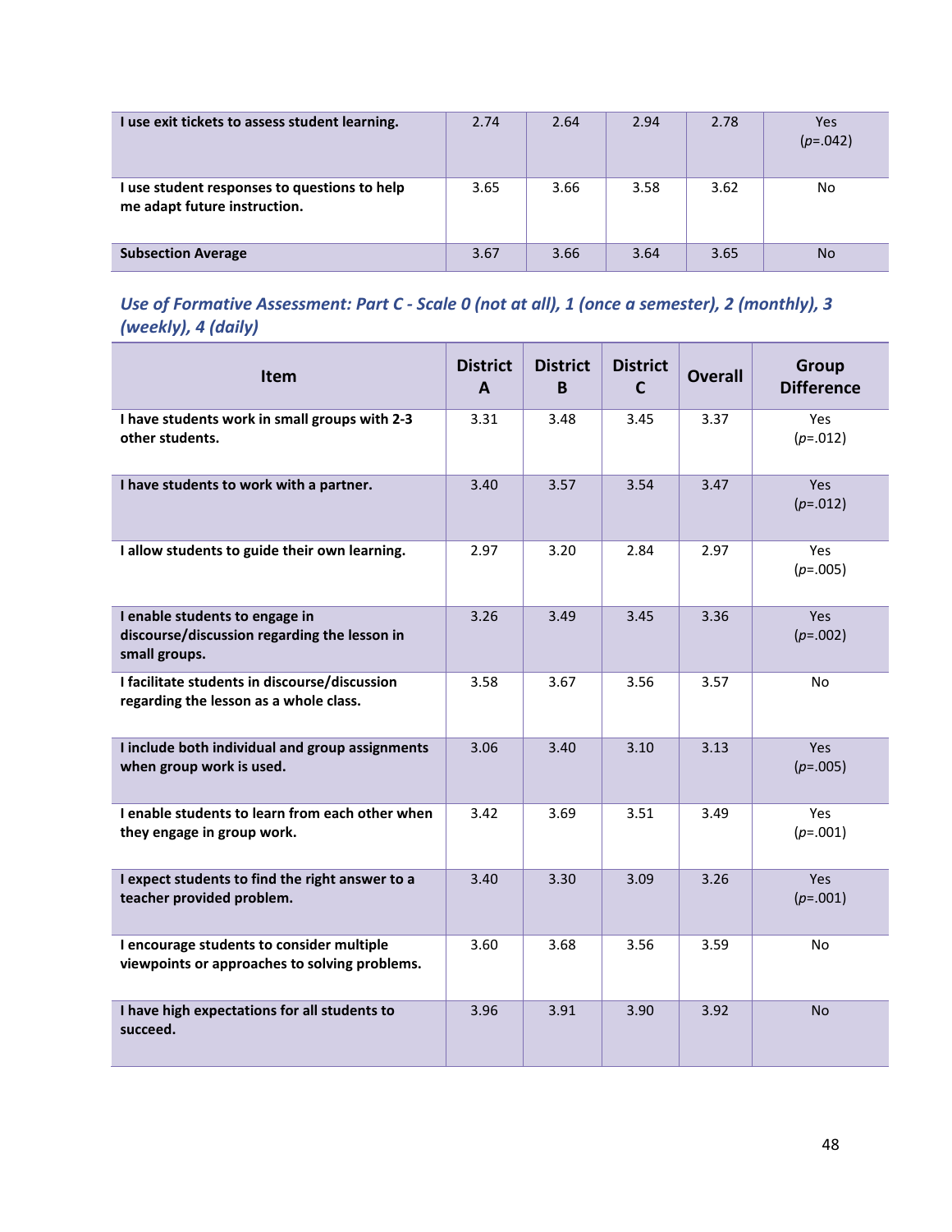| I use exit tickets to assess student learning. | 2.74 | 2.64 | 2.94 | 2.78 | Yes (*p*=.042) |
|---|---|---|---|---|---|
| **I use student responses to questions to help me adapt future instruction.** | 3.65 | 3.66 | 3.58 | 3.62 | No |
| **Subsection Average** | 3.67 | 3.66 | 3.64 | 3.65 | No |

### *Use of Formative Assessment: Part C - Scale 0 (not at all), 1 (once a semester), 2 (monthly), 3 (weekly), 4 (daily)*

| Item | District A | District B | District C | Overall | Group Difference |
|---|---|---|---|---|---|
| **I have students work in small groups with 2-3 other students.** | 3.31 | 3.48 | 3.45 | 3.37 | Yes (*p*=.012) |
| **I have students to work with a partner.** | 3.40 | 3.57 | 3.54 | 3.47 | Yes (*p*=.012) |
| **I allow students to guide their own learning.** | 2.97 | 3.20 | 2.84 | 2.97 | Yes (*p*=.005) |
| **I enable students to engage in discourse/discussion regarding the lesson in small groups.** | 3.26 | 3.49 | 3.45 | 3.36 | Yes (*p*=.002) |
| **I facilitate students in discourse/discussion regarding the lesson as a whole class.** | 3.58 | 3.67 | 3.56 | 3.57 | No |
| **I include both individual and group assignments when group work is used.** | 3.06 | 3.40 | 3.10 | 3.13 | Yes (*p*=.005) |
| **I enable students to learn from each other when they engage in group work.** | 3.42 | 3.69 | 3.51 | 3.49 | Yes (*p*=.001) |
| **I expect students to find the right answer to a teacher provided problem.** | 3.40 | 3.30 | 3.09 | 3.26 | Yes (*p*=.001) |
| **I encourage students to consider multiple viewpoints or approaches to solving problems.** | 3.60 | 3.68 | 3.56 | 3.59 | No |
| **I have high expectations for all students to succeed.** | 3.96 | 3.91 | 3.90 | 3.92 | No |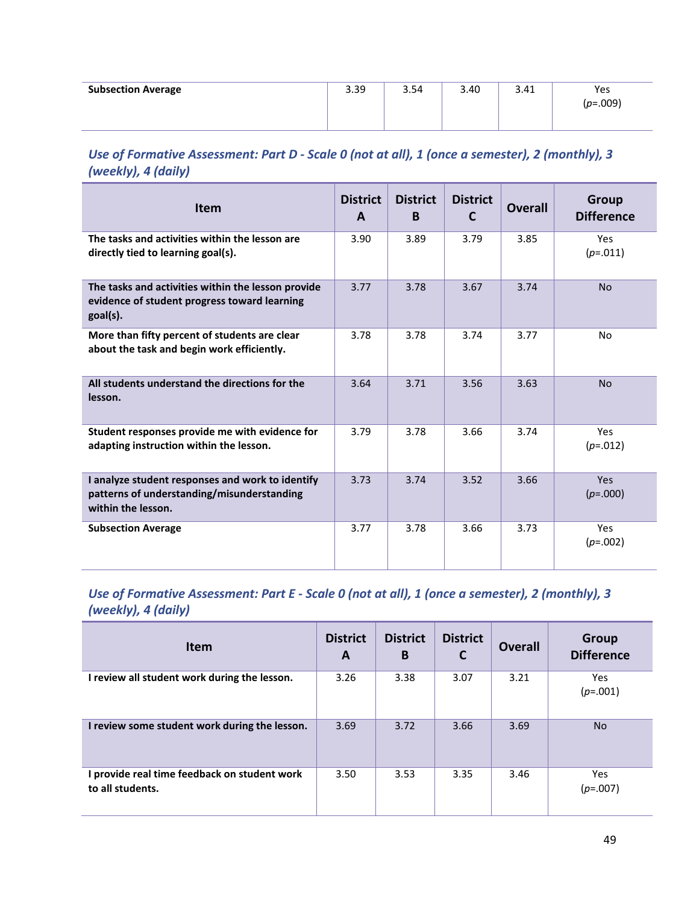| Subsection Average | 3.39 | 3.54 | 3.40 | 3.41 | Yes ($p$=.009) |
|---|---|---|---|---|---|

### *Use of Formative Assessment: Part D - Scale 0 (not at all), 1 (once a semester), 2 (monthly), 3 (weekly), 4 (daily)*

| Item | District A | District B | District C | Overall | Group Difference |
|---|---|---|---|---|---|
| **The tasks and activities within the lesson are directly tied to learning goal(s).** | 3.90 | 3.89 | 3.79 | 3.85 | Yes ($p$=.011) |
| **The tasks and activities within the lesson provide evidence of student progress toward learning goal(s).** | 3.77 | 3.78 | 3.67 | 3.74 | No |
| **More than fifty percent of students are clear about the task and begin work efficiently.** | 3.78 | 3.78 | 3.74 | 3.77 | No |
| **All students understand the directions for the lesson.** | 3.64 | 3.71 | 3.56 | 3.63 | No |
| **Student responses provide me with evidence for adapting instruction within the lesson.** | 3.79 | 3.78 | 3.66 | 3.74 | Yes ($p$=.012) |
| **I analyze student responses and work to identify patterns of understanding/misunderstanding within the lesson.** | 3.73 | 3.74 | 3.52 | 3.66 | Yes ($p$=.000) |
| **Subsection Average** | 3.77 | 3.78 | 3.66 | 3.73 | Yes ($p$=.002) |

### *Use of Formative Assessment: Part E - Scale 0 (not at all), 1 (once a semester), 2 (monthly), 3 (weekly), 4 (daily)*

| Item | District A | District B | District C | Overall | Group Difference |
|---|---|---|---|---|---|
| **I review all student work during the lesson.** | 3.26 | 3.38 | 3.07 | 3.21 | Yes ($p$=.001) |
| **I review some student work during the lesson.** | 3.69 | 3.72 | 3.66 | 3.69 | No |
| **I provide real time feedback on student work to all students.** | 3.50 | 3.53 | 3.35 | 3.46 | Yes ($p$=.007) |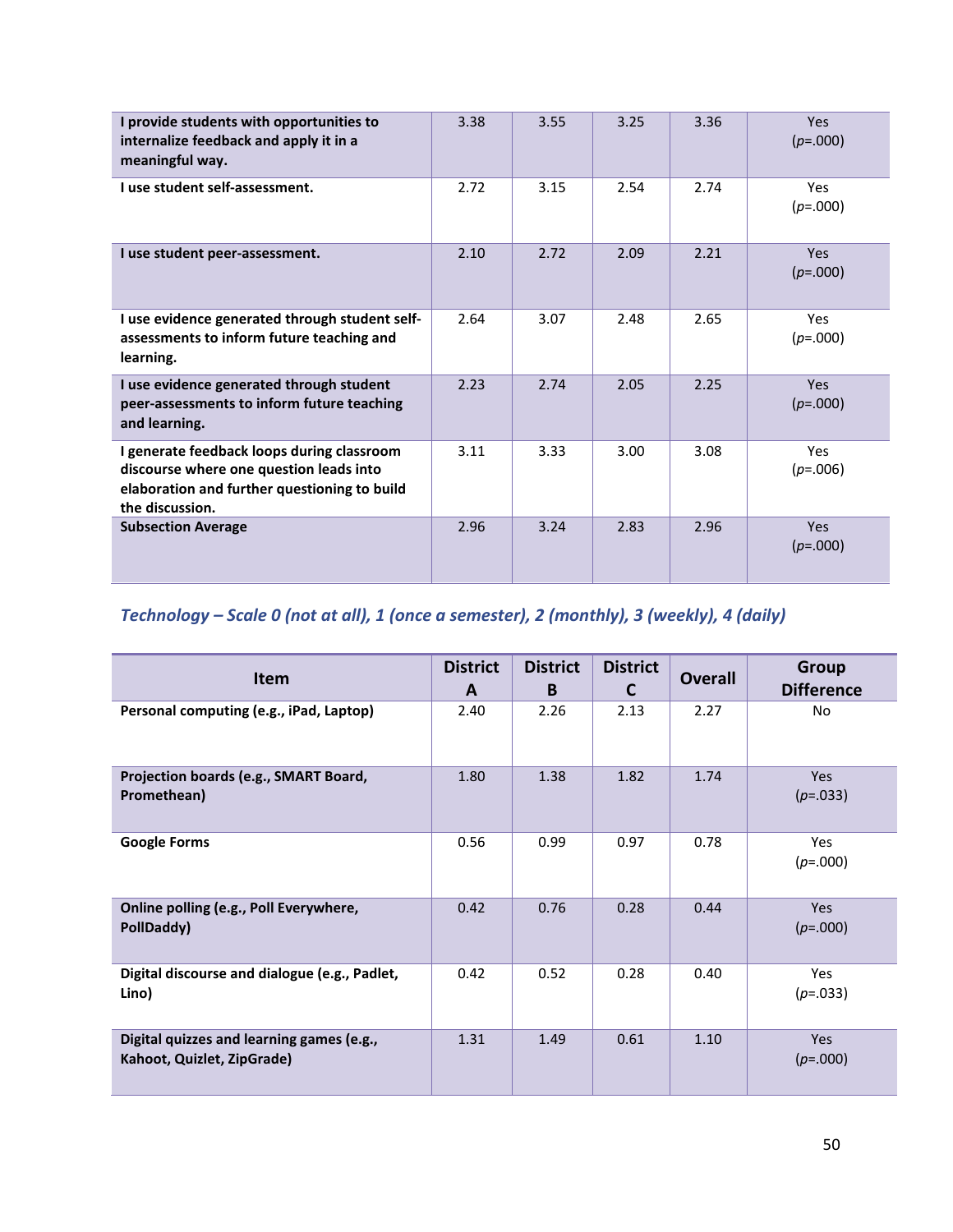| I provide students with opportunities to internalize feedback and apply it in a meaningful way. | 3.38 | 3.55 | 3.25 | 3.36 | Yes (*p*=.000) |
|---|---|---|---|---|---|
| I use student self-assessment. | 2.72 | 3.15 | 2.54 | 2.74 | Yes (*p*=.000) |
| I use student peer-assessment. | 2.10 | 2.72 | 2.09 | 2.21 | Yes (*p*=.000) |
| I use evidence generated through student self-assessments to inform future teaching and learning. | 2.64 | 3.07 | 2.48 | 2.65 | Yes (*p*=.000) |
| I use evidence generated through student peer-assessments to inform future teaching and learning. | 2.23 | 2.74 | 2.05 | 2.25 | Yes (*p*=.000) |
| I generate feedback loops during classroom discourse where one question leads into elaboration and further questioning to build the discussion. | 3.11 | 3.33 | 3.00 | 3.08 | Yes (*p*=.006) |
| **Subsection Average** | 2.96 | 3.24 | 2.83 | 2.96 | Yes (*p*=.000) |

### *Technology – Scale 0 (not at all), 1 (once a semester), 2 (monthly), 3 (weekly), 4 (daily)*

| Item | District A | District B | District C | Overall | Group Difference |
|---|---|---|---|---|---|
| Personal computing (e.g., iPad, Laptop) | 2.40 | 2.26 | 2.13 | 2.27 | No |
| Projection boards (e.g., SMART Board, Promethean) | 1.80 | 1.38 | 1.82 | 1.74 | Yes (*p*=.033) |
| Google Forms | 0.56 | 0.99 | 0.97 | 0.78 | Yes (*p*=.000) |
| Online polling (e.g., Poll Everywhere, PollDaddy) | 0.42 | 0.76 | 0.28 | 0.44 | Yes (*p*=.000) |
| Digital discourse and dialogue (e.g., Padlet, Lino) | 0.42 | 0.52 | 0.28 | 0.40 | Yes (*p*=.033) |
| Digital quizzes and learning games (e.g., Kahoot, Quizlet, ZipGrade) | 1.31 | 1.49 | 0.61 | 1.10 | Yes (*p*=.000) |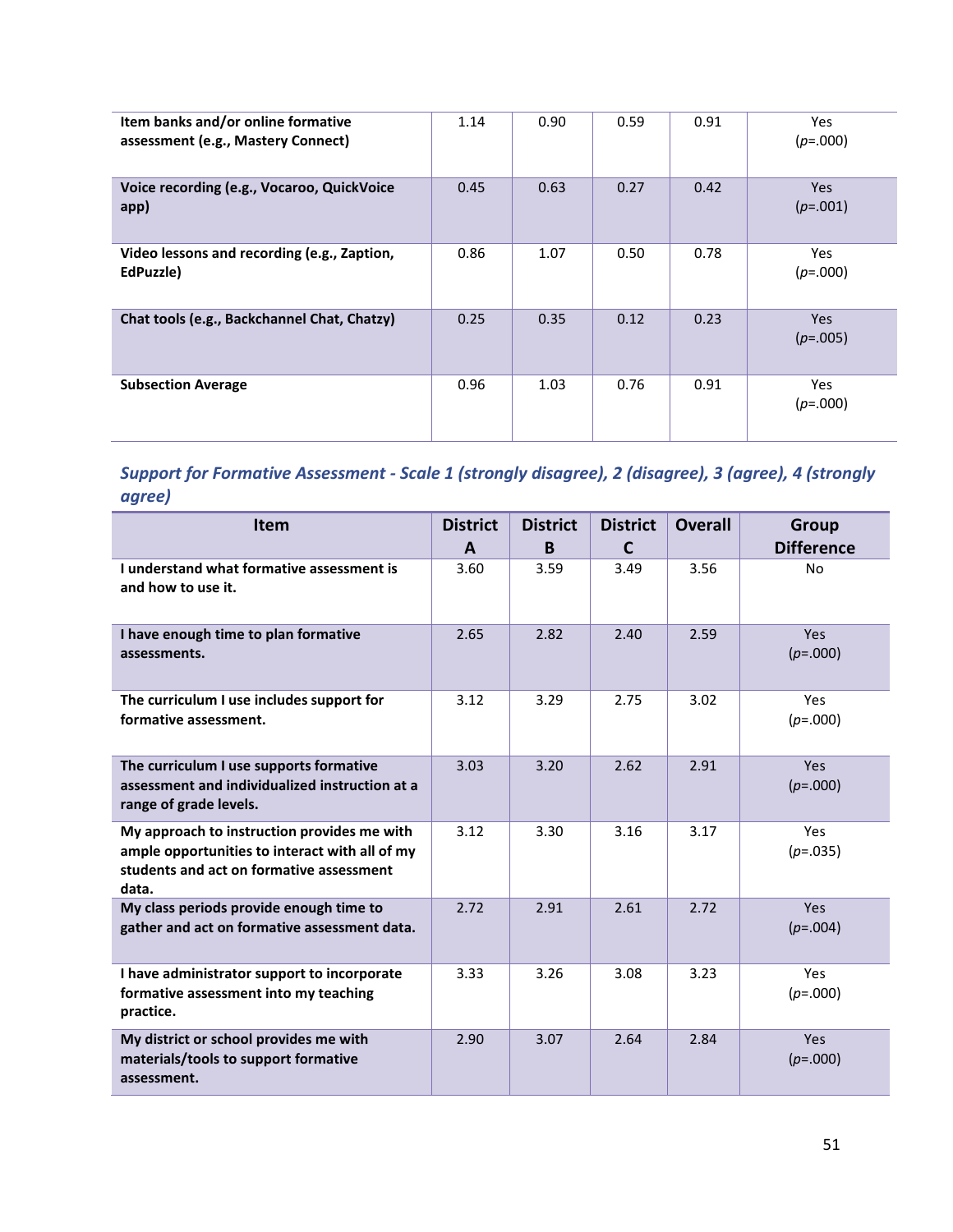| | | | | | |
|---|---|---|---|---|---|
| **Item banks and/or online formative assessment (e.g., Mastery Connect)** | 1.14 | 0.90 | 0.59 | 0.91 | Yes (*p*=.000) |
| **Voice recording (e.g., Vocaroo, QuickVoice app)** | 0.45 | 0.63 | 0.27 | 0.42 | Yes (*p*=.001) |
| **Video lessons and recording (e.g., Zaption, EdPuzzle)** | 0.86 | 1.07 | 0.50 | 0.78 | Yes (*p*=.000) |
| **Chat tools (e.g., Backchannel Chat, Chatzy)** | 0.25 | 0.35 | 0.12 | 0.23 | Yes (*p*=.005) |
| **Subsection Average** | 0.96 | 1.03 | 0.76 | 0.91 | Yes (*p*=.000) |

### *Support for Formative Assessment - Scale 1 (strongly disagree), 2 (disagree), 3 (agree), 4 (strongly agree)*

| Item | District A | District B | District C | Overall | Group Difference |
|---|---|---|---|---|---|
| **I understand what formative assessment is and how to use it.** | 3.60 | 3.59 | 3.49 | 3.56 | No |
| **I have enough time to plan formative assessments.** | 2.65 | 2.82 | 2.40 | 2.59 | Yes (*p*=.000) |
| **The curriculum I use includes support for formative assessment.** | 3.12 | 3.29 | 2.75 | 3.02 | Yes (*p*=.000) |
| **The curriculum I use supports formative assessment and individualized instruction at a range of grade levels.** | 3.03 | 3.20 | 2.62 | 2.91 | Yes (*p*=.000) |
| **My approach to instruction provides me with ample opportunities to interact with all of my students and act on formative assessment data.** | 3.12 | 3.30 | 3.16 | 3.17 | Yes (*p*=.035) |
| **My class periods provide enough time to gather and act on formative assessment data.** | 2.72 | 2.91 | 2.61 | 2.72 | Yes (*p*=.004) |
| **I have administrator support to incorporate formative assessment into my teaching practice.** | 3.33 | 3.26 | 3.08 | 3.23 | Yes (*p*=.000) |
| **My district or school provides me with materials/tools to support formative assessment.** | 2.90 | 3.07 | 2.64 | 2.84 | Yes (*p*=.000) |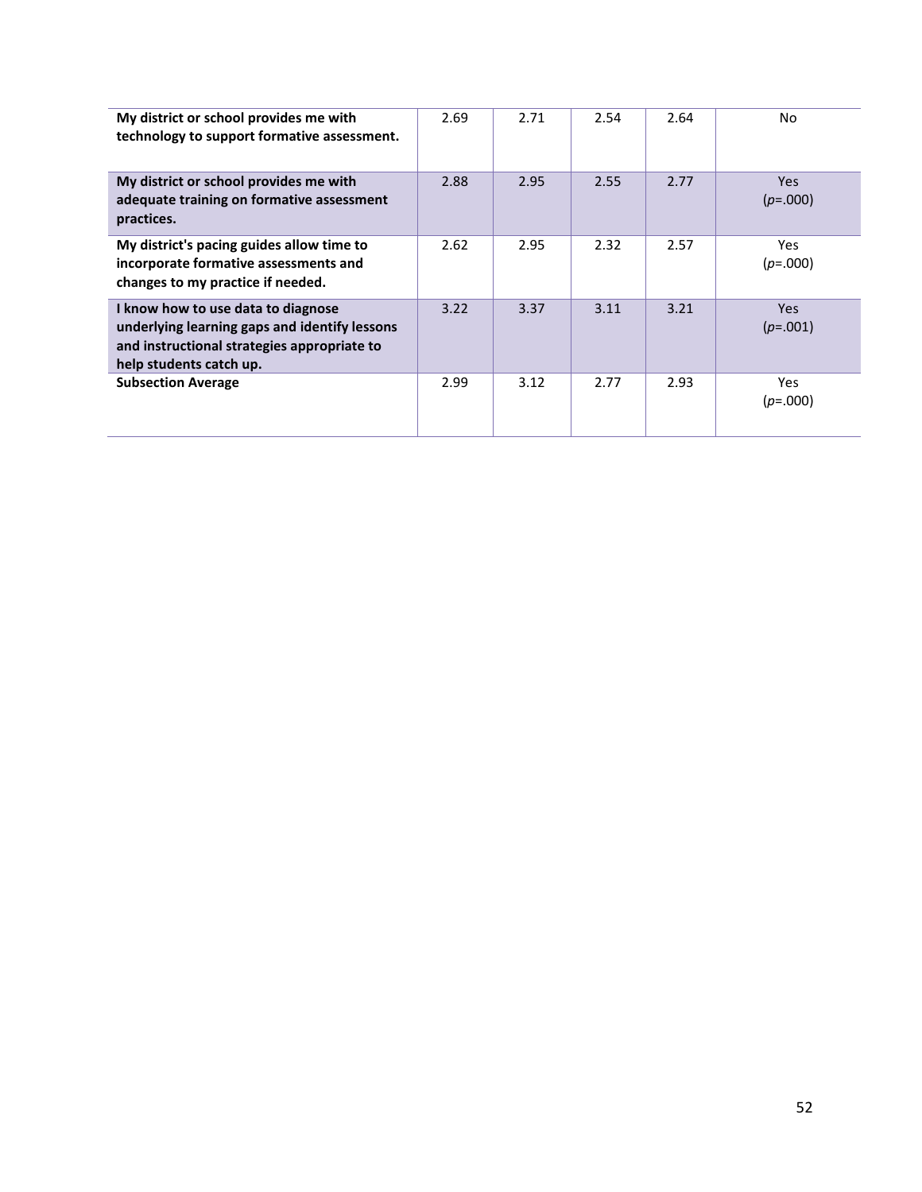| | | | | | |
|---|---|---|---|---|---|
| **My district or school provides me with technology to support formative assessment.** | 2.69 | 2.71 | 2.54 | 2.64 | No |
| **My district or school provides me with adequate training on formative assessment practices.** | 2.88 | 2.95 | 2.55 | 2.77 | Yes (*p*=.000) |
| **My district's pacing guides allow time to incorporate formative assessments and changes to my practice if needed.** | 2.62 | 2.95 | 2.32 | 2.57 | Yes (*p*=.000) |
| **I know how to use data to diagnose underlying learning gaps and identify lessons and instructional strategies appropriate to help students catch up.** | 3.22 | 3.37 | 3.11 | 3.21 | Yes (*p*=.001) |
| **Subsection Average** | 2.99 | 3.12 | 2.77 | 2.93 | Yes (*p*=.000) |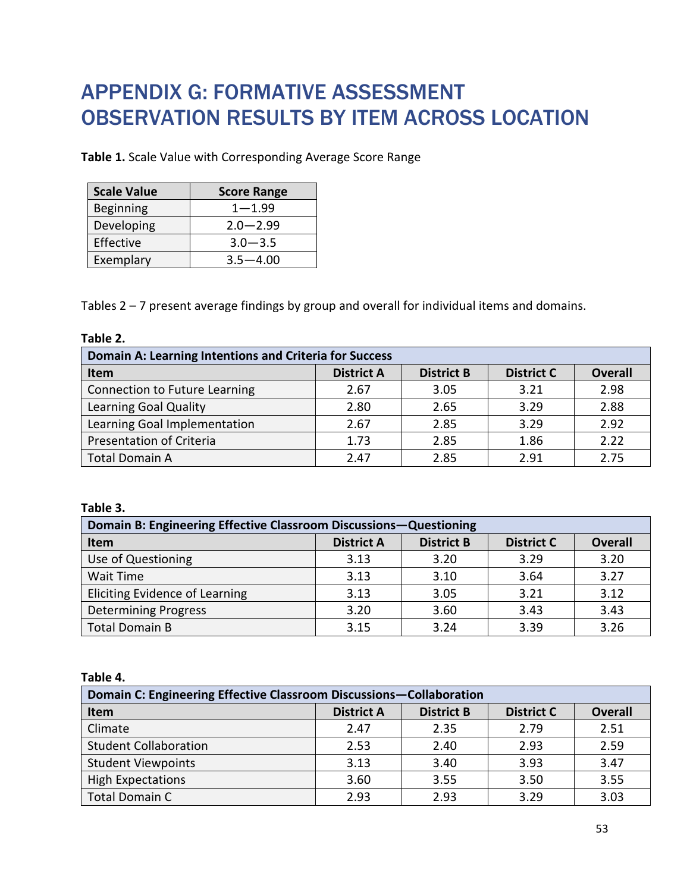# APPENDIX G: FORMATIVE ASSESSMENT OBSERVATION RESULTS BY ITEM ACROSS LOCATION

**Table 1.** Scale Value with Corresponding Average Score Range

| Scale Value | Score Range |
|---|---|
| Beginning | 1—1.99 |
| Developing | 2.0—2.99 |
| Effective | 3.0—3.5 |
| Exemplary | 3.5—4.00 |

Tables 2 – 7 present average findings by group and overall for individual items and domains.

**Table 2.**

| Domain A: Learning Intentions and Criteria for Success | | | | |
|---|---|---|---|---|
| **Item** | **District A** | **District B** | **District C** | **Overall** |
| Connection to Future Learning | 2.67 | 3.05 | 3.21 | 2.98 |
| Learning Goal Quality | 2.80 | 2.65 | 3.29 | 2.88 |
| Learning Goal Implementation | 2.67 | 2.85 | 3.29 | 2.92 |
| Presentation of Criteria | 1.73 | 2.85 | 1.86 | 2.22 |
| Total Domain A | 2.47 | 2.85 | 2.91 | 2.75 |

**Table 3.**

| Domain B: Engineering Effective Classroom Discussions—Questioning | | | | |
|---|---|---|---|---|
| **Item** | **District A** | **District B** | **District C** | **Overall** |
| Use of Questioning | 3.13 | 3.20 | 3.29 | 3.20 |
| Wait Time | 3.13 | 3.10 | 3.64 | 3.27 |
| Eliciting Evidence of Learning | 3.13 | 3.05 | 3.21 | 3.12 |
| Determining Progress | 3.20 | 3.60 | 3.43 | 3.43 |
| Total Domain B | 3.15 | 3.24 | 3.39 | 3.26 |

**Table 4.**

| Domain C: Engineering Effective Classroom Discussions—Collaboration | | | | |
|---|---|---|---|---|
| **Item** | **District A** | **District B** | **District C** | **Overall** |
| Climate | 2.47 | 2.35 | 2.79 | 2.51 |
| Student Collaboration | 2.53 | 2.40 | 2.93 | 2.59 |
| Student Viewpoints | 3.13 | 3.40 | 3.93 | 3.47 |
| High Expectations | 3.60 | 3.55 | 3.50 | 3.55 |
| Total Domain C | 2.93 | 2.93 | 3.29 | 3.03 |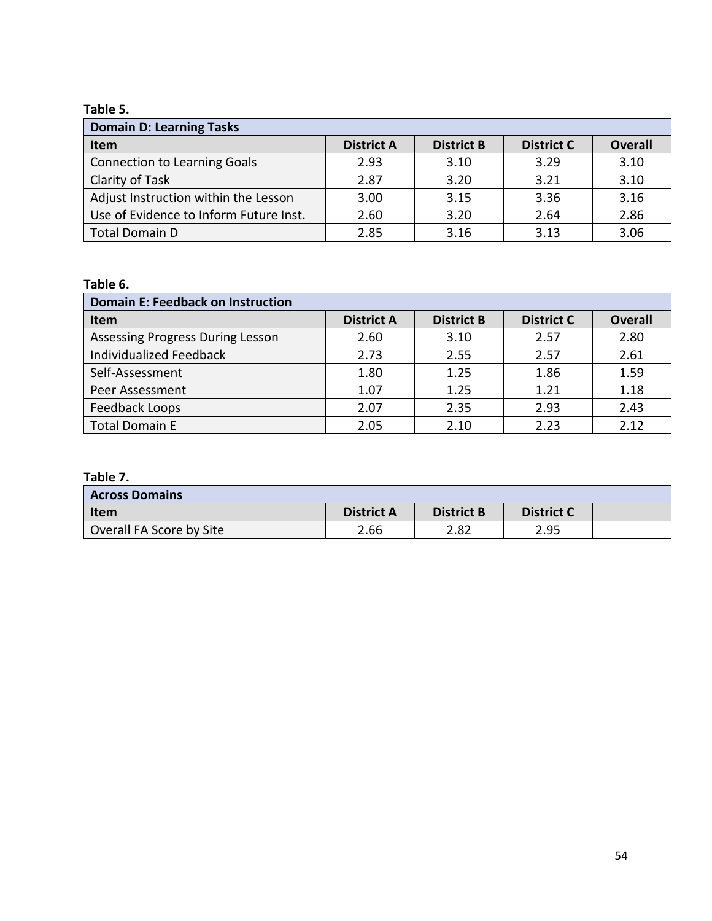**Table 5.**

| Domain D: Learning Tasks | | | | |
|---|---|---|---|---|
| **Item** | **District A** | **District B** | **District C** | **Overall** |
| Connection to Learning Goals | 2.93 | 3.10 | 3.29 | 3.10 |
| Clarity of Task | 2.87 | 3.20 | 3.21 | 3.10 |
| Adjust Instruction within the Lesson | 3.00 | 3.15 | 3.36 | 3.16 |
| Use of Evidence to Inform Future Inst. | 2.60 | 3.20 | 2.64 | 2.86 |
| Total Domain D | 2.85 | 3.16 | 3.13 | 3.06 |

**Table 6.**

| Domain E: Feedback on Instruction | | | | |
|---|---|---|---|---|
| **Item** | **District A** | **District B** | **District C** | **Overall** |
| Assessing Progress During Lesson | 2.60 | 3.10 | 2.57 | 2.80 |
| Individualized Feedback | 2.73 | 2.55 | 2.57 | 2.61 |
| Self-Assessment | 1.80 | 1.25 | 1.86 | 1.59 |
| Peer Assessment | 1.07 | 1.25 | 1.21 | 1.18 |
| Feedback Loops | 2.07 | 2.35 | 2.93 | 2.43 |
| Total Domain E | 2.05 | 2.10 | 2.23 | 2.12 |

**Table 7.**

| Across Domains | | | | |
|---|---|---|---|---|
| **Item** | **District A** | **District B** | **District C** | |
| Overall FA Score by Site | 2.66 | 2.82 | 2.95 | |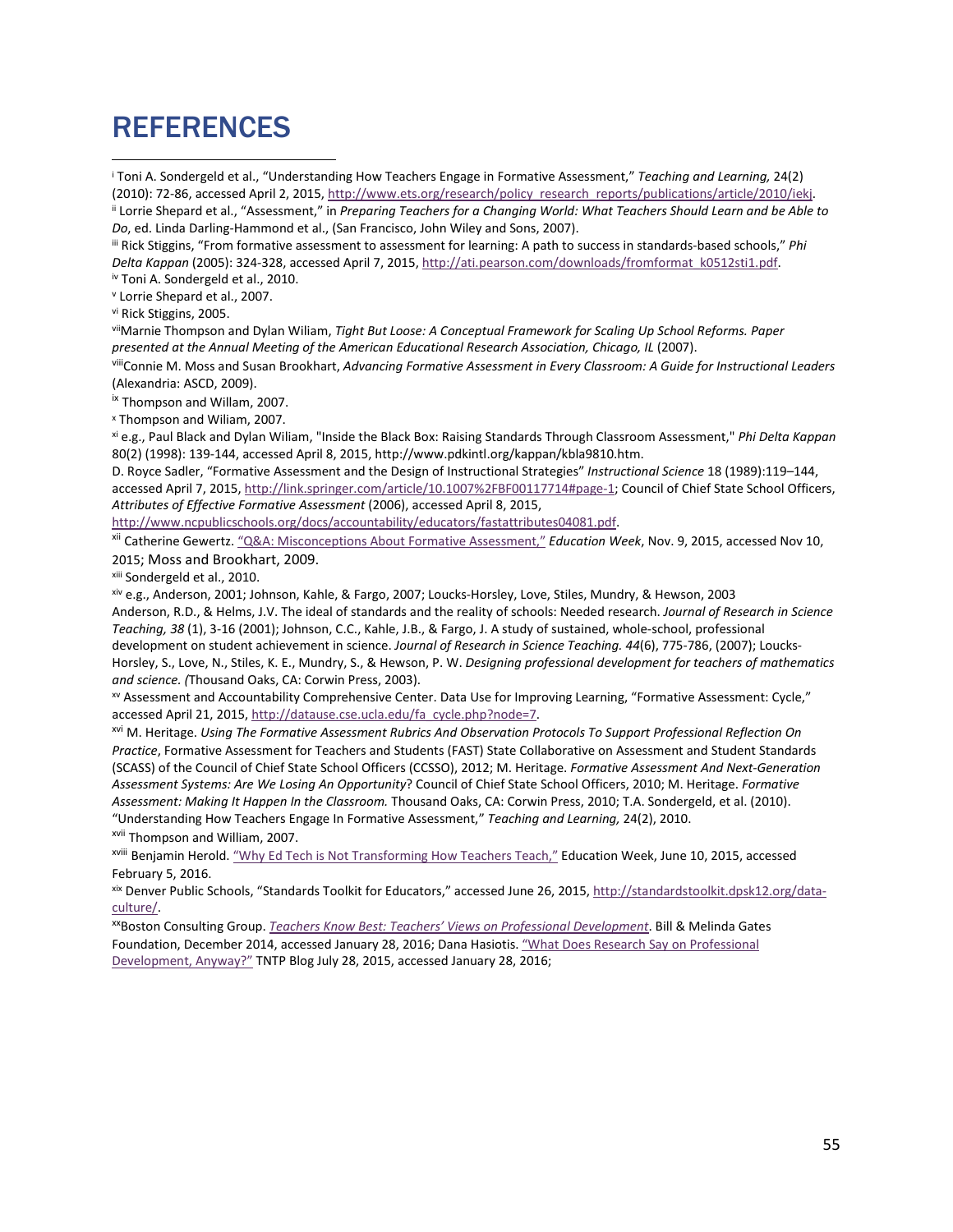# REFERENCES

[i] Toni A. Sondergeld et al., "Understanding How Teachers Engage in Formative Assessment," *Teaching and Learning,* 24(2) (2010): 72-86, accessed April 2, 2015, http://www.ets.org/research/policy_research_reports/publications/article/2010/iekj.

[ii] Lorrie Shepard et al., "Assessment," in *Preparing Teachers for a Changing World: What Teachers Should Learn and be Able to Do*, ed. Linda Darling-Hammond et al., (San Francisco, John Wiley and Sons, 2007).

[iii] Rick Stiggins, "From formative assessment to assessment for learning: A path to success in standards-based schools," *Phi Delta Kappan* (2005): 324-328, accessed April 7, 2015, http://ati.pearson.com/downloads/fromformat_k0512sti1.pdf.

[iv] Toni A. Sondergeld et al., 2010.

[v] Lorrie Shepard et al., 2007.

[vi] Rick Stiggins, 2005.

[vii] Marnie Thompson and Dylan Wiliam, *Tight But Loose: A Conceptual Framework for Scaling Up School Reforms. Paper presented at the Annual Meeting of the American Educational Research Association, Chicago, IL* (2007).

[viii] Connie M. Moss and Susan Brookhart, *Advancing Formative Assessment in Every Classroom: A Guide for Instructional Leaders* (Alexandria: ASCD, 2009).

[ix] Thompson and Willam, 2007.

[x] Thompson and Wiliam, 2007.

[xi] e.g., Paul Black and Dylan Wiliam, "Inside the Black Box: Raising Standards Through Classroom Assessment," *Phi Delta Kappan* 80(2) (1998): 139-144, accessed April 8, 2015, http://www.pdkintl.org/kappan/kbla9810.htm.
D. Royce Sadler, "Formative Assessment and the Design of Instructional Strategies" *Instructional Science* 18 (1989):119–144, accessed April 7, 2015, http://link.springer.com/article/10.1007%2FBF00117714#page-1; Council of Chief State School Officers, *Attributes of Effective Formative Assessment* (2006), accessed April 8, 2015, http://www.ncpublicschools.org/docs/accountability/educators/fastattributes04081.pdf.

[xii] Catherine Gewertz. "Q&A: Misconceptions About Formative Assessment," *Education Week*, Nov. 9, 2015, accessed Nov 10, 2015; Moss and Brookhart, 2009.

[xiii] Sondergeld et al., 2010.

[xiv] e.g., Anderson, 2001; Johnson, Kahle, & Fargo, 2007; Loucks-Horsley, Love, Stiles, Mundry, & Hewson, 2003
Anderson, R.D., & Helms, J.V. The ideal of standards and the reality of schools: Needed research. *Journal of Research in Science Teaching, 38* (1), 3-16 (2001); Johnson, C.C., Kahle, J.B., & Fargo, J. A study of sustained, whole-school, professional development on student achievement in science. *Journal of Research in Science Teaching. 44*(6), 775-786, (2007); Loucks-Horsley, S., Love, N., Stiles, K. E., Mundry, S., & Hewson, P. W. *Designing professional development for teachers of mathematics and science. (*Thousand Oaks, CA: Corwin Press, 2003).

[xv] Assessment and Accountability Comprehensive Center. Data Use for Improving Learning, "Formative Assessment: Cycle," accessed April 21, 2015, http://datause.cse.ucla.edu/fa_cycle.php?node=7.

[xvi] M. Heritage. *Using The Formative Assessment Rubrics And Observation Protocols To Support Professional Reflection On Practice*, Formative Assessment for Teachers and Students (FAST) State Collaborative on Assessment and Student Standards (SCASS) of the Council of Chief State School Officers (CCSSO), 2012; M. Heritage. *Formative Assessment And Next-Generation Assessment Systems: Are We Losing An Opportunity*? Council of Chief State School Officers, 2010; M. Heritage. *Formative Assessment: Making It Happen In the Classroom.* Thousand Oaks, CA: Corwin Press, 2010; T.A. Sondergeld, et al. (2010). "Understanding How Teachers Engage In Formative Assessment," *Teaching and Learning,* 24(2), 2010.

[xvii] Thompson and William, 2007.

[xviii] Benjamin Herold. "Why Ed Tech is Not Transforming How Teachers Teach," Education Week, June 10, 2015, accessed February 5, 2016.

[xix] Denver Public Schools, "Standards Toolkit for Educators," accessed June 26, 2015, http://standardstoolkit.dpsk12.org/data-culture/.

[xx] Boston Consulting Group. *Teachers Know Best: Teachers' Views on Professional Development*. Bill & Melinda Gates Foundation, December 2014, accessed January 28, 2016; Dana Hasiotis. "What Does Research Say on Professional Development, Anyway?" TNTP Blog July 28, 2015, accessed January 28, 2016;